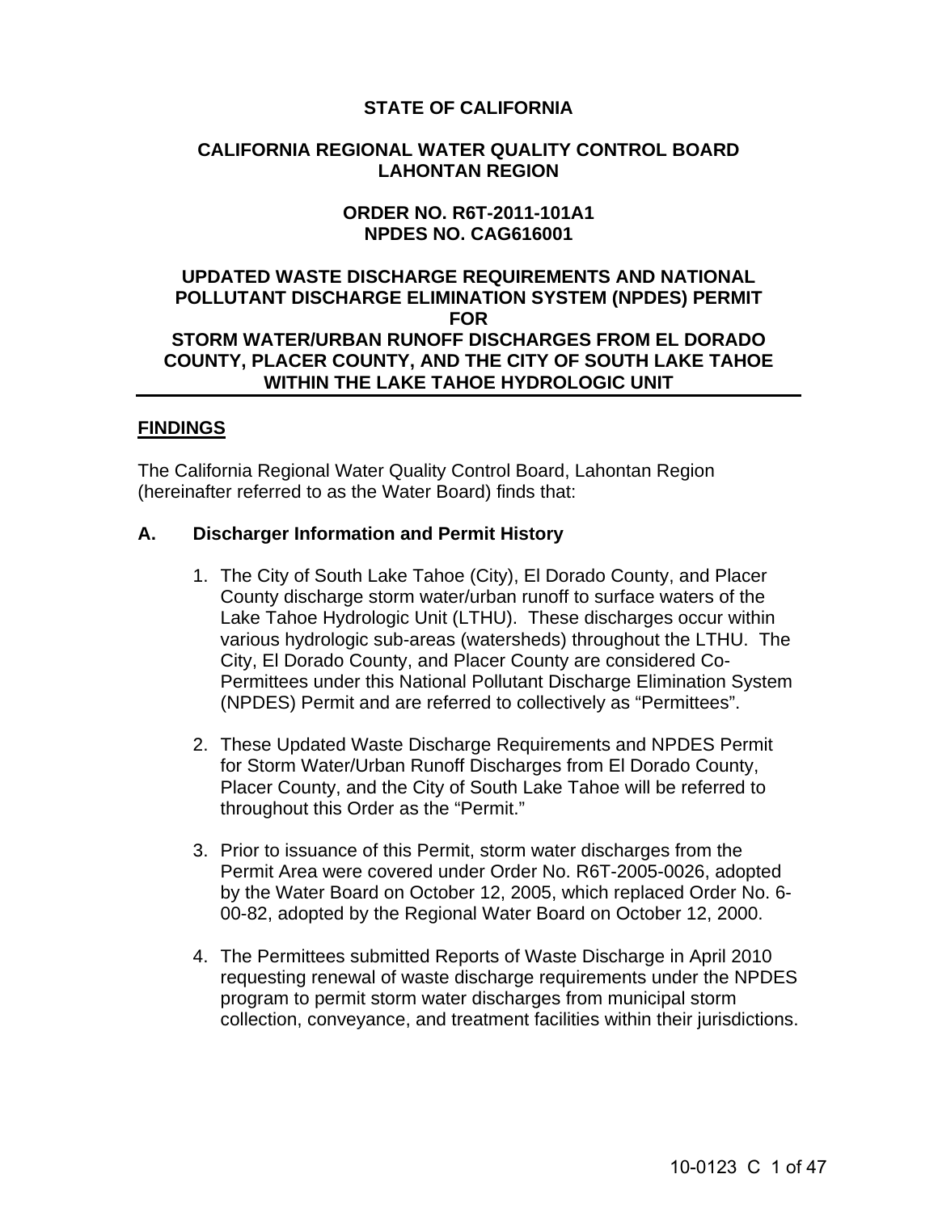**STATE OF CALIFORNIA**

**CALIFORNIA REGIONAL WATER QUALITY CONTROL BOARD LAHONTAN REGION**

**ORDER NO. R6T-2011-101A1**
**NPDES NO. CAG616001**

**UPDATED WASTE DISCHARGE REQUIREMENTS AND NATIONAL POLLUTANT DISCHARGE ELIMINATION SYSTEM (NPDES) PERMIT FOR STORM WATER/URBAN RUNOFF DISCHARGES FROM EL DORADO COUNTY, PLACER COUNTY, AND THE CITY OF SOUTH LAKE TAHOE WITHIN THE LAKE TAHOE HYDROLOGIC UNIT**

---

## FINDINGS

The California Regional Water Quality Control Board, Lahontan Region (hereinafter referred to as the Water Board) finds that:

### A. Discharger Information and Permit History

1. The City of South Lake Tahoe (City), El Dorado County, and Placer County discharge storm water/urban runoff to surface waters of the Lake Tahoe Hydrologic Unit (LTHU). These discharges occur within various hydrologic sub-areas (watersheds) throughout the LTHU. The City, El Dorado County, and Placer County are considered Co-Permittees under this National Pollutant Discharge Elimination System (NPDES) Permit and are referred to collectively as "Permittees".

2. These Updated Waste Discharge Requirements and NPDES Permit for Storm Water/Urban Runoff Discharges from El Dorado County, Placer County, and the City of South Lake Tahoe will be referred to throughout this Order as the "Permit."

3. Prior to issuance of this Permit, storm water discharges from the Permit Area were covered under Order No. R6T-2005-0026, adopted by the Water Board on October 12, 2005, which replaced Order No. 6-00-82, adopted by the Regional Water Board on October 12, 2000.

4. The Permittees submitted Reports of Waste Discharge in April 2010 requesting renewal of waste discharge requirements under the NPDES program to permit storm water discharges from municipal storm collection, conveyance, and treatment facilities within their jurisdictions.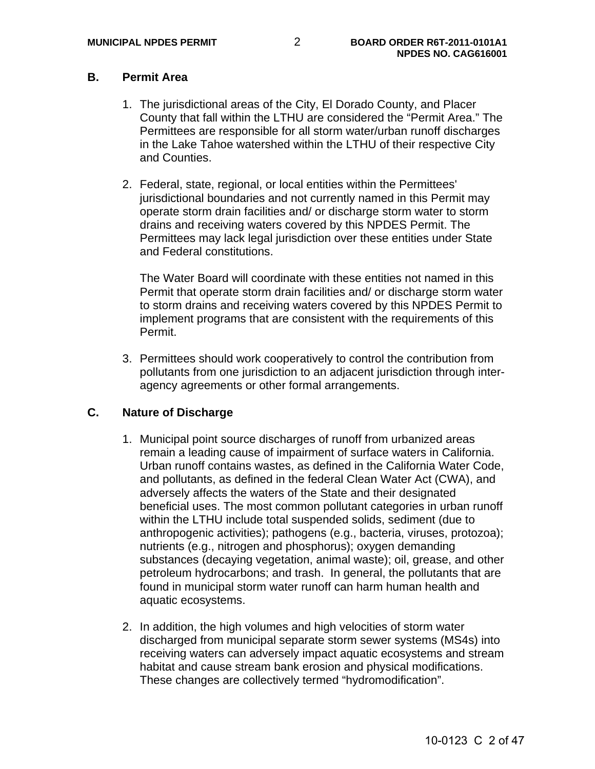## B. Permit Area

1. The jurisdictional areas of the City, El Dorado County, and Placer County that fall within the LTHU are considered the "Permit Area." The Permittees are responsible for all storm water/urban runoff discharges in the Lake Tahoe watershed within the LTHU of their respective City and Counties.

2. Federal, state, regional, or local entities within the Permittees' jurisdictional boundaries and not currently named in this Permit may operate storm drain facilities and/ or discharge storm water to storm drains and receiving waters covered by this NPDES Permit. The Permittees may lack legal jurisdiction over these entities under State and Federal constitutions.

   The Water Board will coordinate with these entities not named in this Permit that operate storm drain facilities and/ or discharge storm water to storm drains and receiving waters covered by this NPDES Permit to implement programs that are consistent with the requirements of this Permit.

3. Permittees should work cooperatively to control the contribution from pollutants from one jurisdiction to an adjacent jurisdiction through inter-agency agreements or other formal arrangements.

## C. Nature of Discharge

1. Municipal point source discharges of runoff from urbanized areas remain a leading cause of impairment of surface waters in California. Urban runoff contains wastes, as defined in the California Water Code, and pollutants, as defined in the federal Clean Water Act (CWA), and adversely affects the waters of the State and their designated beneficial uses. The most common pollutant categories in urban runoff within the LTHU include total suspended solids, sediment (due to anthropogenic activities); pathogens (e.g., bacteria, viruses, protozoa); nutrients (e.g., nitrogen and phosphorus); oxygen demanding substances (decaying vegetation, animal waste); oil, grease, and other petroleum hydrocarbons; and trash. In general, the pollutants that are found in municipal storm water runoff can harm human health and aquatic ecosystems.

2. In addition, the high volumes and high velocities of storm water discharged from municipal separate storm sewer systems (MS4s) into receiving waters can adversely impact aquatic ecosystems and stream habitat and cause stream bank erosion and physical modifications. These changes are collectively termed "hydromodification".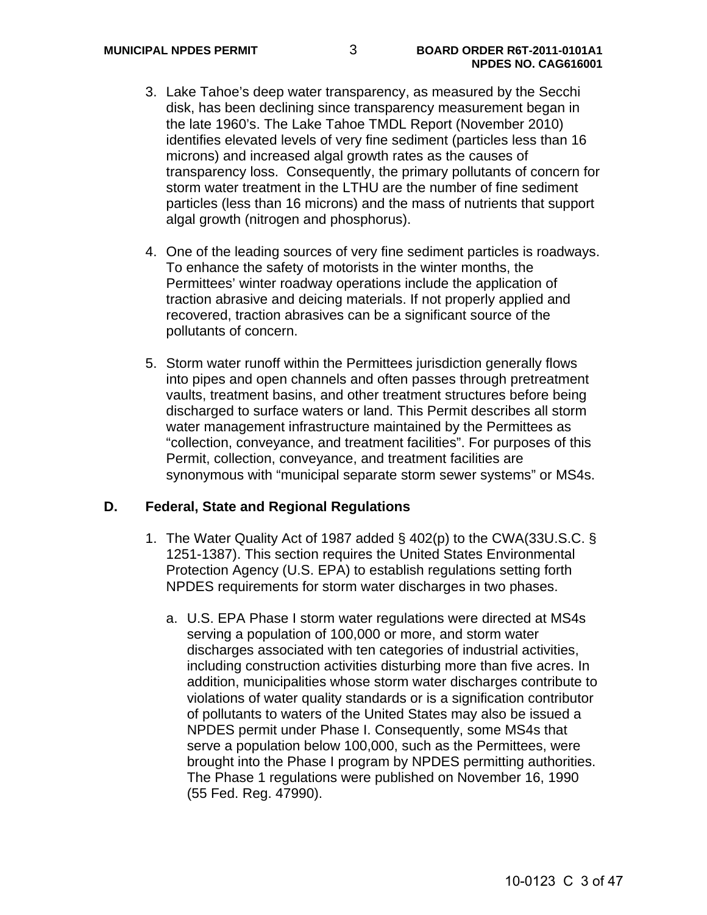3. Lake Tahoe's deep water transparency, as measured by the Secchi disk, has been declining since transparency measurement began in the late 1960's. The Lake Tahoe TMDL Report (November 2010) identifies elevated levels of very fine sediment (particles less than 16 microns) and increased algal growth rates as the causes of transparency loss. Consequently, the primary pollutants of concern for storm water treatment in the LTHU are the number of fine sediment particles (less than 16 microns) and the mass of nutrients that support algal growth (nitrogen and phosphorus).

4. One of the leading sources of very fine sediment particles is roadways. To enhance the safety of motorists in the winter months, the Permittees' winter roadway operations include the application of traction abrasive and deicing materials. If not properly applied and recovered, traction abrasives can be a significant source of the pollutants of concern.

5. Storm water runoff within the Permittees jurisdiction generally flows into pipes and open channels and often passes through pretreatment vaults, treatment basins, and other treatment structures before being discharged to surface waters or land. This Permit describes all storm water management infrastructure maintained by the Permittees as "collection, conveyance, and treatment facilities". For purposes of this Permit, collection, conveyance, and treatment facilities are synonymous with "municipal separate storm sewer systems" or MS4s.

## D. Federal, State and Regional Regulations

1. The Water Quality Act of 1987 added § 402(p) to the CWA(33U.S.C. § 1251-1387). This section requires the United States Environmental Protection Agency (U.S. EPA) to establish regulations setting forth NPDES requirements for storm water discharges in two phases.

   a. U.S. EPA Phase I storm water regulations were directed at MS4s serving a population of 100,000 or more, and storm water discharges associated with ten categories of industrial activities, including construction activities disturbing more than five acres. In addition, municipalities whose storm water discharges contribute to violations of water quality standards or is a signification contributor of pollutants to waters of the United States may also be issued a NPDES permit under Phase I. Consequently, some MS4s that serve a population below 100,000, such as the Permittees, were brought into the Phase I program by NPDES permitting authorities. The Phase 1 regulations were published on November 16, 1990 (55 Fed. Reg. 47990).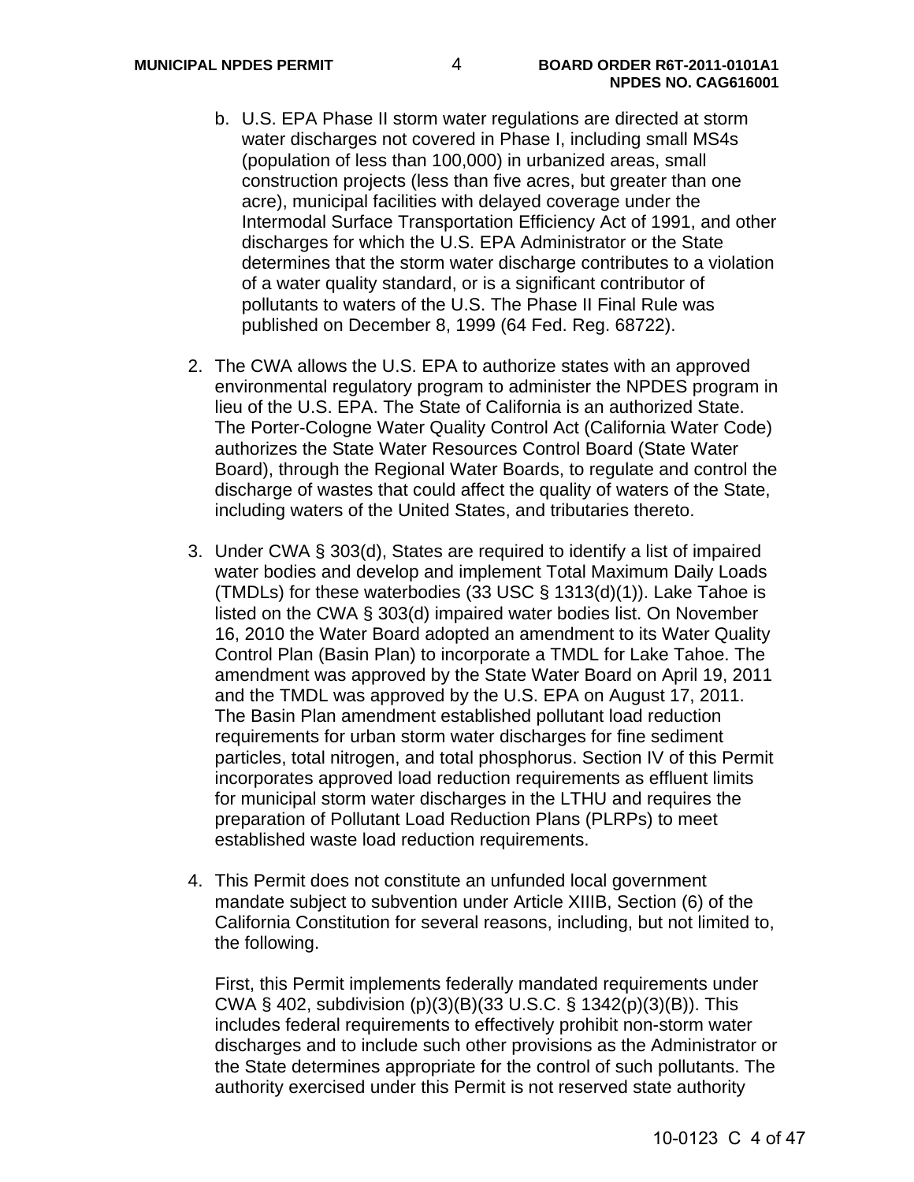b. U.S. EPA Phase II storm water regulations are directed at storm water discharges not covered in Phase I, including small MS4s (population of less than 100,000) in urbanized areas, small construction projects (less than five acres, but greater than one acre), municipal facilities with delayed coverage under the Intermodal Surface Transportation Efficiency Act of 1991, and other discharges for which the U.S. EPA Administrator or the State determines that the storm water discharge contributes to a violation of a water quality standard, or is a significant contributor of pollutants to waters of the U.S. The Phase II Final Rule was published on December 8, 1999 (64 Fed. Reg. 68722).

2. The CWA allows the U.S. EPA to authorize states with an approved environmental regulatory program to administer the NPDES program in lieu of the U.S. EPA. The State of California is an authorized State. The Porter-Cologne Water Quality Control Act (California Water Code) authorizes the State Water Resources Control Board (State Water Board), through the Regional Water Boards, to regulate and control the discharge of wastes that could affect the quality of waters of the State, including waters of the United States, and tributaries thereto.

3. Under CWA § 303(d), States are required to identify a list of impaired water bodies and develop and implement Total Maximum Daily Loads (TMDLs) for these waterbodies (33 USC § 1313(d)(1)). Lake Tahoe is listed on the CWA § 303(d) impaired water bodies list. On November 16, 2010 the Water Board adopted an amendment to its Water Quality Control Plan (Basin Plan) to incorporate a TMDL for Lake Tahoe. The amendment was approved by the State Water Board on April 19, 2011 and the TMDL was approved by the U.S. EPA on August 17, 2011. The Basin Plan amendment established pollutant load reduction requirements for urban storm water discharges for fine sediment particles, total nitrogen, and total phosphorus. Section IV of this Permit incorporates approved load reduction requirements as effluent limits for municipal storm water discharges in the LTHU and requires the preparation of Pollutant Load Reduction Plans (PLRPs) to meet established waste load reduction requirements.

4. This Permit does not constitute an unfunded local government mandate subject to subvention under Article XIIIB, Section (6) of the California Constitution for several reasons, including, but not limited to, the following.

   First, this Permit implements federally mandated requirements under CWA § 402, subdivision (p)(3)(B)(33 U.S.C. § 1342(p)(3)(B)). This includes federal requirements to effectively prohibit non-storm water discharges and to include such other provisions as the Administrator or the State determines appropriate for the control of such pollutants. The authority exercised under this Permit is not reserved state authority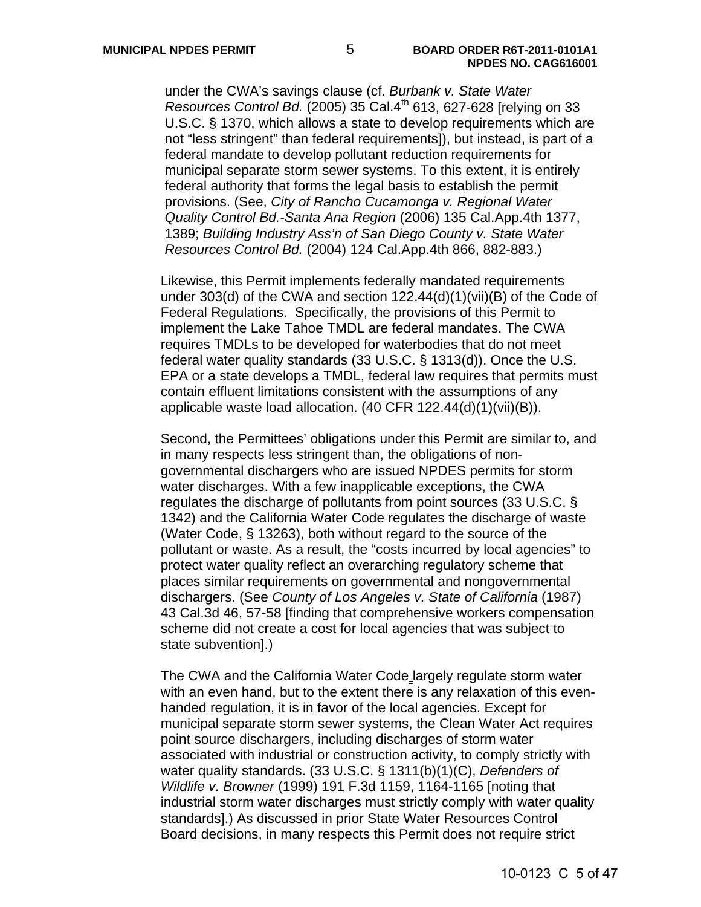under the CWA's savings clause (cf. *Burbank v. State Water Resources Control Bd.* (2005) 35 Cal.4th 613, 627-628 [relying on 33 U.S.C. § 1370, which allows a state to develop requirements which are not "less stringent" than federal requirements]), but instead, is part of a federal mandate to develop pollutant reduction requirements for municipal separate storm sewer systems. To this extent, it is entirely federal authority that forms the legal basis to establish the permit provisions. (See, *City of Rancho Cucamonga v. Regional Water Quality Control Bd.-Santa Ana Region* (2006) 135 Cal.App.4th 1377, 1389; *Building Industry Ass'n of San Diego County v. State Water Resources Control Bd.* (2004) 124 Cal.App.4th 866, 882-883.)

Likewise, this Permit implements federally mandated requirements under 303(d) of the CWA and section 122.44(d)(1)(vii)(B) of the Code of Federal Regulations. Specifically, the provisions of this Permit to implement the Lake Tahoe TMDL are federal mandates. The CWA requires TMDLs to be developed for waterbodies that do not meet federal water quality standards (33 U.S.C. § 1313(d)). Once the U.S. EPA or a state develops a TMDL, federal law requires that permits must contain effluent limitations consistent with the assumptions of any applicable waste load allocation. (40 CFR 122.44(d)(1)(vii)(B)).

Second, the Permittees' obligations under this Permit are similar to, and in many respects less stringent than, the obligations of non-governmental dischargers who are issued NPDES permits for storm water discharges. With a few inapplicable exceptions, the CWA regulates the discharge of pollutants from point sources (33 U.S.C. § 1342) and the California Water Code regulates the discharge of waste (Water Code, § 13263), both without regard to the source of the pollutant or waste. As a result, the "costs incurred by local agencies" to protect water quality reflect an overarching regulatory scheme that places similar requirements on governmental and nongovernmental dischargers. (See *County of Los Angeles v. State of California* (1987) 43 Cal.3d 46, 57-58 [finding that comprehensive workers compensation scheme did not create a cost for local agencies that was subject to state subvention].)

The CWA and the California Water Code largely regulate storm water with an even hand, but to the extent there is any relaxation of this even-handed regulation, it is in favor of the local agencies. Except for municipal separate storm sewer systems, the Clean Water Act requires point source dischargers, including discharges of storm water associated with industrial or construction activity, to comply strictly with water quality standards. (33 U.S.C. § 1311(b)(1)(C), *Defenders of Wildlife v. Browner* (1999) 191 F.3d 1159, 1164-1165 [noting that industrial storm water discharges must strictly comply with water quality standards].) As discussed in prior State Water Resources Control Board decisions, in many respects this Permit does not require strict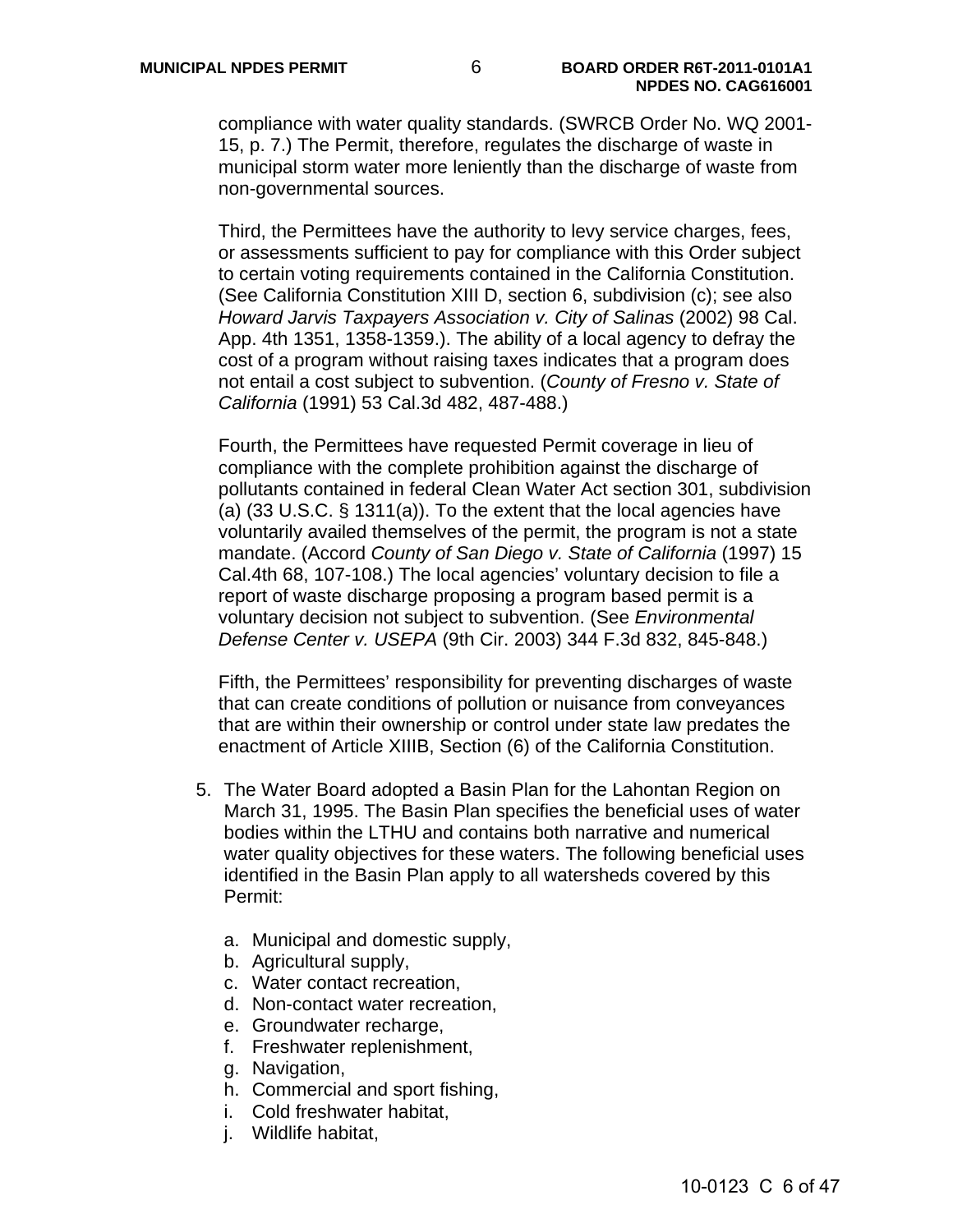compliance with water quality standards. (SWRCB Order No. WQ 2001-15, p. 7.) The Permit, therefore, regulates the discharge of waste in municipal storm water more leniently than the discharge of waste from non-governmental sources.

Third, the Permittees have the authority to levy service charges, fees, or assessments sufficient to pay for compliance with this Order subject to certain voting requirements contained in the California Constitution. (See California Constitution XIII D, section 6, subdivision (c); see also *Howard Jarvis Taxpayers Association v. City of Salinas* (2002) 98 Cal. App. 4th 1351, 1358-1359.). The ability of a local agency to defray the cost of a program without raising taxes indicates that a program does not entail a cost subject to subvention. (*County of Fresno v. State of California* (1991) 53 Cal.3d 482, 487-488.)

Fourth, the Permittees have requested Permit coverage in lieu of compliance with the complete prohibition against the discharge of pollutants contained in federal Clean Water Act section 301, subdivision (a) (33 U.S.C. § 1311(a)). To the extent that the local agencies have voluntarily availed themselves of the permit, the program is not a state mandate. (Accord *County of San Diego v. State of California* (1997) 15 Cal.4th 68, 107-108.) The local agencies' voluntary decision to file a report of waste discharge proposing a program based permit is a voluntary decision not subject to subvention. (See *Environmental Defense Center v. USEPA* (9th Cir. 2003) 344 F.3d 832, 845-848.)

Fifth, the Permittees' responsibility for preventing discharges of waste that can create conditions of pollution or nuisance from conveyances that are within their ownership or control under state law predates the enactment of Article XIIIB, Section (6) of the California Constitution.

5. The Water Board adopted a Basin Plan for the Lahontan Region on March 31, 1995. The Basin Plan specifies the beneficial uses of water bodies within the LTHU and contains both narrative and numerical water quality objectives for these waters. The following beneficial uses identified in the Basin Plan apply to all watersheds covered by this Permit:

   a. Municipal and domestic supply,
   b. Agricultural supply,
   c. Water contact recreation,
   d. Non-contact water recreation,
   e. Groundwater recharge,
   f. Freshwater replenishment,
   g. Navigation,
   h. Commercial and sport fishing,
   i. Cold freshwater habitat,
   j. Wildlife habitat,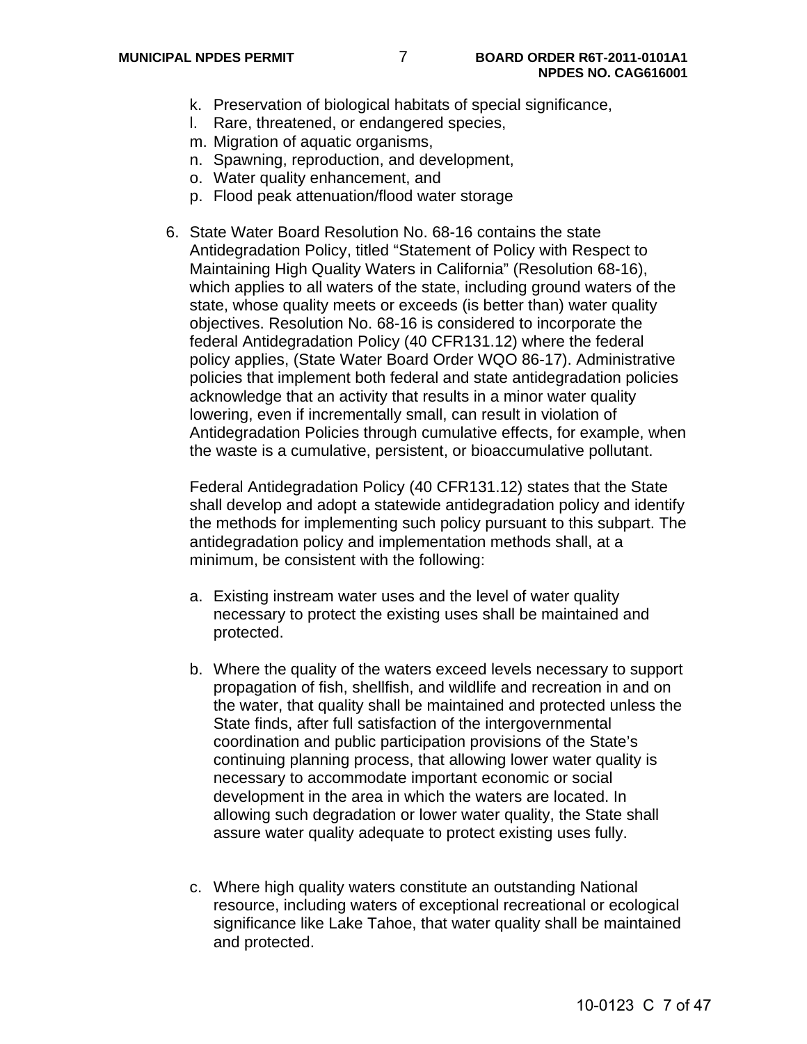k. Preservation of biological habitats of special significance,
l. Rare, threatened, or endangered species,
m. Migration of aquatic organisms,
n. Spawning, reproduction, and development,
o. Water quality enhancement, and
p. Flood peak attenuation/flood water storage

6. State Water Board Resolution No. 68-16 contains the state Antidegradation Policy, titled "Statement of Policy with Respect to Maintaining High Quality Waters in California" (Resolution 68-16), which applies to all waters of the state, including ground waters of the state, whose quality meets or exceeds (is better than) water quality objectives. Resolution No. 68-16 is considered to incorporate the federal Antidegradation Policy (40 CFR131.12) where the federal policy applies, (State Water Board Order WQO 86-17). Administrative policies that implement both federal and state antidegradation policies acknowledge that an activity that results in a minor water quality lowering, even if incrementally small, can result in violation of Antidegradation Policies through cumulative effects, for example, when the waste is a cumulative, persistent, or bioaccumulative pollutant.

   Federal Antidegradation Policy (40 CFR131.12) states that the State shall develop and adopt a statewide antidegradation policy and identify the methods for implementing such policy pursuant to this subpart. The antidegradation policy and implementation methods shall, at a minimum, be consistent with the following:

   a. Existing instream water uses and the level of water quality necessary to protect the existing uses shall be maintained and protected.

   b. Where the quality of the waters exceed levels necessary to support propagation of fish, shellfish, and wildlife and recreation in and on the water, that quality shall be maintained and protected unless the State finds, after full satisfaction of the intergovernmental coordination and public participation provisions of the State's continuing planning process, that allowing lower water quality is necessary to accommodate important economic or social development in the area in which the waters are located. In allowing such degradation or lower water quality, the State shall assure water quality adequate to protect existing uses fully.

   c. Where high quality waters constitute an outstanding National resource, including waters of exceptional recreational or ecological significance like Lake Tahoe, that water quality shall be maintained and protected.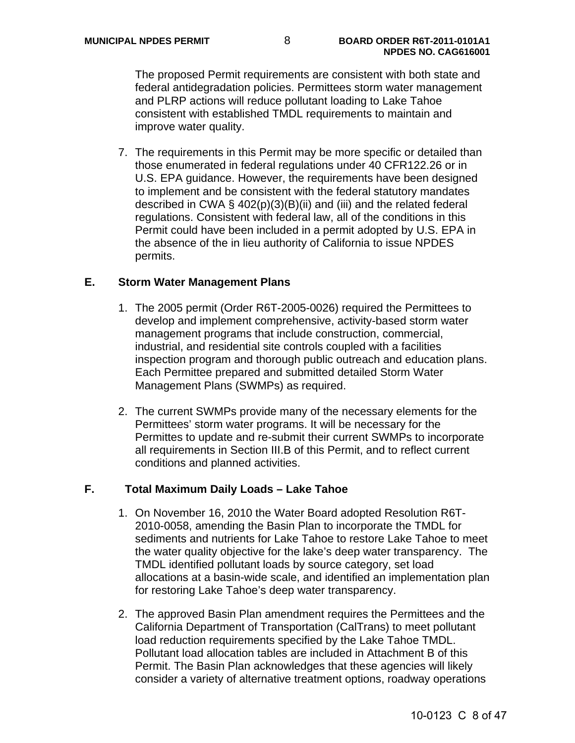The proposed Permit requirements are consistent with both state and federal antidegradation policies. Permittees storm water management and PLRP actions will reduce pollutant loading to Lake Tahoe consistent with established TMDL requirements to maintain and improve water quality.

7. The requirements in this Permit may be more specific or detailed than those enumerated in federal regulations under 40 CFR122.26 or in U.S. EPA guidance. However, the requirements have been designed to implement and be consistent with the federal statutory mandates described in CWA § 402(p)(3)(B)(ii) and (iii) and the related federal regulations. Consistent with federal law, all of the conditions in this Permit could have been included in a permit adopted by U.S. EPA in the absence of the in lieu authority of California to issue NPDES permits.

## E. Storm Water Management Plans

1. The 2005 permit (Order R6T-2005-0026) required the Permittees to develop and implement comprehensive, activity-based storm water management programs that include construction, commercial, industrial, and residential site controls coupled with a facilities inspection program and thorough public outreach and education plans. Each Permittee prepared and submitted detailed Storm Water Management Plans (SWMPs) as required.

2. The current SWMPs provide many of the necessary elements for the Permittees' storm water programs. It will be necessary for the Permittes to update and re-submit their current SWMPs to incorporate all requirements in Section III.B of this Permit, and to reflect current conditions and planned activities.

## F. Total Maximum Daily Loads – Lake Tahoe

1. On November 16, 2010 the Water Board adopted Resolution R6T-2010-0058, amending the Basin Plan to incorporate the TMDL for sediments and nutrients for Lake Tahoe to restore Lake Tahoe to meet the water quality objective for the lake's deep water transparency. The TMDL identified pollutant loads by source category, set load allocations at a basin-wide scale, and identified an implementation plan for restoring Lake Tahoe's deep water transparency.

2. The approved Basin Plan amendment requires the Permittees and the California Department of Transportation (CalTrans) to meet pollutant load reduction requirements specified by the Lake Tahoe TMDL. Pollutant load allocation tables are included in Attachment B of this Permit. The Basin Plan acknowledges that these agencies will likely consider a variety of alternative treatment options, roadway operations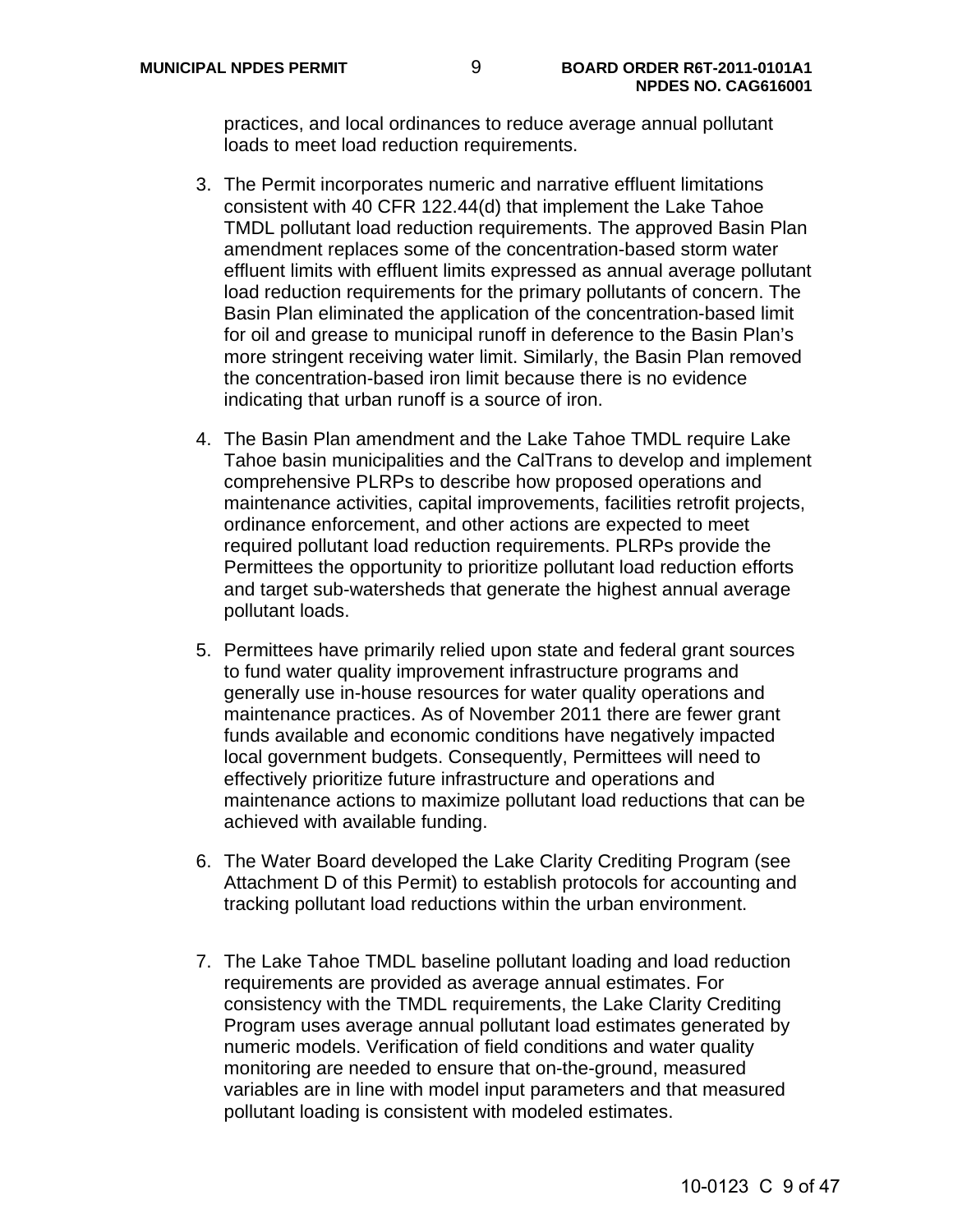practices, and local ordinances to reduce average annual pollutant loads to meet load reduction requirements.

3. The Permit incorporates numeric and narrative effluent limitations consistent with 40 CFR 122.44(d) that implement the Lake Tahoe TMDL pollutant load reduction requirements. The approved Basin Plan amendment replaces some of the concentration-based storm water effluent limits with effluent limits expressed as annual average pollutant load reduction requirements for the primary pollutants of concern. The Basin Plan eliminated the application of the concentration-based limit for oil and grease to municipal runoff in deference to the Basin Plan's more stringent receiving water limit. Similarly, the Basin Plan removed the concentration-based iron limit because there is no evidence indicating that urban runoff is a source of iron.

4. The Basin Plan amendment and the Lake Tahoe TMDL require Lake Tahoe basin municipalities and the CalTrans to develop and implement comprehensive PLRPs to describe how proposed operations and maintenance activities, capital improvements, facilities retrofit projects, ordinance enforcement, and other actions are expected to meet required pollutant load reduction requirements. PLRPs provide the Permittees the opportunity to prioritize pollutant load reduction efforts and target sub-watersheds that generate the highest annual average pollutant loads.

5. Permittees have primarily relied upon state and federal grant sources to fund water quality improvement infrastructure programs and generally use in-house resources for water quality operations and maintenance practices. As of November 2011 there are fewer grant funds available and economic conditions have negatively impacted local government budgets. Consequently, Permittees will need to effectively prioritize future infrastructure and operations and maintenance actions to maximize pollutant load reductions that can be achieved with available funding.

6. The Water Board developed the Lake Clarity Crediting Program (see Attachment D of this Permit) to establish protocols for accounting and tracking pollutant load reductions within the urban environment.

7. The Lake Tahoe TMDL baseline pollutant loading and load reduction requirements are provided as average annual estimates. For consistency with the TMDL requirements, the Lake Clarity Crediting Program uses average annual pollutant load estimates generated by numeric models. Verification of field conditions and water quality monitoring are needed to ensure that on-the-ground, measured variables are in line with model input parameters and that measured pollutant loading is consistent with modeled estimates.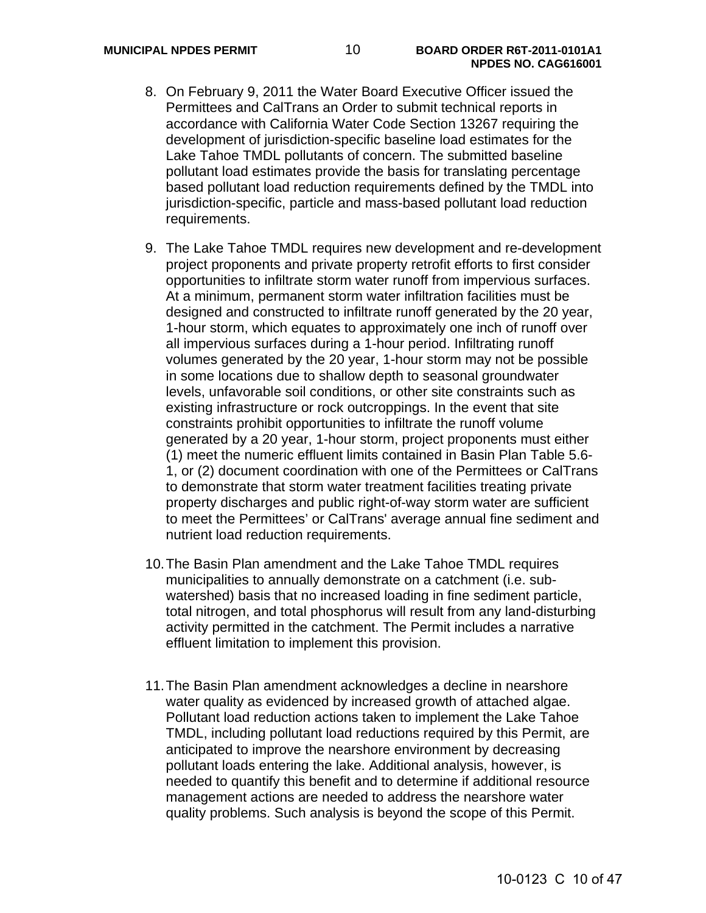8. On February 9, 2011 the Water Board Executive Officer issued the Permittees and CalTrans an Order to submit technical reports in accordance with California Water Code Section 13267 requiring the development of jurisdiction-specific baseline load estimates for the Lake Tahoe TMDL pollutants of concern. The submitted baseline pollutant load estimates provide the basis for translating percentage based pollutant load reduction requirements defined by the TMDL into jurisdiction-specific, particle and mass-based pollutant load reduction requirements.

9. The Lake Tahoe TMDL requires new development and re-development project proponents and private property retrofit efforts to first consider opportunities to infiltrate storm water runoff from impervious surfaces. At a minimum, permanent storm water infiltration facilities must be designed and constructed to infiltrate runoff generated by the 20 year, 1-hour storm, which equates to approximately one inch of runoff over all impervious surfaces during a 1-hour period. Infiltrating runoff volumes generated by the 20 year, 1-hour storm may not be possible in some locations due to shallow depth to seasonal groundwater levels, unfavorable soil conditions, or other site constraints such as existing infrastructure or rock outcroppings. In the event that site constraints prohibit opportunities to infiltrate the runoff volume generated by a 20 year, 1-hour storm, project proponents must either (1) meet the numeric effluent limits contained in Basin Plan Table 5.6-1, or (2) document coordination with one of the Permittees or CalTrans to demonstrate that storm water treatment facilities treating private property discharges and public right-of-way storm water are sufficient to meet the Permittees' or CalTrans' average annual fine sediment and nutrient load reduction requirements.

10. The Basin Plan amendment and the Lake Tahoe TMDL requires municipalities to annually demonstrate on a catchment (i.e. sub-watershed) basis that no increased loading in fine sediment particle, total nitrogen, and total phosphorus will result from any land-disturbing activity permitted in the catchment. The Permit includes a narrative effluent limitation to implement this provision.

11. The Basin Plan amendment acknowledges a decline in nearshore water quality as evidenced by increased growth of attached algae. Pollutant load reduction actions taken to implement the Lake Tahoe TMDL, including pollutant load reductions required by this Permit, are anticipated to improve the nearshore environment by decreasing pollutant loads entering the lake. Additional analysis, however, is needed to quantify this benefit and to determine if additional resource management actions are needed to address the nearshore water quality problems. Such analysis is beyond the scope of this Permit.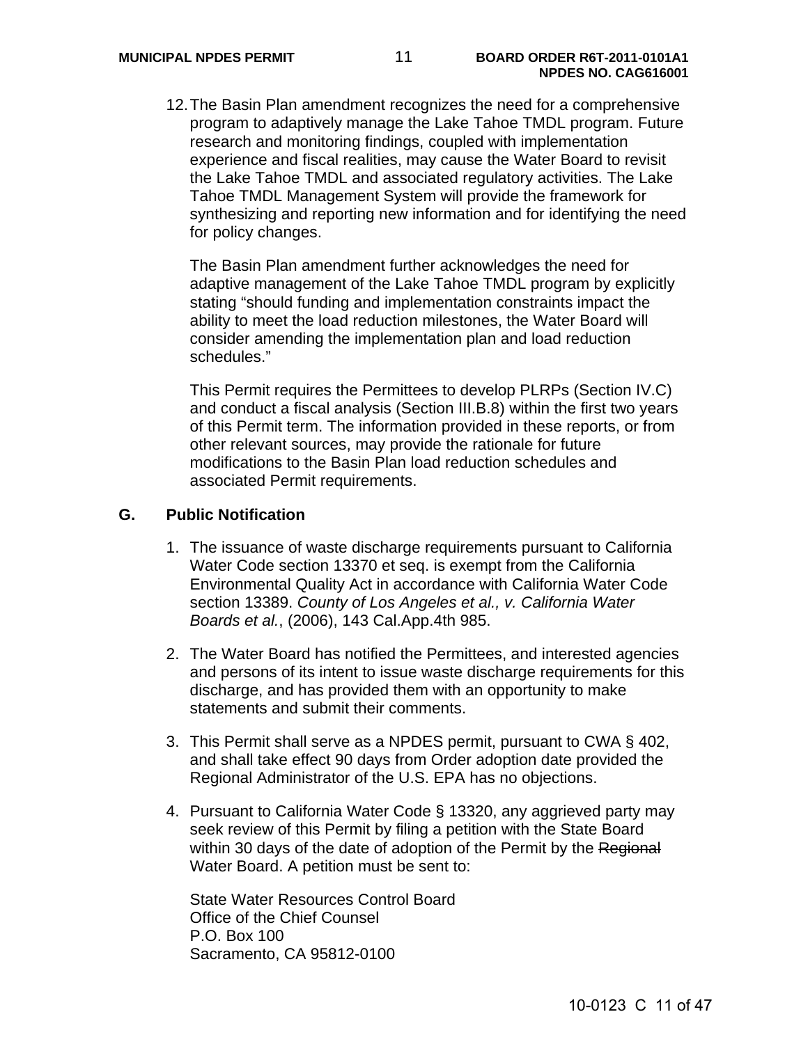12. The Basin Plan amendment recognizes the need for a comprehensive program to adaptively manage the Lake Tahoe TMDL program. Future research and monitoring findings, coupled with implementation experience and fiscal realities, may cause the Water Board to revisit the Lake Tahoe TMDL and associated regulatory activities. The Lake Tahoe TMDL Management System will provide the framework for synthesizing and reporting new information and for identifying the need for policy changes.

    The Basin Plan amendment further acknowledges the need for adaptive management of the Lake Tahoe TMDL program by explicitly stating "should funding and implementation constraints impact the ability to meet the load reduction milestones, the Water Board will consider amending the implementation plan and load reduction schedules."

    This Permit requires the Permittees to develop PLRPs (Section IV.C) and conduct a fiscal analysis (Section III.B.8) within the first two years of this Permit term. The information provided in these reports, or from other relevant sources, may provide the rationale for future modifications to the Basin Plan load reduction schedules and associated Permit requirements.

## G. Public Notification

1. The issuance of waste discharge requirements pursuant to California Water Code section 13370 et seq. is exempt from the California Environmental Quality Act in accordance with California Water Code section 13389. *County of Los Angeles et al., v. California Water Boards et al.*, (2006), 143 Cal.App.4th 985.

2. The Water Board has notified the Permittees, and interested agencies and persons of its intent to issue waste discharge requirements for this discharge, and has provided them with an opportunity to make statements and submit their comments.

3. This Permit shall serve as a NPDES permit, pursuant to CWA § 402, and shall take effect 90 days from Order adoption date provided the Regional Administrator of the U.S. EPA has no objections.

4. Pursuant to California Water Code § 13320, any aggrieved party may seek review of this Permit by filing a petition with the State Board within 30 days of the date of adoption of the Permit by the ~~Regional~~ Water Board. A petition must be sent to:

    State Water Resources Control Board
    Office of the Chief Counsel
    P.O. Box 100
    Sacramento, CA 95812-0100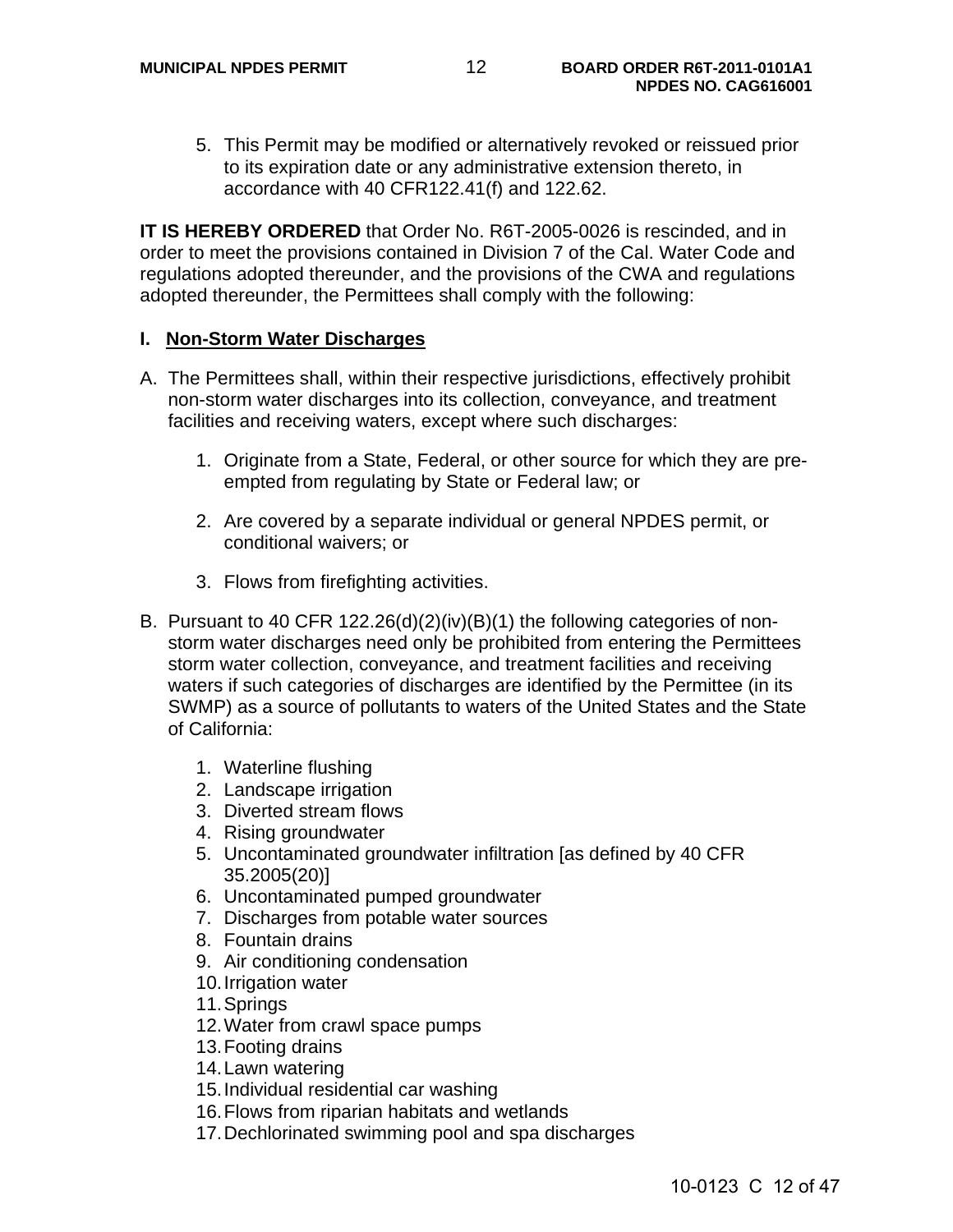5. This Permit may be modified or alternatively revoked or reissued prior to its expiration date or any administrative extension thereto, in accordance with 40 CFR122.41(f) and 122.62.

**IT IS HEREBY ORDERED** that Order No. R6T-2005-0026 is rescinded, and in order to meet the provisions contained in Division 7 of the Cal. Water Code and regulations adopted thereunder, and the provisions of the CWA and regulations adopted thereunder, the Permittees shall comply with the following:

## I. Non-Storm Water Discharges

A. The Permittees shall, within their respective jurisdictions, effectively prohibit non-storm water discharges into its collection, conveyance, and treatment facilities and receiving waters, except where such discharges:

   1. Originate from a State, Federal, or other source for which they are pre-empted from regulating by State or Federal law; or

   2. Are covered by a separate individual or general NPDES permit, or conditional waivers; or

   3. Flows from firefighting activities.

B. Pursuant to 40 CFR 122.26(d)(2)(iv)(B)(1) the following categories of non-storm water discharges need only be prohibited from entering the Permittees storm water collection, conveyance, and treatment facilities and receiving waters if such categories of discharges are identified by the Permittee (in its SWMP) as a source of pollutants to waters of the United States and the State of California:

   1. Waterline flushing
   2. Landscape irrigation
   3. Diverted stream flows
   4. Rising groundwater
   5. Uncontaminated groundwater infiltration [as defined by 40 CFR 35.2005(20)]
   6. Uncontaminated pumped groundwater
   7. Discharges from potable water sources
   8. Fountain drains
   9. Air conditioning condensation
   10. Irrigation water
   11. Springs
   12. Water from crawl space pumps
   13. Footing drains
   14. Lawn watering
   15. Individual residential car washing
   16. Flows from riparian habitats and wetlands
   17. Dechlorinated swimming pool and spa discharges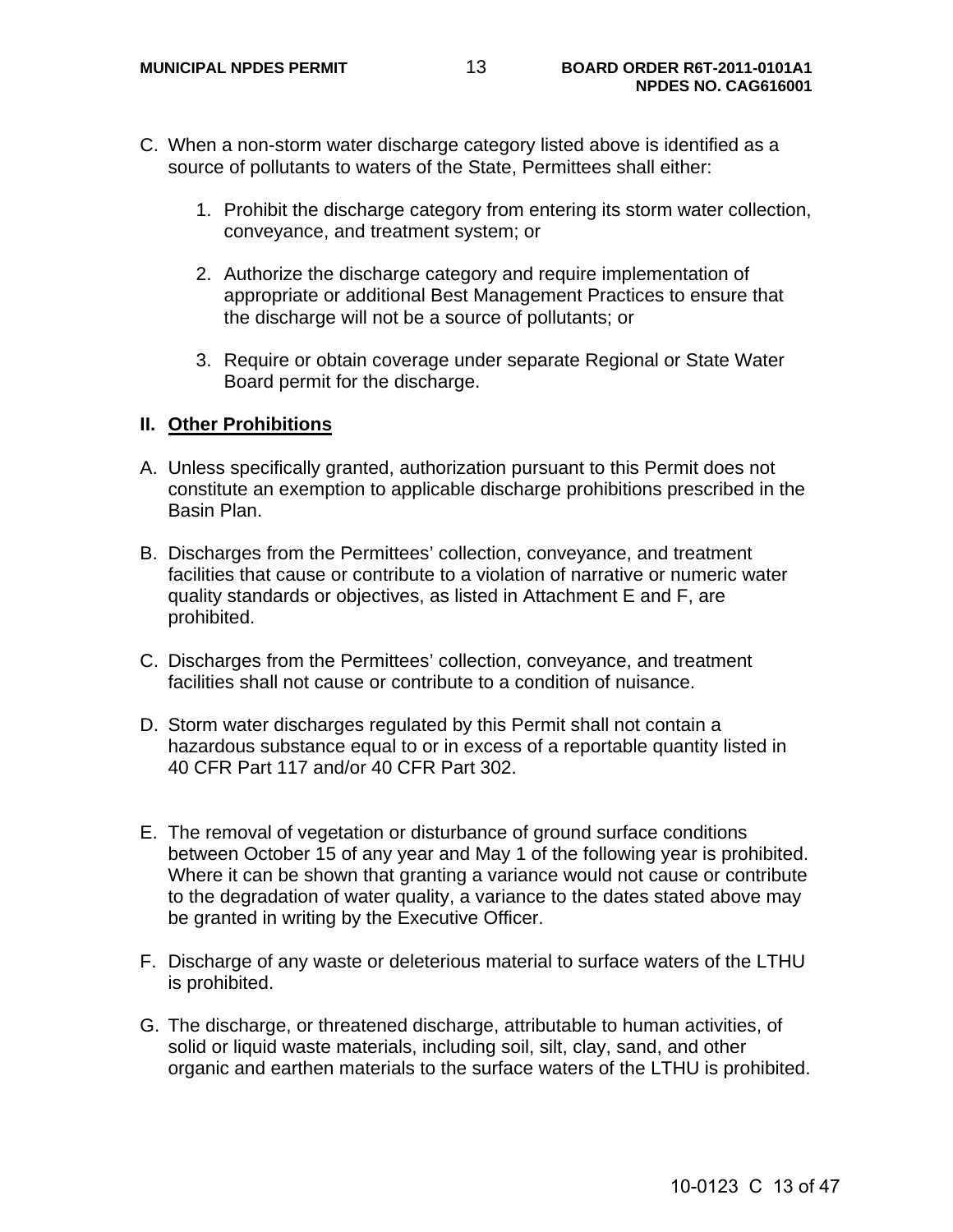C. When a non-storm water discharge category listed above is identified as a source of pollutants to waters of the State, Permittees shall either:

   1. Prohibit the discharge category from entering its storm water collection, conveyance, and treatment system; or

   2. Authorize the discharge category and require implementation of appropriate or additional Best Management Practices to ensure that the discharge will not be a source of pollutants; or

   3. Require or obtain coverage under separate Regional or State Water Board permit for the discharge.

## II. <u>Other Prohibitions</u>

A. Unless specifically granted, authorization pursuant to this Permit does not constitute an exemption to applicable discharge prohibitions prescribed in the Basin Plan.

B. Discharges from the Permittees' collection, conveyance, and treatment facilities that cause or contribute to a violation of narrative or numeric water quality standards or objectives, as listed in Attachment E and F, are prohibited.

C. Discharges from the Permittees' collection, conveyance, and treatment facilities shall not cause or contribute to a condition of nuisance.

D. Storm water discharges regulated by this Permit shall not contain a hazardous substance equal to or in excess of a reportable quantity listed in 40 CFR Part 117 and/or 40 CFR Part 302.

E. The removal of vegetation or disturbance of ground surface conditions between October 15 of any year and May 1 of the following year is prohibited. Where it can be shown that granting a variance would not cause or contribute to the degradation of water quality, a variance to the dates stated above may be granted in writing by the Executive Officer.

F. Discharge of any waste or deleterious material to surface waters of the LTHU is prohibited.

G. The discharge, or threatened discharge, attributable to human activities, of solid or liquid waste materials, including soil, silt, clay, sand, and other organic and earthen materials to the surface waters of the LTHU is prohibited.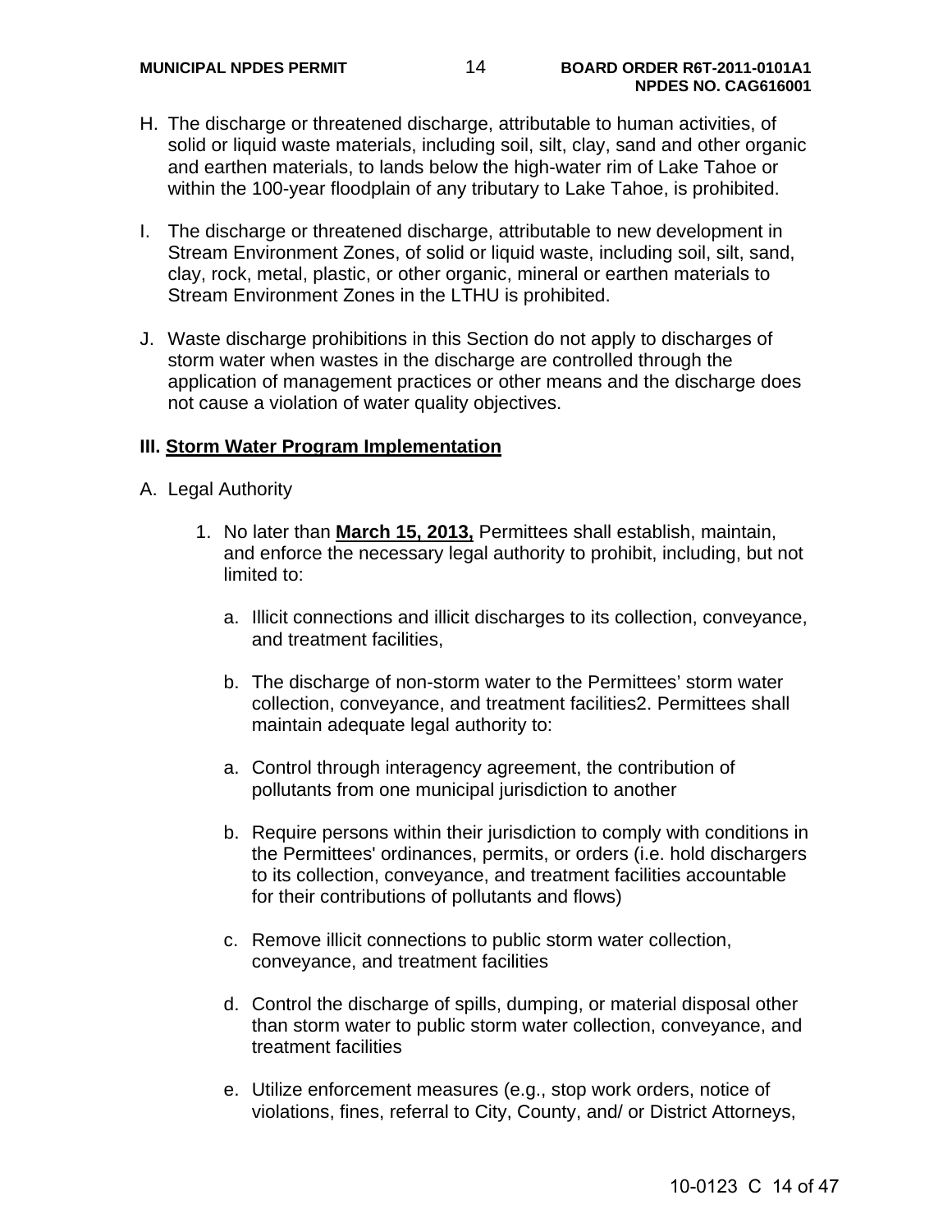H. The discharge or threatened discharge, attributable to human activities, of solid or liquid waste materials, including soil, silt, clay, sand and other organic and earthen materials, to lands below the high-water rim of Lake Tahoe or within the 100-year floodplain of any tributary to Lake Tahoe, is prohibited.

I. The discharge or threatened discharge, attributable to new development in Stream Environment Zones, of solid or liquid waste, including soil, silt, sand, clay, rock, metal, plastic, or other organic, mineral or earthen materials to Stream Environment Zones in the LTHU is prohibited.

J. Waste discharge prohibitions in this Section do not apply to discharges of storm water when wastes in the discharge are controlled through the application of management practices or other means and the discharge does not cause a violation of water quality objectives.

### III. Storm Water Program Implementation

A. Legal Authority

1. No later than **March 15, 2013,** Permittees shall establish, maintain, and enforce the necessary legal authority to prohibit, including, but not limited to:

   a. Illicit connections and illicit discharges to its collection, conveyance, and treatment facilities,

   b. The discharge of non-storm water to the Permittees' storm water collection, conveyance, and treatment facilities2. Permittees shall maintain adequate legal authority to:

   a. Control through interagency agreement, the contribution of pollutants from one municipal jurisdiction to another

   b. Require persons within their jurisdiction to comply with conditions in the Permittees' ordinances, permits, or orders (i.e. hold dischargers to its collection, conveyance, and treatment facilities accountable for their contributions of pollutants and flows)

   c. Remove illicit connections to public storm water collection, conveyance, and treatment facilities

   d. Control the discharge of spills, dumping, or material disposal other than storm water to public storm water collection, conveyance, and treatment facilities

   e. Utilize enforcement measures (e.g., stop work orders, notice of violations, fines, referral to City, County, and/ or District Attorneys,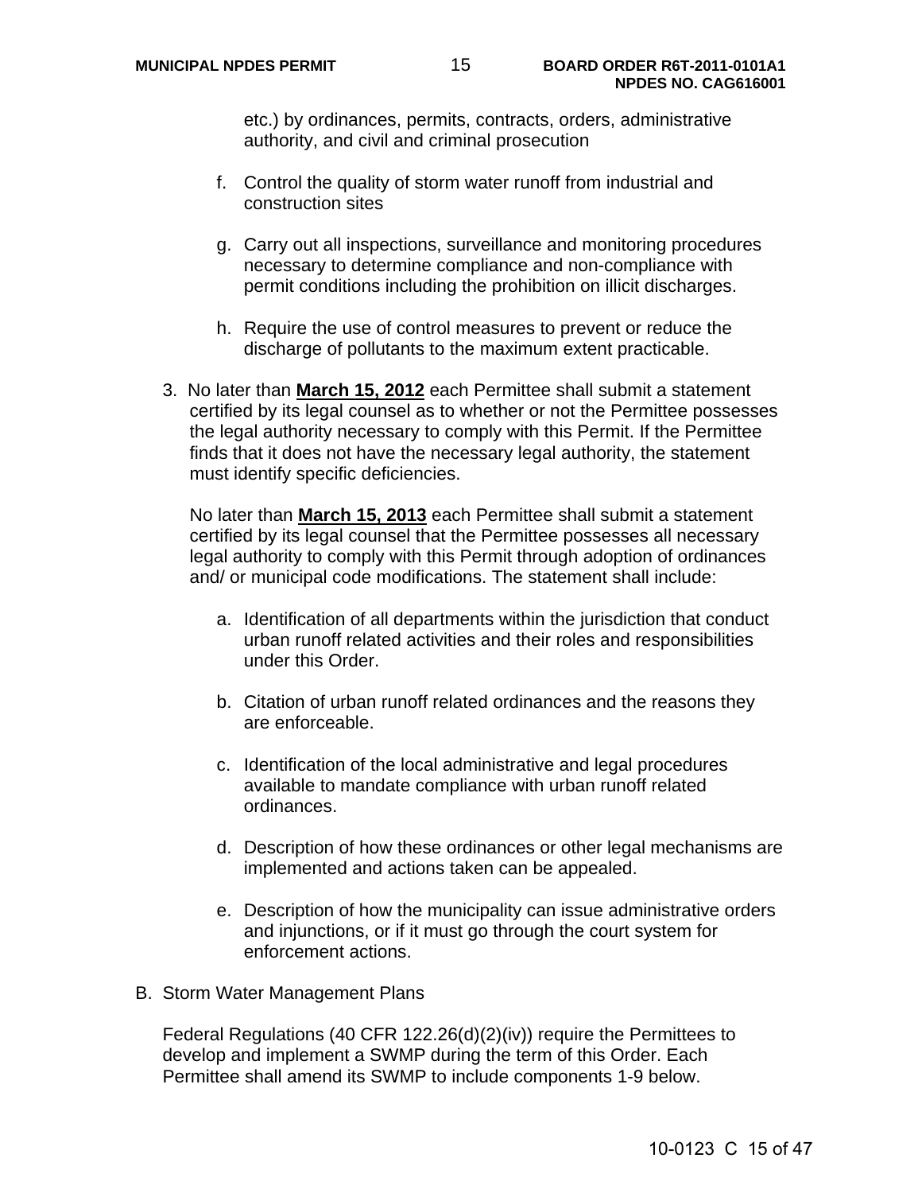etc.) by ordinances, permits, contracts, orders, administrative authority, and civil and criminal prosecution

f. Control the quality of storm water runoff from industrial and construction sites

g. Carry out all inspections, surveillance and monitoring procedures necessary to determine compliance and non-compliance with permit conditions including the prohibition on illicit discharges.

h. Require the use of control measures to prevent or reduce the discharge of pollutants to the maximum extent practicable.

3. No later than **March 15, 2012** each Permittee shall submit a statement certified by its legal counsel as to whether or not the Permittee possesses the legal authority necessary to comply with this Permit. If the Permittee finds that it does not have the necessary legal authority, the statement must identify specific deficiencies.

   No later than **March 15, 2013** each Permittee shall submit a statement certified by its legal counsel that the Permittee possesses all necessary legal authority to comply with this Permit through adoption of ordinances and/ or municipal code modifications. The statement shall include:

   a. Identification of all departments within the jurisdiction that conduct urban runoff related activities and their roles and responsibilities under this Order.

   b. Citation of urban runoff related ordinances and the reasons they are enforceable.

   c. Identification of the local administrative and legal procedures available to mandate compliance with urban runoff related ordinances.

   d. Description of how these ordinances or other legal mechanisms are implemented and actions taken can be appealed.

   e. Description of how the municipality can issue administrative orders and injunctions, or if it must go through the court system for enforcement actions.

B. Storm Water Management Plans

Federal Regulations (40 CFR 122.26(d)(2)(iv)) require the Permittees to develop and implement a SWMP during the term of this Order. Each Permittee shall amend its SWMP to include components 1-9 below.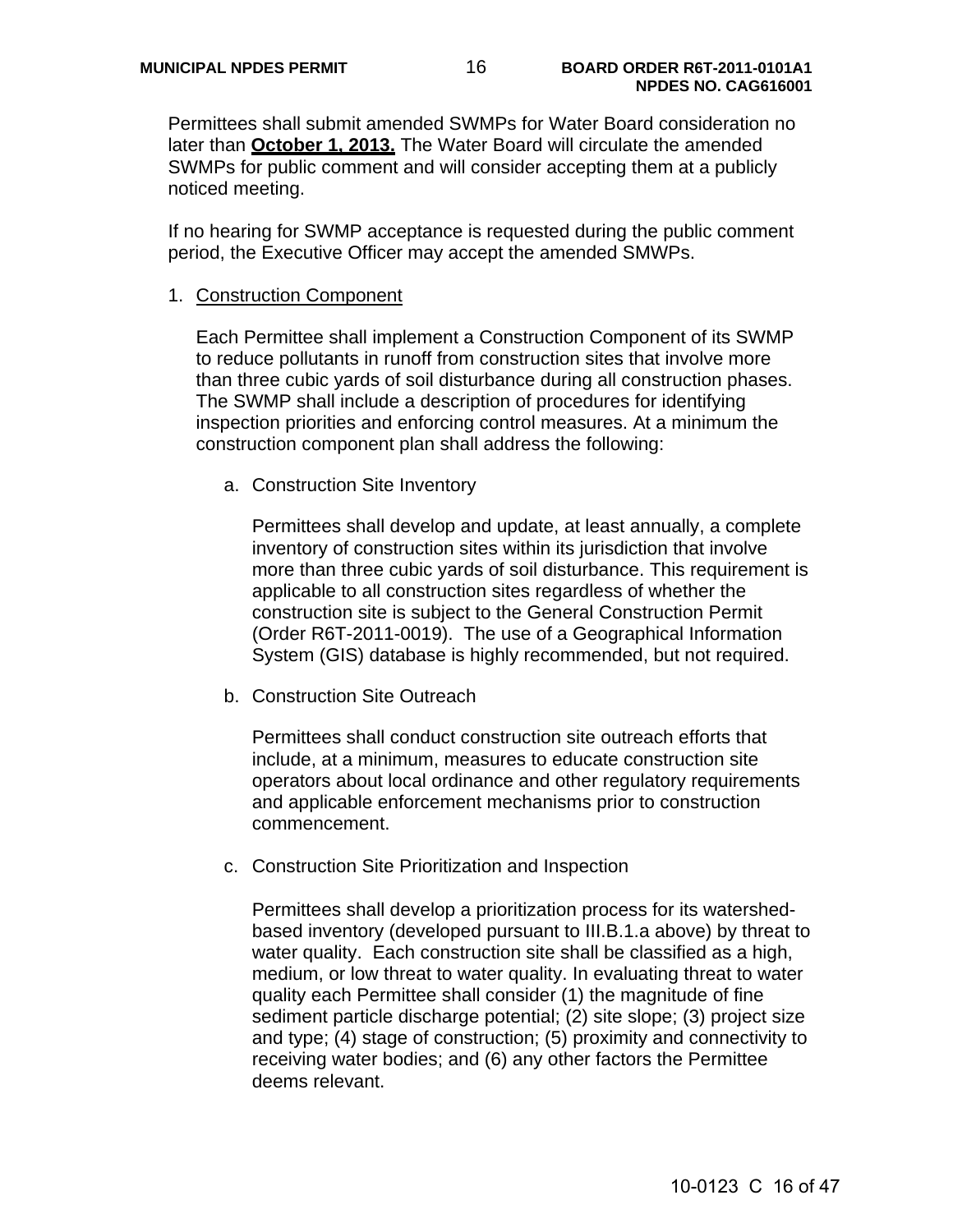Permittees shall submit amended SWMPs for Water Board consideration no later than **October 1, 2013.** The Water Board will circulate the amended SWMPs for public comment and will consider accepting them at a publicly noticed meeting.

If no hearing for SWMP acceptance is requested during the public comment period, the Executive Officer may accept the amended SMWPs.

1. Construction Component

   Each Permittee shall implement a Construction Component of its SWMP to reduce pollutants in runoff from construction sites that involve more than three cubic yards of soil disturbance during all construction phases. The SWMP shall include a description of procedures for identifying inspection priorities and enforcing control measures. At a minimum the construction component plan shall address the following:

   a. Construction Site Inventory

      Permittees shall develop and update, at least annually, a complete inventory of construction sites within its jurisdiction that involve more than three cubic yards of soil disturbance. This requirement is applicable to all construction sites regardless of whether the construction site is subject to the General Construction Permit (Order R6T-2011-0019). The use of a Geographical Information System (GIS) database is highly recommended, but not required.

   b. Construction Site Outreach

      Permittees shall conduct construction site outreach efforts that include, at a minimum, measures to educate construction site operators about local ordinance and other regulatory requirements and applicable enforcement mechanisms prior to construction commencement.

   c. Construction Site Prioritization and Inspection

      Permittees shall develop a prioritization process for its watershed-based inventory (developed pursuant to III.B.1.a above) by threat to water quality. Each construction site shall be classified as a high, medium, or low threat to water quality. In evaluating threat to water quality each Permittee shall consider (1) the magnitude of fine sediment particle discharge potential; (2) site slope; (3) project size and type; (4) stage of construction; (5) proximity and connectivity to receiving water bodies; and (6) any other factors the Permittee deems relevant.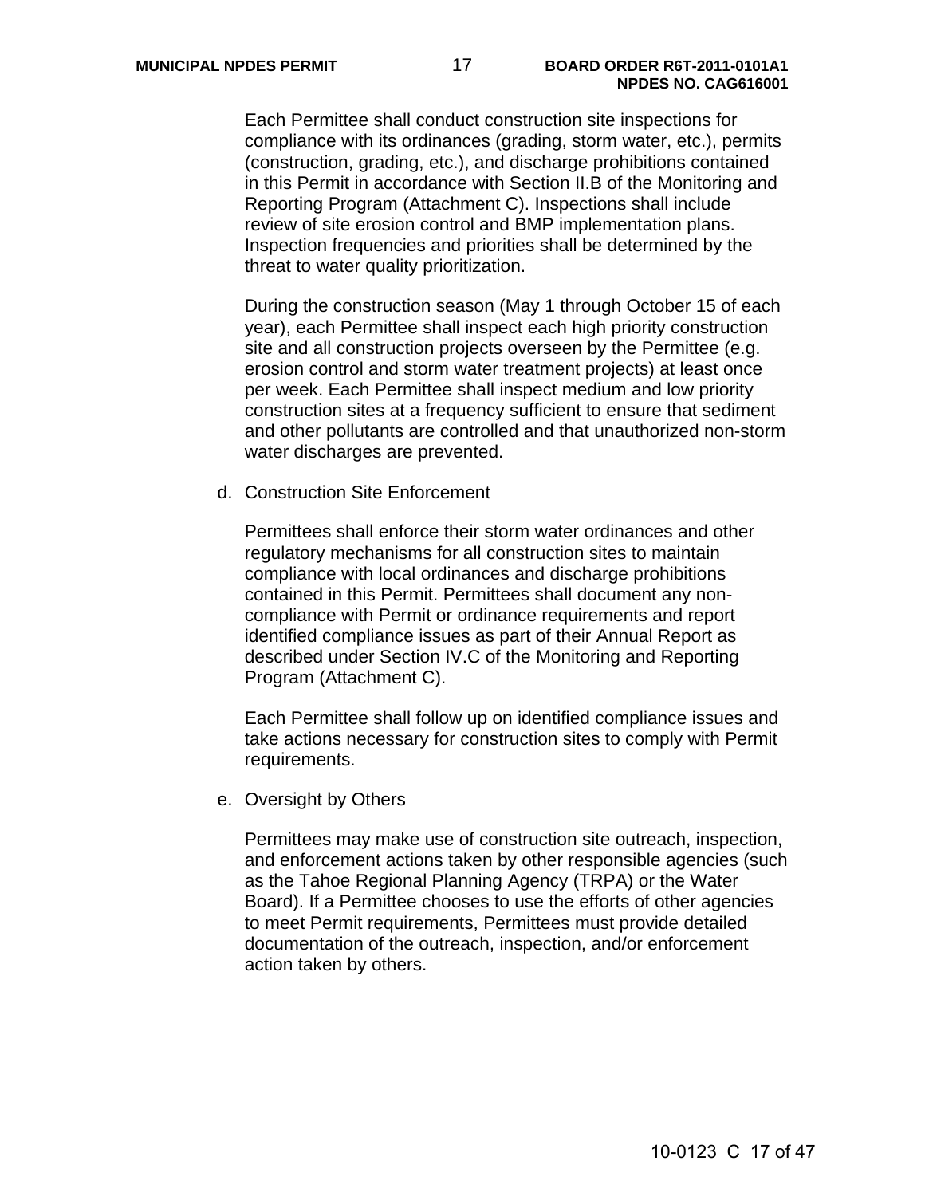Each Permittee shall conduct construction site inspections for compliance with its ordinances (grading, storm water, etc.), permits (construction, grading, etc.), and discharge prohibitions contained in this Permit in accordance with Section II.B of the Monitoring and Reporting Program (Attachment C). Inspections shall include review of site erosion control and BMP implementation plans. Inspection frequencies and priorities shall be determined by the threat to water quality prioritization.

During the construction season (May 1 through October 15 of each year), each Permittee shall inspect each high priority construction site and all construction projects overseen by the Permittee (e.g. erosion control and storm water treatment projects) at least once per week. Each Permittee shall inspect medium and low priority construction sites at a frequency sufficient to ensure that sediment and other pollutants are controlled and that unauthorized non-storm water discharges are prevented.

d. Construction Site Enforcement

Permittees shall enforce their storm water ordinances and other regulatory mechanisms for all construction sites to maintain compliance with local ordinances and discharge prohibitions contained in this Permit. Permittees shall document any non-compliance with Permit or ordinance requirements and report identified compliance issues as part of their Annual Report as described under Section IV.C of the Monitoring and Reporting Program (Attachment C).

Each Permittee shall follow up on identified compliance issues and take actions necessary for construction sites to comply with Permit requirements.

e. Oversight by Others

Permittees may make use of construction site outreach, inspection, and enforcement actions taken by other responsible agencies (such as the Tahoe Regional Planning Agency (TRPA) or the Water Board). If a Permittee chooses to use the efforts of other agencies to meet Permit requirements, Permittees must provide detailed documentation of the outreach, inspection, and/or enforcement action taken by others.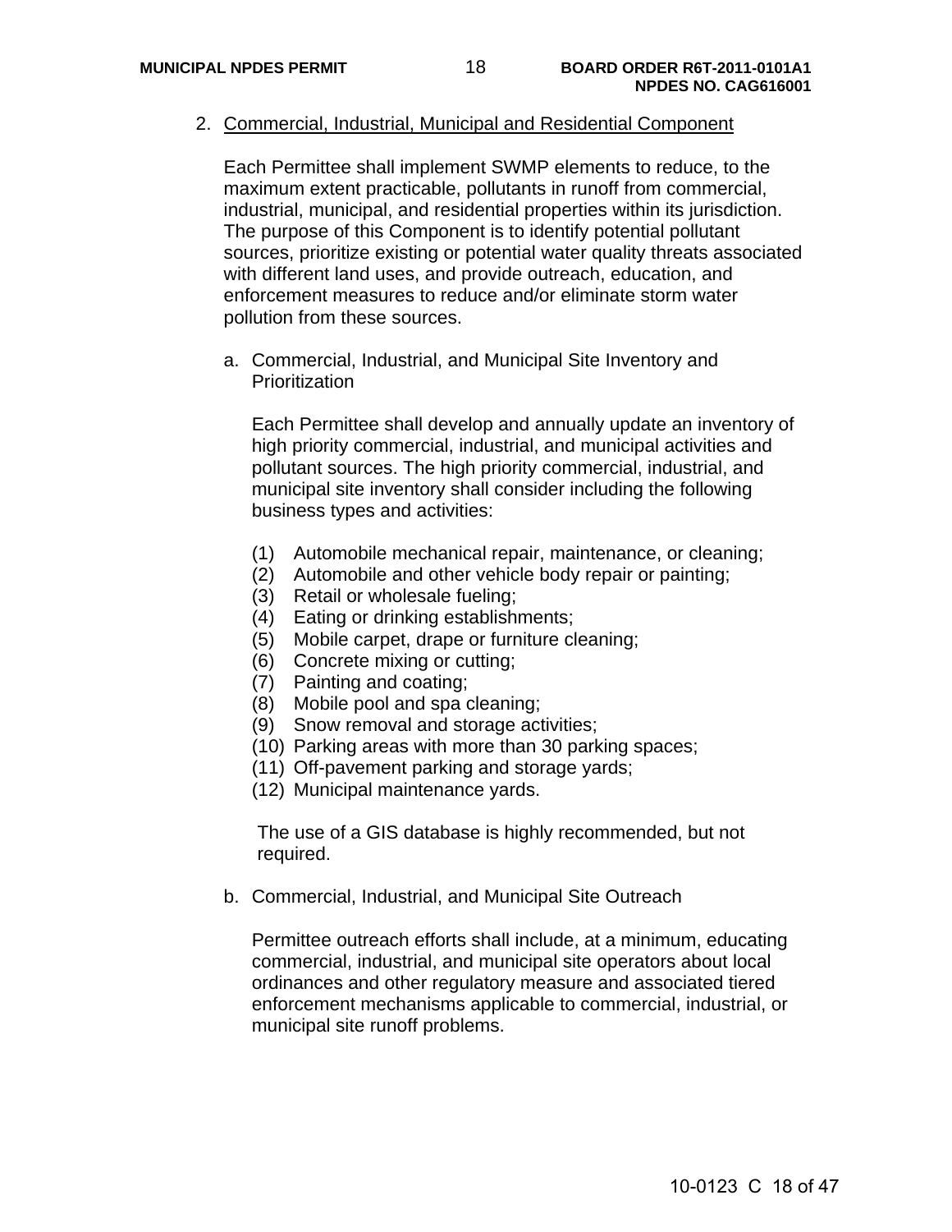2. Commercial, Industrial, Municipal and Residential Component

   Each Permittee shall implement SWMP elements to reduce, to the maximum extent practicable, pollutants in runoff from commercial, industrial, municipal, and residential properties within its jurisdiction. The purpose of this Component is to identify potential pollutant sources, prioritize existing or potential water quality threats associated with different land uses, and provide outreach, education, and enforcement measures to reduce and/or eliminate storm water pollution from these sources.

   a. Commercial, Industrial, and Municipal Site Inventory and Prioritization

      Each Permittee shall develop and annually update an inventory of high priority commercial, industrial, and municipal activities and pollutant sources. The high priority commercial, industrial, and municipal site inventory shall consider including the following business types and activities:

      (1) Automobile mechanical repair, maintenance, or cleaning;
      (2) Automobile and other vehicle body repair or painting;
      (3) Retail or wholesale fueling;
      (4) Eating or drinking establishments;
      (5) Mobile carpet, drape or furniture cleaning;
      (6) Concrete mixing or cutting;
      (7) Painting and coating;
      (8) Mobile pool and spa cleaning;
      (9) Snow removal and storage activities;
      (10) Parking areas with more than 30 parking spaces;
      (11) Off-pavement parking and storage yards;
      (12) Municipal maintenance yards.

      The use of a GIS database is highly recommended, but not required.

   b. Commercial, Industrial, and Municipal Site Outreach

      Permittee outreach efforts shall include, at a minimum, educating commercial, industrial, and municipal site operators about local ordinances and other regulatory measure and associated tiered enforcement mechanisms applicable to commercial, industrial, or municipal site runoff problems.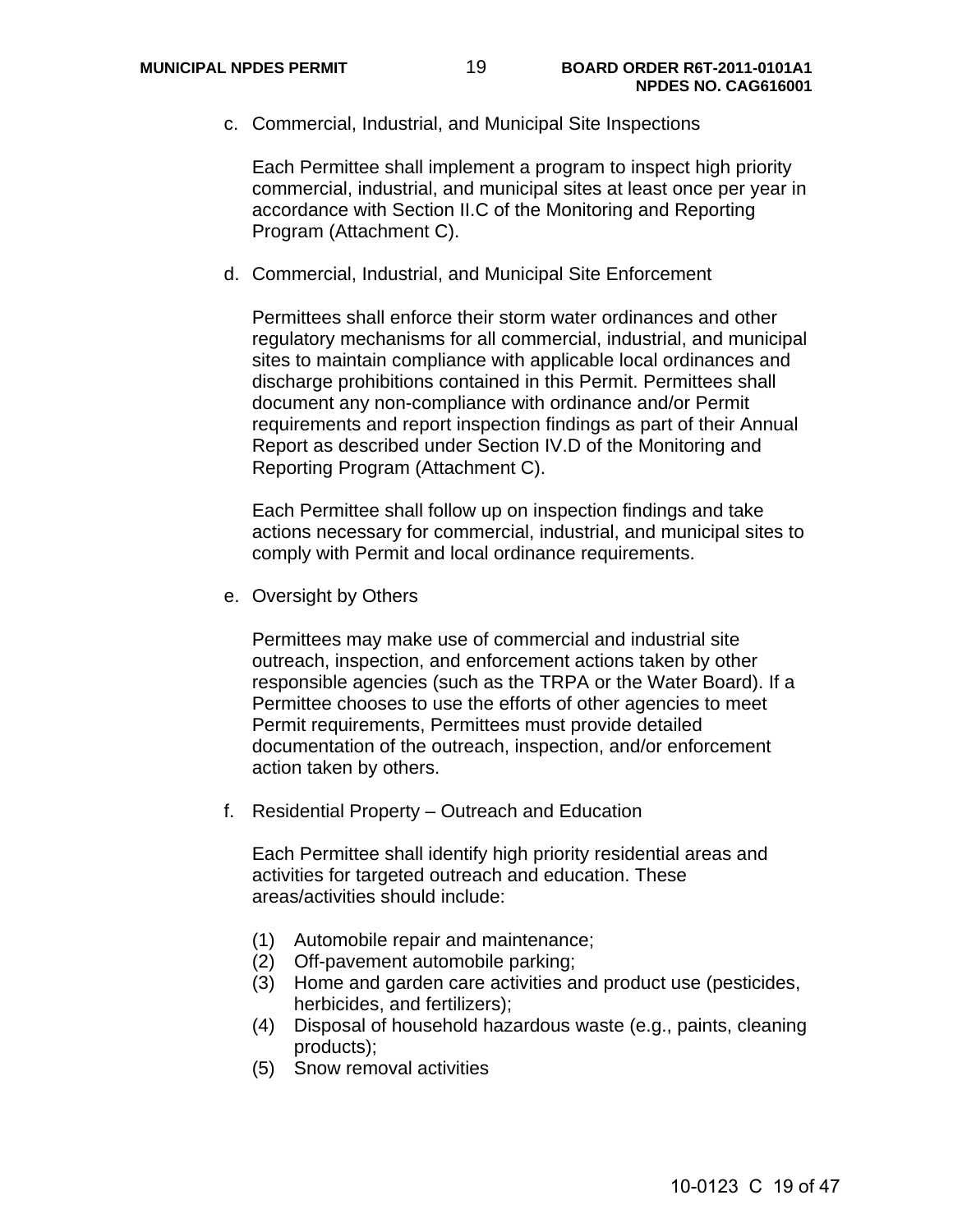c. Commercial, Industrial, and Municipal Site Inspections

Each Permittee shall implement a program to inspect high priority commercial, industrial, and municipal sites at least once per year in accordance with Section II.C of the Monitoring and Reporting Program (Attachment C).

d. Commercial, Industrial, and Municipal Site Enforcement

Permittees shall enforce their storm water ordinances and other regulatory mechanisms for all commercial, industrial, and municipal sites to maintain compliance with applicable local ordinances and discharge prohibitions contained in this Permit. Permittees shall document any non-compliance with ordinance and/or Permit requirements and report inspection findings as part of their Annual Report as described under Section IV.D of the Monitoring and Reporting Program (Attachment C).

Each Permittee shall follow up on inspection findings and take actions necessary for commercial, industrial, and municipal sites to comply with Permit and local ordinance requirements.

e. Oversight by Others

Permittees may make use of commercial and industrial site outreach, inspection, and enforcement actions taken by other responsible agencies (such as the TRPA or the Water Board). If a Permittee chooses to use the efforts of other agencies to meet Permit requirements, Permittees must provide detailed documentation of the outreach, inspection, and/or enforcement action taken by others.

f. Residential Property – Outreach and Education

Each Permittee shall identify high priority residential areas and activities for targeted outreach and education. These areas/activities should include:

(1) Automobile repair and maintenance;
(2) Off-pavement automobile parking;
(3) Home and garden care activities and product use (pesticides, herbicides, and fertilizers);
(4) Disposal of household hazardous waste (e.g., paints, cleaning products);
(5) Snow removal activities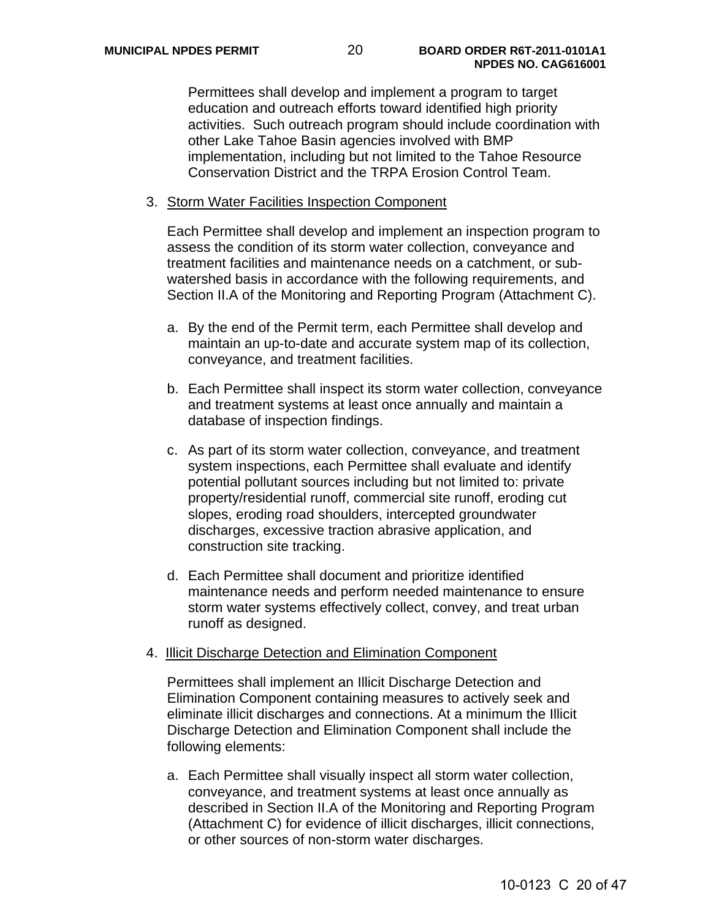Permittees shall develop and implement a program to target education and outreach efforts toward identified high priority activities. Such outreach program should include coordination with other Lake Tahoe Basin agencies involved with BMP implementation, including but not limited to the Tahoe Resource Conservation District and the TRPA Erosion Control Team.

3. Storm Water Facilities Inspection Component

   Each Permittee shall develop and implement an inspection program to assess the condition of its storm water collection, conveyance and treatment facilities and maintenance needs on a catchment, or sub-watershed basis in accordance with the following requirements, and Section II.A of the Monitoring and Reporting Program (Attachment C).

   a. By the end of the Permit term, each Permittee shall develop and maintain an up-to-date and accurate system map of its collection, conveyance, and treatment facilities.

   b. Each Permittee shall inspect its storm water collection, conveyance and treatment systems at least once annually and maintain a database of inspection findings.

   c. As part of its storm water collection, conveyance, and treatment system inspections, each Permittee shall evaluate and identify potential pollutant sources including but not limited to: private property/residential runoff, commercial site runoff, eroding cut slopes, eroding road shoulders, intercepted groundwater discharges, excessive traction abrasive application, and construction site tracking.

   d. Each Permittee shall document and prioritize identified maintenance needs and perform needed maintenance to ensure storm water systems effectively collect, convey, and treat urban runoff as designed.

4. Illicit Discharge Detection and Elimination Component

   Permittees shall implement an Illicit Discharge Detection and Elimination Component containing measures to actively seek and eliminate illicit discharges and connections. At a minimum the Illicit Discharge Detection and Elimination Component shall include the following elements:

   a. Each Permittee shall visually inspect all storm water collection, conveyance, and treatment systems at least once annually as described in Section II.A of the Monitoring and Reporting Program (Attachment C) for evidence of illicit discharges, illicit connections, or other sources of non-storm water discharges.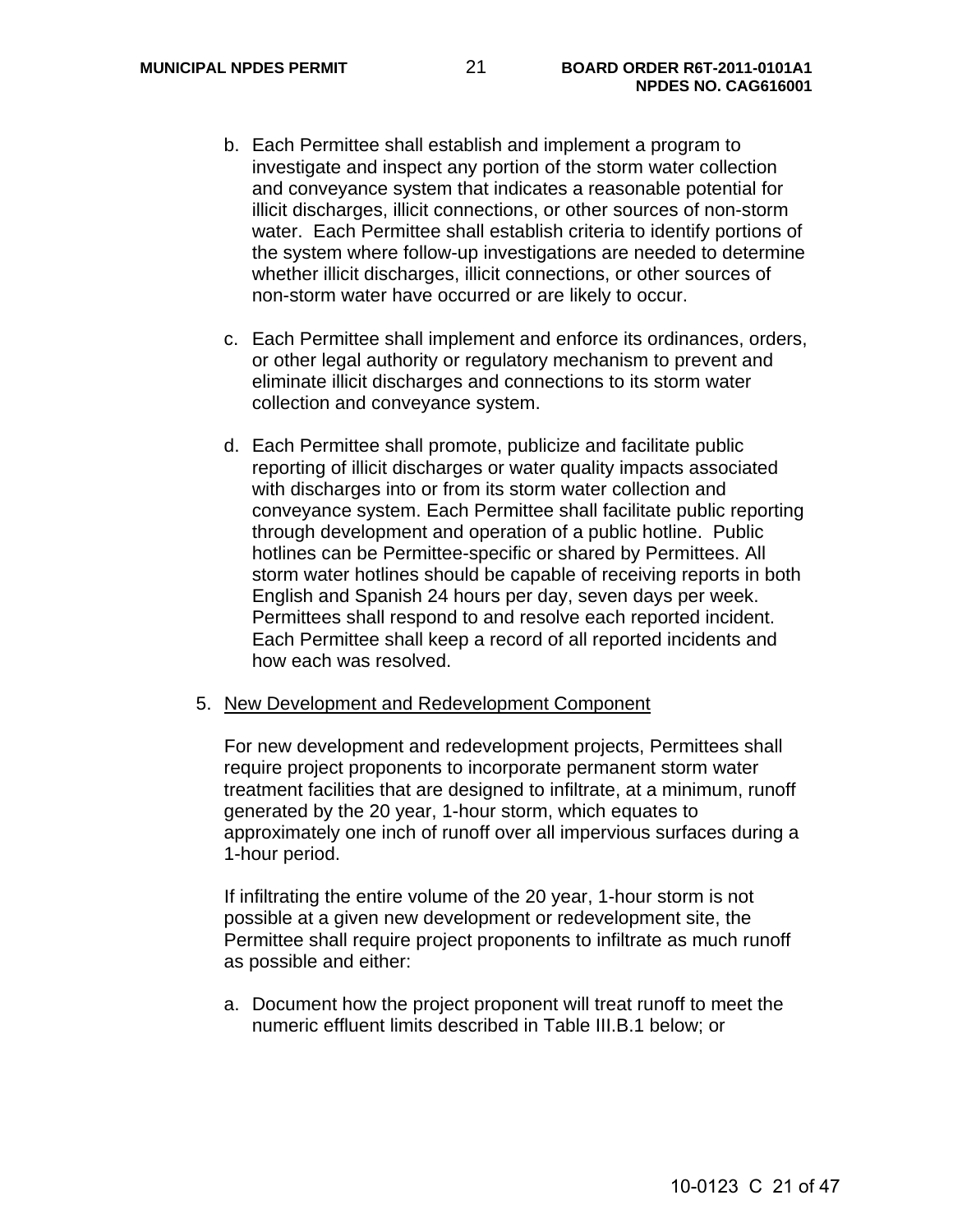b. Each Permittee shall establish and implement a program to investigate and inspect any portion of the storm water collection and conveyance system that indicates a reasonable potential for illicit discharges, illicit connections, or other sources of non-storm water. Each Permittee shall establish criteria to identify portions of the system where follow-up investigations are needed to determine whether illicit discharges, illicit connections, or other sources of non-storm water have occurred or are likely to occur.

c. Each Permittee shall implement and enforce its ordinances, orders, or other legal authority or regulatory mechanism to prevent and eliminate illicit discharges and connections to its storm water collection and conveyance system.

d. Each Permittee shall promote, publicize and facilitate public reporting of illicit discharges or water quality impacts associated with discharges into or from its storm water collection and conveyance system. Each Permittee shall facilitate public reporting through development and operation of a public hotline. Public hotlines can be Permittee-specific or shared by Permittees. All storm water hotlines should be capable of receiving reports in both English and Spanish 24 hours per day, seven days per week. Permittees shall respond to and resolve each reported incident. Each Permittee shall keep a record of all reported incidents and how each was resolved.

5. <u>New Development and Redevelopment Component</u>

For new development and redevelopment projects, Permittees shall require project proponents to incorporate permanent storm water treatment facilities that are designed to infiltrate, at a minimum, runoff generated by the 20 year, 1-hour storm, which equates to approximately one inch of runoff over all impervious surfaces during a 1-hour period.

If infiltrating the entire volume of the 20 year, 1-hour storm is not possible at a given new development or redevelopment site, the Permittee shall require project proponents to infiltrate as much runoff as possible and either:

a. Document how the project proponent will treat runoff to meet the numeric effluent limits described in Table III.B.1 below; or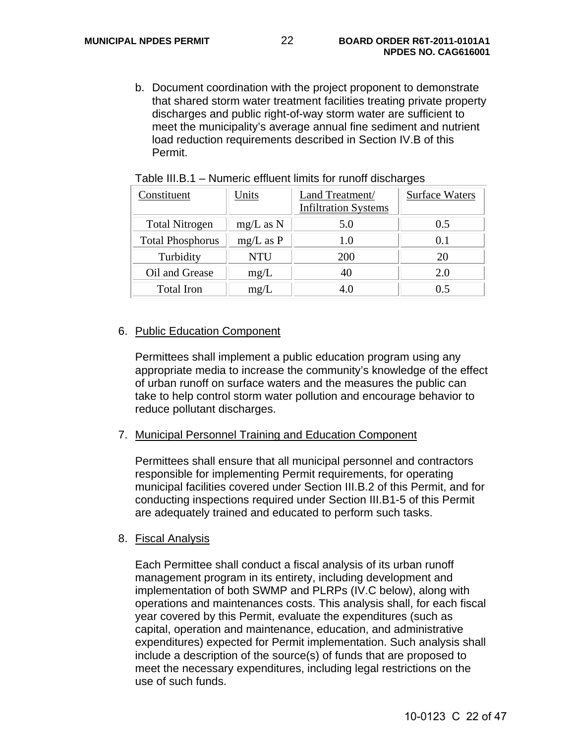b. Document coordination with the project proponent to demonstrate that shared storm water treatment facilities treating private property discharges and public right-of-way storm water are sufficient to meet the municipality's average annual fine sediment and nutrient load reduction requirements described in Section IV.B of this Permit.

Table III.B.1 – Numeric effluent limits for runoff discharges

| Constituent | Units | Land Treatment/ Infiltration Systems | Surface Waters |
|---|---|---|---|
| Total Nitrogen | mg/L as N | 5.0 | 0.5 |
| Total Phosphorus | mg/L as P | 1.0 | 0.1 |
| Turbidity | NTU | 200 | 20 |
| Oil and Grease | mg/L | 40 | 2.0 |
| Total Iron | mg/L | 4.0 | 0.5 |

6. Public Education Component

   Permittees shall implement a public education program using any appropriate media to increase the community's knowledge of the effect of urban runoff on surface waters and the measures the public can take to help control storm water pollution and encourage behavior to reduce pollutant discharges.

7. Municipal Personnel Training and Education Component

   Permittees shall ensure that all municipal personnel and contractors responsible for implementing Permit requirements, for operating municipal facilities covered under Section III.B.2 of this Permit, and for conducting inspections required under Section III.B1-5 of this Permit are adequately trained and educated to perform such tasks.

8. Fiscal Analysis

   Each Permittee shall conduct a fiscal analysis of its urban runoff management program in its entirety, including development and implementation of both SWMP and PLRPs (IV.C below), along with operations and maintenances costs. This analysis shall, for each fiscal year covered by this Permit, evaluate the expenditures (such as capital, operation and maintenance, education, and administrative expenditures) expected for Permit implementation. Such analysis shall include a description of the source(s) of funds that are proposed to meet the necessary expenditures, including legal restrictions on the use of such funds.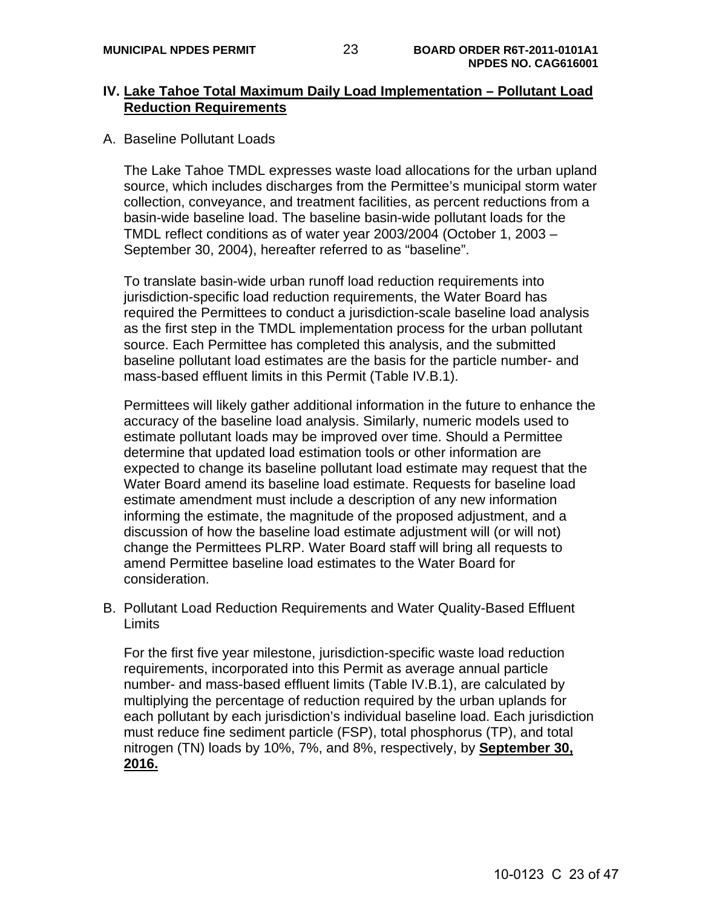# IV. Lake Tahoe Total Maximum Daily Load Implementation – Pollutant Load Reduction Requirements

A. Baseline Pollutant Loads

The Lake Tahoe TMDL expresses waste load allocations for the urban upland source, which includes discharges from the Permittee's municipal storm water collection, conveyance, and treatment facilities, as percent reductions from a basin-wide baseline load. The baseline basin-wide pollutant loads for the TMDL reflect conditions as of water year 2003/2004 (October 1, 2003 – September 30, 2004), hereafter referred to as "baseline".

To translate basin-wide urban runoff load reduction requirements into jurisdiction-specific load reduction requirements, the Water Board has required the Permittees to conduct a jurisdiction-scale baseline load analysis as the first step in the TMDL implementation process for the urban pollutant source. Each Permittee has completed this analysis, and the submitted baseline pollutant load estimates are the basis for the particle number- and mass-based effluent limits in this Permit (Table IV.B.1).

Permittees will likely gather additional information in the future to enhance the accuracy of the baseline load analysis. Similarly, numeric models used to estimate pollutant loads may be improved over time. Should a Permittee determine that updated load estimation tools or other information are expected to change its baseline pollutant load estimate may request that the Water Board amend its baseline load estimate. Requests for baseline load estimate amendment must include a description of any new information informing the estimate, the magnitude of the proposed adjustment, and a discussion of how the baseline load estimate adjustment will (or will not) change the Permittees PLRP. Water Board staff will bring all requests to amend Permittee baseline load estimates to the Water Board for consideration.

B. Pollutant Load Reduction Requirements and Water Quality-Based Effluent Limits

For the first five year milestone, jurisdiction-specific waste load reduction requirements, incorporated into this Permit as average annual particle number- and mass-based effluent limits (Table IV.B.1), are calculated by multiplying the percentage of reduction required by the urban uplands for each pollutant by each jurisdiction's individual baseline load. Each jurisdiction must reduce fine sediment particle (FSP), total phosphorus (TP), and total nitrogen (TN) loads by 10%, 7%, and 8%, respectively, by **September 30, 2016.**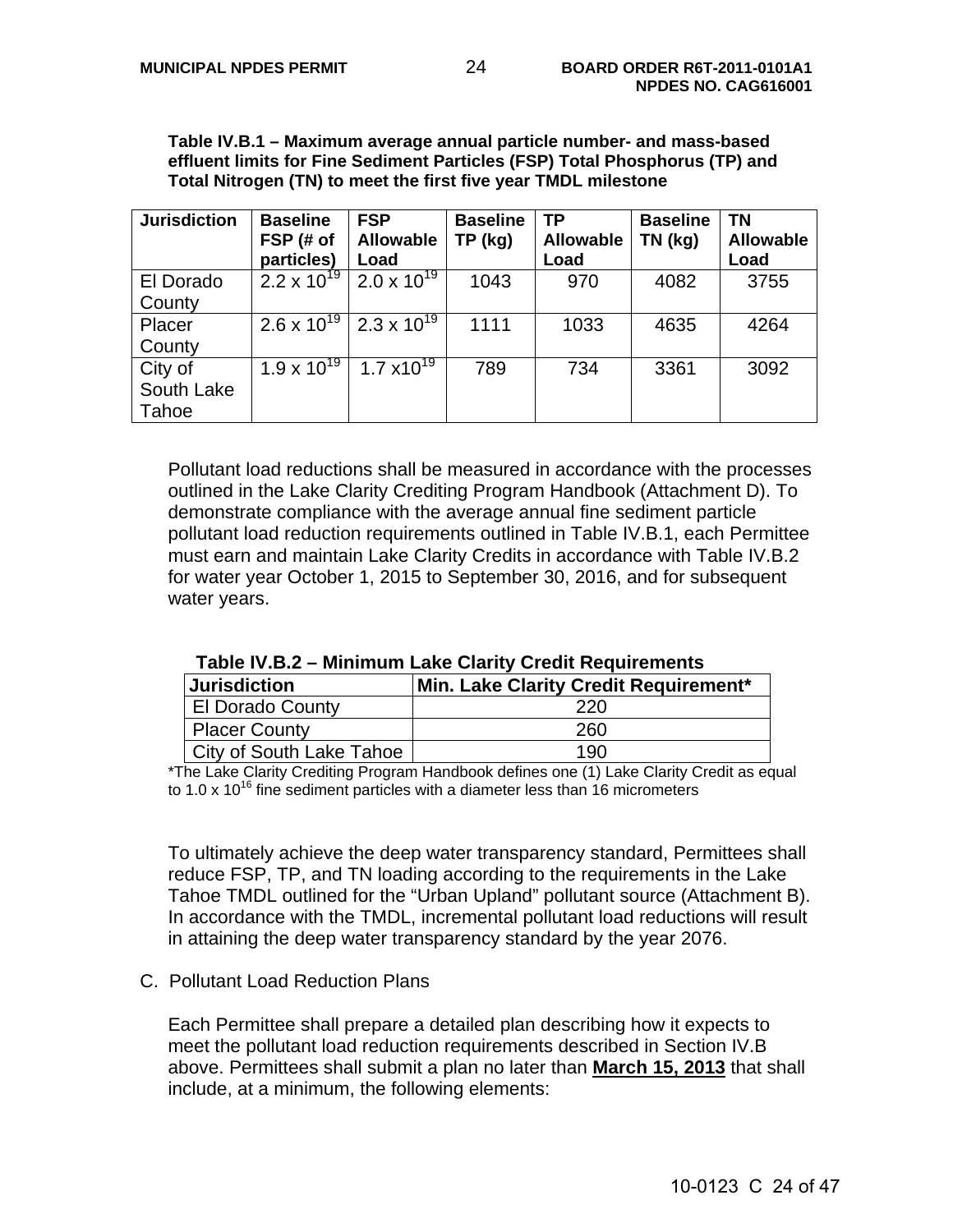**Table IV.B.1 – Maximum average annual particle number- and mass-based effluent limits for Fine Sediment Particles (FSP) Total Phosphorus (TP) and Total Nitrogen (TN) to meet the first five year TMDL milestone**

| Jurisdiction | Baseline FSP (# of particles) | FSP Allowable Load | Baseline TP (kg) | TP Allowable Load | Baseline TN (kg) | TN Allowable Load |
|---|---|---|---|---|---|---|
| El Dorado County | $2.2 \times 10^{19}$ | $2.0 \times 10^{19}$ | 1043 | 970 | 4082 | 3755 |
| Placer County | $2.6 \times 10^{19}$ | $2.3 \times 10^{19}$ | 1111 | 1033 | 4635 | 4264 |
| City of South Lake Tahoe | $1.9 \times 10^{19}$ | $1.7 \times 10^{19}$ | 789 | 734 | 3361 | 3092 |

Pollutant load reductions shall be measured in accordance with the processes outlined in the Lake Clarity Crediting Program Handbook (Attachment D). To demonstrate compliance with the average annual fine sediment particle pollutant load reduction requirements outlined in Table IV.B.1, each Permittee must earn and maintain Lake Clarity Credits in accordance with Table IV.B.2 for water year October 1, 2015 to September 30, 2016, and for subsequent water years.

**Table IV.B.2 – Minimum Lake Clarity Credit Requirements**

| Jurisdiction | Min. Lake Clarity Credit Requirement* |
|---|---|
| El Dorado County | 220 |
| Placer County | 260 |
| City of South Lake Tahoe | 190 |

*The Lake Clarity Crediting Program Handbook defines one (1) Lake Clarity Credit as equal to $1.0 \times 10^{16}$ fine sediment particles with a diameter less than 16 micrometers

To ultimately achieve the deep water transparency standard, Permittees shall reduce FSP, TP, and TN loading according to the requirements in the Lake Tahoe TMDL outlined for the "Urban Upland" pollutant source (Attachment B). In accordance with the TMDL, incremental pollutant load reductions will result in attaining the deep water transparency standard by the year 2076.

C. Pollutant Load Reduction Plans

Each Permittee shall prepare a detailed plan describing how it expects to meet the pollutant load reduction requirements described in Section IV.B above. Permittees shall submit a plan no later than **March 15, 2013** that shall include, at a minimum, the following elements: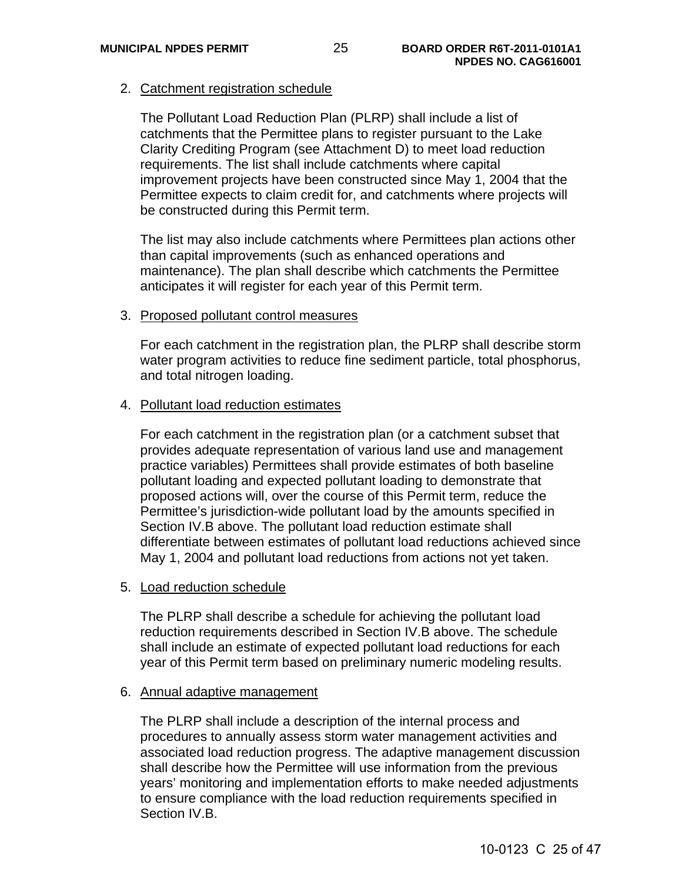2. Catchment registration schedule

   The Pollutant Load Reduction Plan (PLRP) shall include a list of catchments that the Permittee plans to register pursuant to the Lake Clarity Crediting Program (see Attachment D) to meet load reduction requirements. The list shall include catchments where capital improvement projects have been constructed since May 1, 2004 that the Permittee expects to claim credit for, and catchments where projects will be constructed during this Permit term.

   The list may also include catchments where Permittees plan actions other than capital improvements (such as enhanced operations and maintenance). The plan shall describe which catchments the Permittee anticipates it will register for each year of this Permit term.

3. Proposed pollutant control measures

   For each catchment in the registration plan, the PLRP shall describe storm water program activities to reduce fine sediment particle, total phosphorus, and total nitrogen loading.

4. Pollutant load reduction estimates

   For each catchment in the registration plan (or a catchment subset that provides adequate representation of various land use and management practice variables) Permittees shall provide estimates of both baseline pollutant loading and expected pollutant loading to demonstrate that proposed actions will, over the course of this Permit term, reduce the Permittee's jurisdiction-wide pollutant load by the amounts specified in Section IV.B above. The pollutant load reduction estimate shall differentiate between estimates of pollutant load reductions achieved since May 1, 2004 and pollutant load reductions from actions not yet taken.

5. Load reduction schedule

   The PLRP shall describe a schedule for achieving the pollutant load reduction requirements described in Section IV.B above. The schedule shall include an estimate of expected pollutant load reductions for each year of this Permit term based on preliminary numeric modeling results.

6. Annual adaptive management

   The PLRP shall include a description of the internal process and procedures to annually assess storm water management activities and associated load reduction progress. The adaptive management discussion shall describe how the Permittee will use information from the previous years' monitoring and implementation efforts to make needed adjustments to ensure compliance with the load reduction requirements specified in Section IV.B.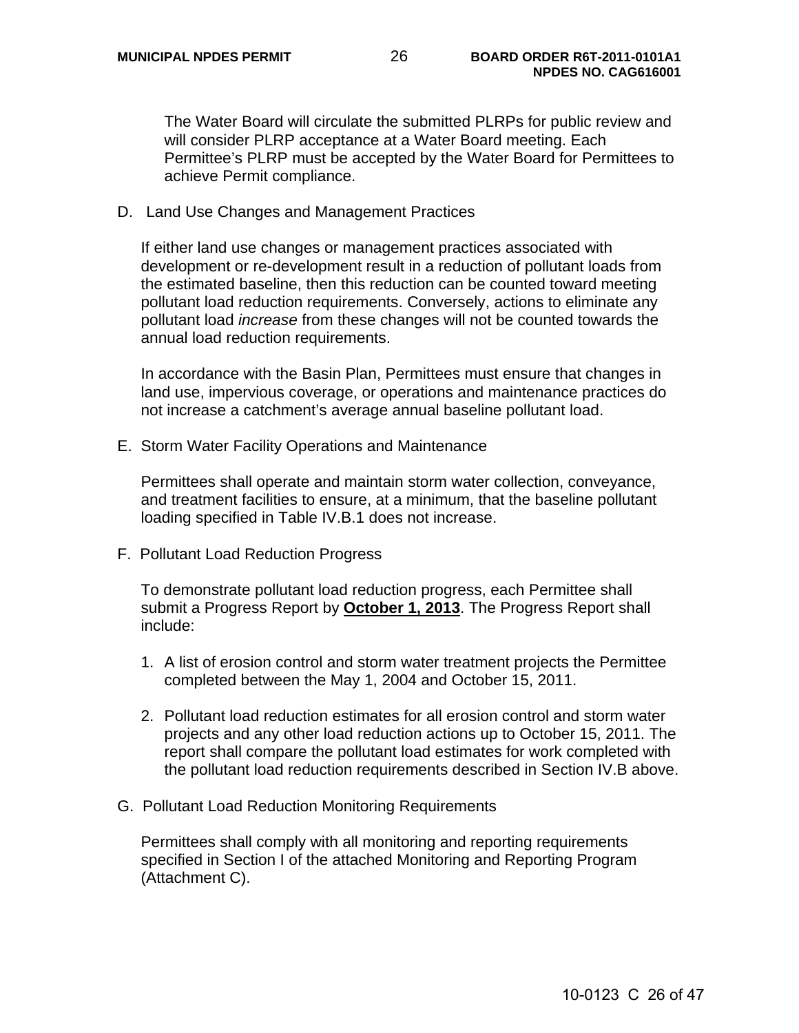The Water Board will circulate the submitted PLRPs for public review and will consider PLRP acceptance at a Water Board meeting. Each Permittee's PLRP must be accepted by the Water Board for Permittees to achieve Permit compliance.

D. Land Use Changes and Management Practices

If either land use changes or management practices associated with development or re-development result in a reduction of pollutant loads from the estimated baseline, then this reduction can be counted toward meeting pollutant load reduction requirements. Conversely, actions to eliminate any pollutant load *increase* from these changes will not be counted towards the annual load reduction requirements.

In accordance with the Basin Plan, Permittees must ensure that changes in land use, impervious coverage, or operations and maintenance practices do not increase a catchment's average annual baseline pollutant load.

E. Storm Water Facility Operations and Maintenance

Permittees shall operate and maintain storm water collection, conveyance, and treatment facilities to ensure, at a minimum, that the baseline pollutant loading specified in Table IV.B.1 does not increase.

F. Pollutant Load Reduction Progress

To demonstrate pollutant load reduction progress, each Permittee shall submit a Progress Report by **October 1, 2013**. The Progress Report shall include:

1. A list of erosion control and storm water treatment projects the Permittee completed between the May 1, 2004 and October 15, 2011.

2. Pollutant load reduction estimates for all erosion control and storm water projects and any other load reduction actions up to October 15, 2011. The report shall compare the pollutant load estimates for work completed with the pollutant load reduction requirements described in Section IV.B above.

G. Pollutant Load Reduction Monitoring Requirements

Permittees shall comply with all monitoring and reporting requirements specified in Section I of the attached Monitoring and Reporting Program (Attachment C).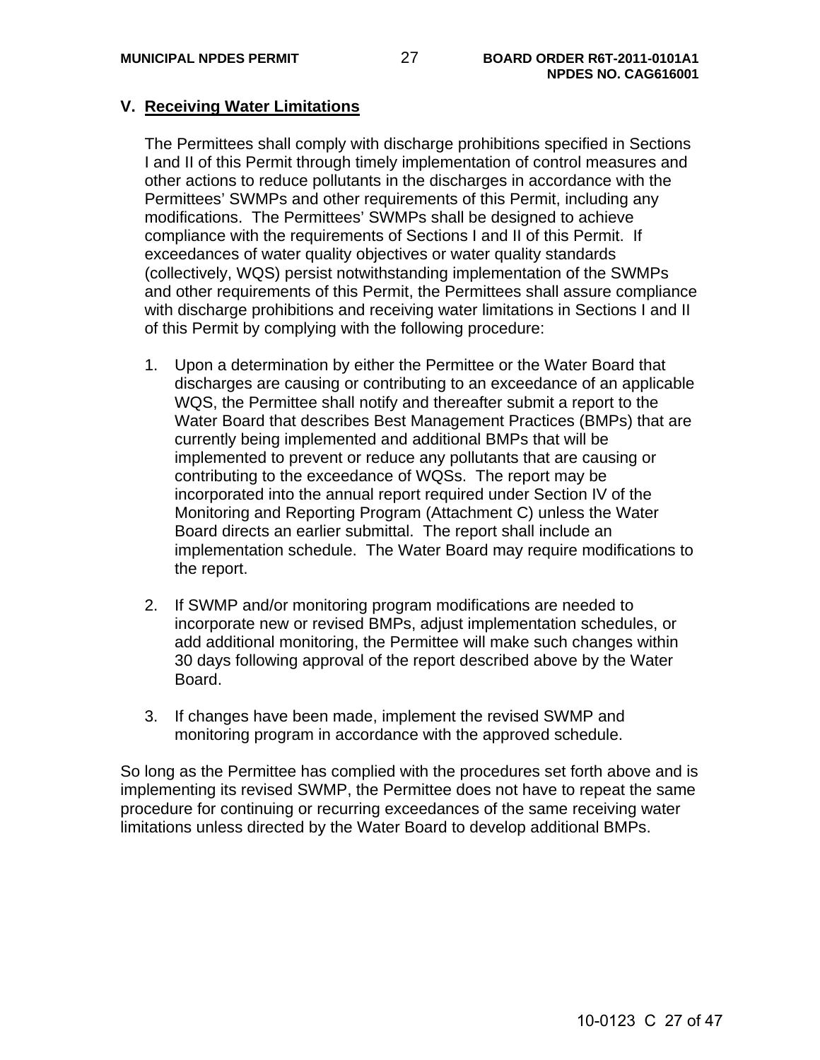## V. Receiving Water Limitations

The Permittees shall comply with discharge prohibitions specified in Sections I and II of this Permit through timely implementation of control measures and other actions to reduce pollutants in the discharges in accordance with the Permittees' SWMPs and other requirements of this Permit, including any modifications. The Permittees' SWMPs shall be designed to achieve compliance with the requirements of Sections I and II of this Permit. If exceedances of water quality objectives or water quality standards (collectively, WQS) persist notwithstanding implementation of the SWMPs and other requirements of this Permit, the Permittees shall assure compliance with discharge prohibitions and receiving water limitations in Sections I and II of this Permit by complying with the following procedure:

1. Upon a determination by either the Permittee or the Water Board that discharges are causing or contributing to an exceedance of an applicable WQS, the Permittee shall notify and thereafter submit a report to the Water Board that describes Best Management Practices (BMPs) that are currently being implemented and additional BMPs that will be implemented to prevent or reduce any pollutants that are causing or contributing to the exceedance of WQSs. The report may be incorporated into the annual report required under Section IV of the Monitoring and Reporting Program (Attachment C) unless the Water Board directs an earlier submittal. The report shall include an implementation schedule. The Water Board may require modifications to the report.

2. If SWMP and/or monitoring program modifications are needed to incorporate new or revised BMPs, adjust implementation schedules, or add additional monitoring, the Permittee will make such changes within 30 days following approval of the report described above by the Water Board.

3. If changes have been made, implement the revised SWMP and monitoring program in accordance with the approved schedule.

So long as the Permittee has complied with the procedures set forth above and is implementing its revised SWMP, the Permittee does not have to repeat the same procedure for continuing or recurring exceedances of the same receiving water limitations unless directed by the Water Board to develop additional BMPs.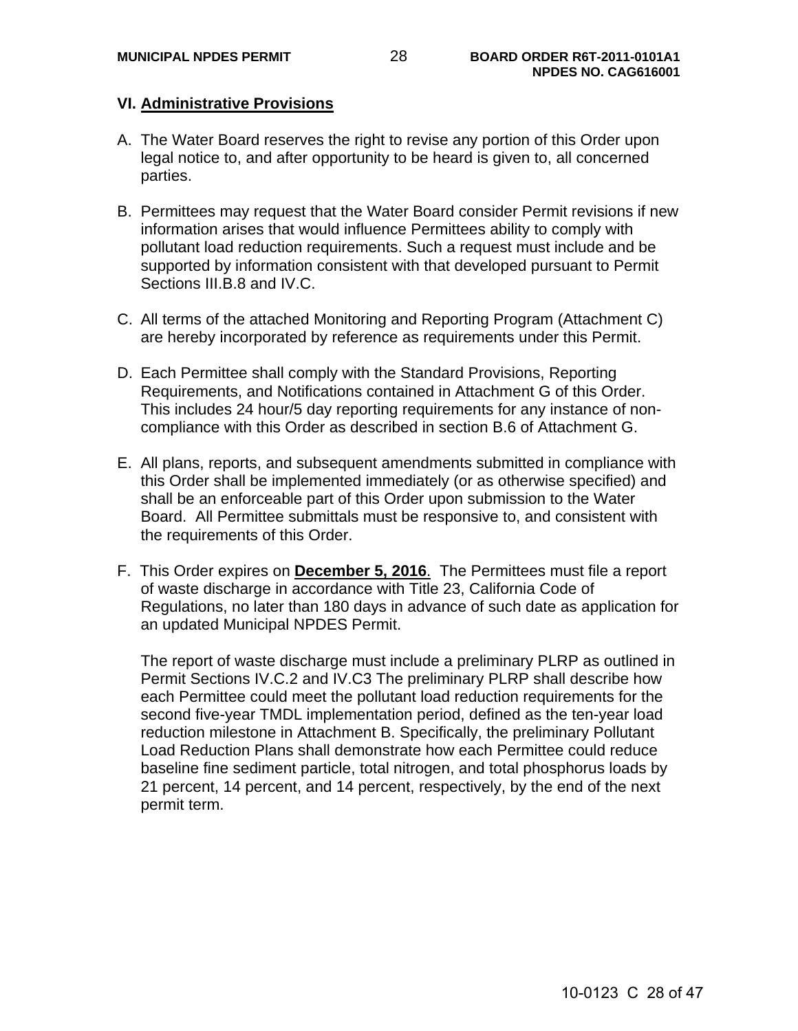## VI. Administrative Provisions

A. The Water Board reserves the right to revise any portion of this Order upon legal notice to, and after opportunity to be heard is given to, all concerned parties.

B. Permittees may request that the Water Board consider Permit revisions if new information arises that would influence Permittees ability to comply with pollutant load reduction requirements. Such a request must include and be supported by information consistent with that developed pursuant to Permit Sections III.B.8 and IV.C.

C. All terms of the attached Monitoring and Reporting Program (Attachment C) are hereby incorporated by reference as requirements under this Permit.

D. Each Permittee shall comply with the Standard Provisions, Reporting Requirements, and Notifications contained in Attachment G of this Order. This includes 24 hour/5 day reporting requirements for any instance of non-compliance with this Order as described in section B.6 of Attachment G.

E. All plans, reports, and subsequent amendments submitted in compliance with this Order shall be implemented immediately (or as otherwise specified) and shall be an enforceable part of this Order upon submission to the Water Board. All Permittee submittals must be responsive to, and consistent with the requirements of this Order.

F. This Order expires on **December 5, 2016**. The Permittees must file a report of waste discharge in accordance with Title 23, California Code of Regulations, no later than 180 days in advance of such date as application for an updated Municipal NPDES Permit.

   The report of waste discharge must include a preliminary PLRP as outlined in Permit Sections IV.C.2 and IV.C3 The preliminary PLRP shall describe how each Permittee could meet the pollutant load reduction requirements for the second five-year TMDL implementation period, defined as the ten-year load reduction milestone in Attachment B. Specifically, the preliminary Pollutant Load Reduction Plans shall demonstrate how each Permittee could reduce baseline fine sediment particle, total nitrogen, and total phosphorus loads by 21 percent, 14 percent, and 14 percent, respectively, by the end of the next permit term.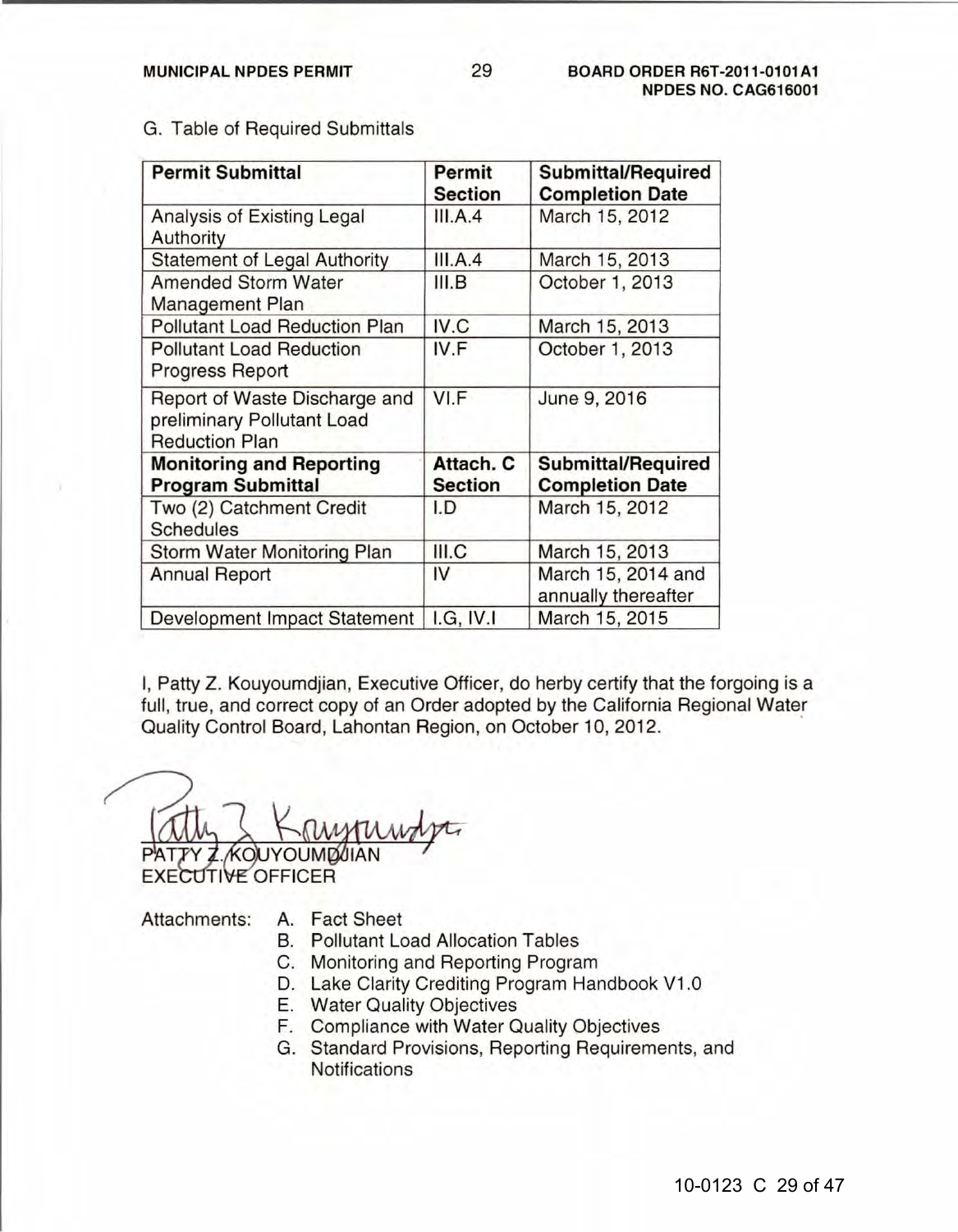G. Table of Required Submittals

| Permit Submittal | Permit Section | Submittal/Required Completion Date |
|---|---|---|
| Analysis of Existing Legal Authority | III.A.4 | March 15, 2012 |
| Statement of Legal Authority | III.A.4 | March 15, 2013 |
| Amended Storm Water Management Plan | III.B | October 1, 2013 |
| Pollutant Load Reduction Plan | IV.C | March 15, 2013 |
| Pollutant Load Reduction Progress Report | IV.F | October 1, 2013 |
| Report of Waste Discharge and preliminary Pollutant Load Reduction Plan | VI.F | June 9, 2016 |
| **Monitoring and Reporting Program Submittal** | **Attach. C Section** | **Submittal/Required Completion Date** |
| Two (2) Catchment Credit Schedules | I.D | March 15, 2012 |
| Storm Water Monitoring Plan | III.C | March 15, 2013 |
| Annual Report | IV | March 15, 2014 and annually thereafter |
| Development Impact Statement | I.G, IV.I | March 15, 2015 |

I, Patty Z. Kouyoumdjian, Executive Officer, do herby certify that the forgoing is a full, true, and correct copy of an Order adopted by the California Regional Water Quality Control Board, Lahontan Region, on October 10, 2012.

PATTY Z. KOUYOUMDJIAN
EXECUTIVE OFFICER

Attachments:
A. Fact Sheet
B. Pollutant Load Allocation Tables
C. Monitoring and Reporting Program
D. Lake Clarity Crediting Program Handbook V1.0
E. Water Quality Objectives
F. Compliance with Water Quality Objectives
G. Standard Provisions, Reporting Requirements, and Notifications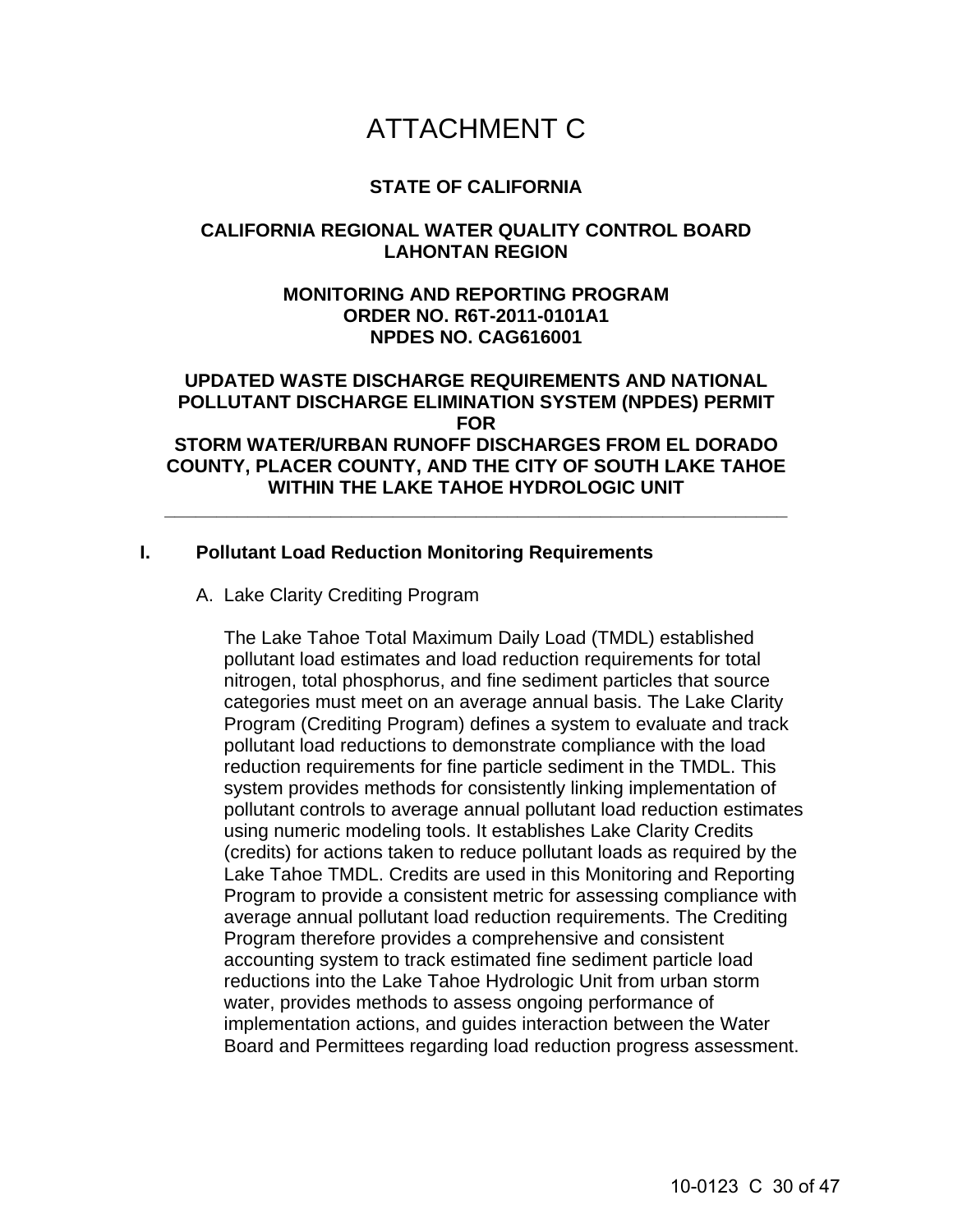# ATTACHMENT C

**STATE OF CALIFORNIA**

**CALIFORNIA REGIONAL WATER QUALITY CONTROL BOARD
LAHONTAN REGION**

**MONITORING AND REPORTING PROGRAM
ORDER NO. R6T-2011-0101A1
NPDES NO. CAG616001**

**UPDATED WASTE DISCHARGE REQUIREMENTS AND NATIONAL POLLUTANT DISCHARGE ELIMINATION SYSTEM (NPDES) PERMIT FOR
STORM WATER/URBAN RUNOFF DISCHARGES FROM EL DORADO COUNTY, PLACER COUNTY, AND THE CITY OF SOUTH LAKE TAHOE WITHIN THE LAKE TAHOE HYDROLOGIC UNIT**

---

## I. Pollutant Load Reduction Monitoring Requirements

### A. Lake Clarity Crediting Program

The Lake Tahoe Total Maximum Daily Load (TMDL) established pollutant load estimates and load reduction requirements for total nitrogen, total phosphorus, and fine sediment particles that source categories must meet on an average annual basis. The Lake Clarity Program (Crediting Program) defines a system to evaluate and track pollutant load reductions to demonstrate compliance with the load reduction requirements for fine particle sediment in the TMDL. This system provides methods for consistently linking implementation of pollutant controls to average annual pollutant load reduction estimates using numeric modeling tools. It establishes Lake Clarity Credits (credits) for actions taken to reduce pollutant loads as required by the Lake Tahoe TMDL. Credits are used in this Monitoring and Reporting Program to provide a consistent metric for assessing compliance with average annual pollutant load reduction requirements. The Crediting Program therefore provides a comprehensive and consistent accounting system to track estimated fine sediment particle load reductions into the Lake Tahoe Hydrologic Unit from urban storm water, provides methods to assess ongoing performance of implementation actions, and guides interaction between the Water Board and Permittees regarding load reduction progress assessment.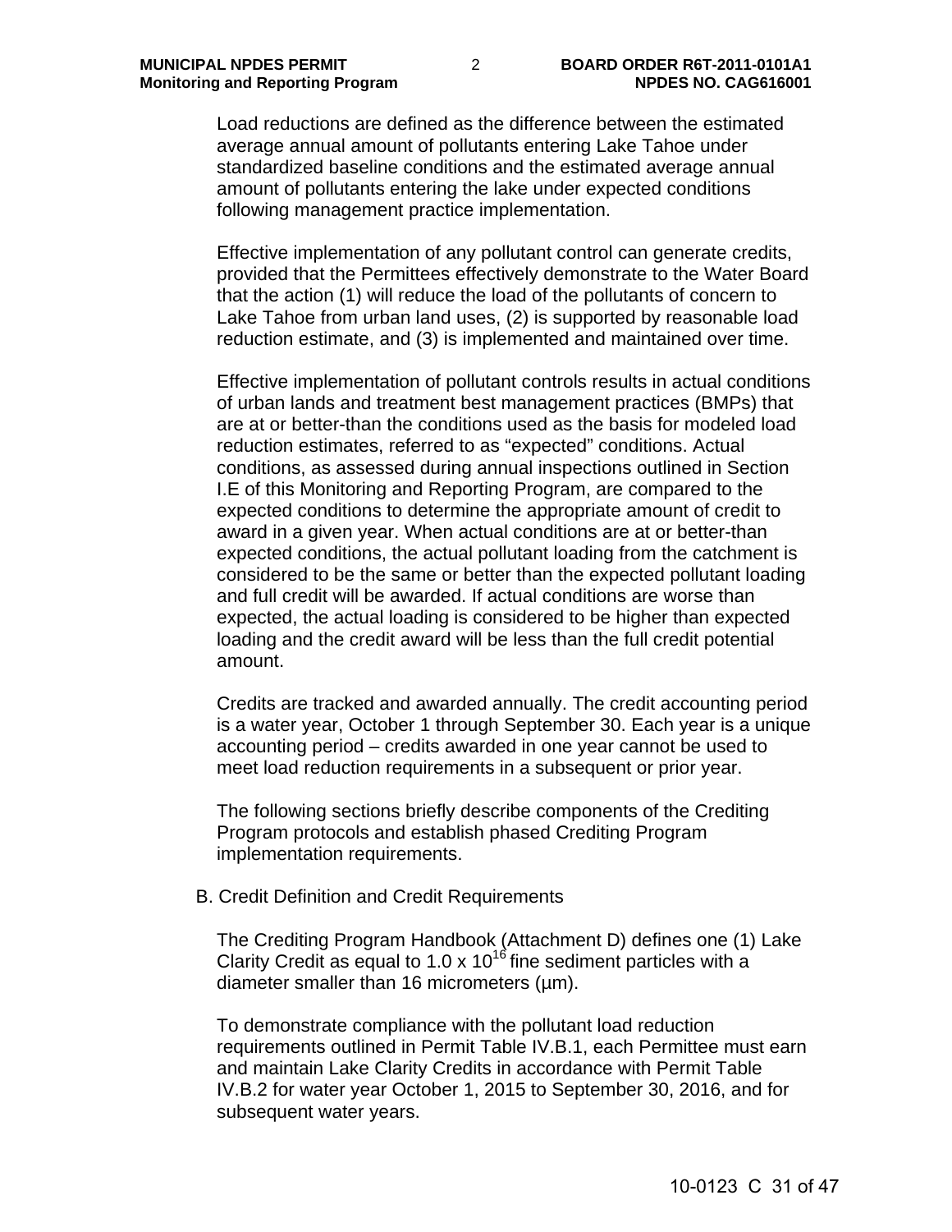Load reductions are defined as the difference between the estimated average annual amount of pollutants entering Lake Tahoe under standardized baseline conditions and the estimated average annual amount of pollutants entering the lake under expected conditions following management practice implementation.

Effective implementation of any pollutant control can generate credits, provided that the Permittees effectively demonstrate to the Water Board that the action (1) will reduce the load of the pollutants of concern to Lake Tahoe from urban land uses, (2) is supported by reasonable load reduction estimate, and (3) is implemented and maintained over time.

Effective implementation of pollutant controls results in actual conditions of urban lands and treatment best management practices (BMPs) that are at or better-than the conditions used as the basis for modeled load reduction estimates, referred to as "expected" conditions. Actual conditions, as assessed during annual inspections outlined in Section I.E of this Monitoring and Reporting Program, are compared to the expected conditions to determine the appropriate amount of credit to award in a given year. When actual conditions are at or better-than expected conditions, the actual pollutant loading from the catchment is considered to be the same or better than the expected pollutant loading and full credit will be awarded. If actual conditions are worse than expected, the actual loading is considered to be higher than expected loading and the credit award will be less than the full credit potential amount.

Credits are tracked and awarded annually. The credit accounting period is a water year, October 1 through September 30. Each year is a unique accounting period – credits awarded in one year cannot be used to meet load reduction requirements in a subsequent or prior year.

The following sections briefly describe components of the Crediting Program protocols and establish phased Crediting Program implementation requirements.

B. Credit Definition and Credit Requirements

The Crediting Program Handbook (Attachment D) defines one (1) Lake Clarity Credit as equal to $1.0 \times 10^{16}$ fine sediment particles with a diameter smaller than 16 micrometers (µm).

To demonstrate compliance with the pollutant load reduction requirements outlined in Permit Table IV.B.1, each Permittee must earn and maintain Lake Clarity Credits in accordance with Permit Table IV.B.2 for water year October 1, 2015 to September 30, 2016, and for subsequent water years.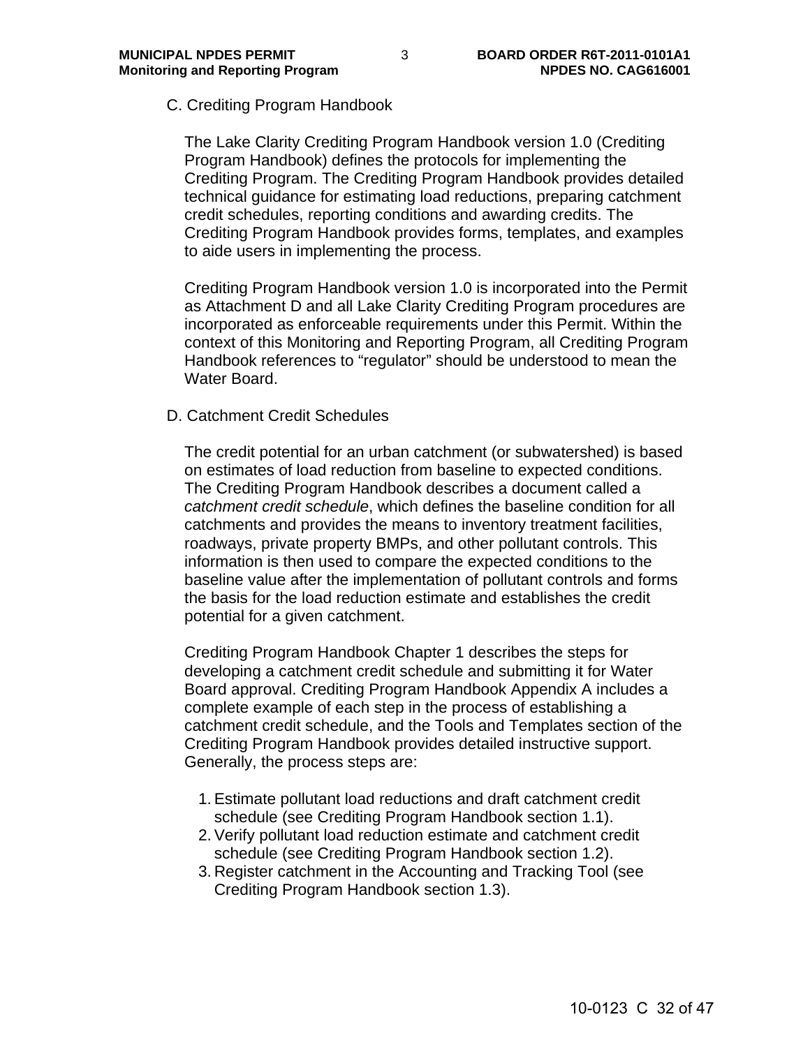C. Crediting Program Handbook

The Lake Clarity Crediting Program Handbook version 1.0 (Crediting Program Handbook) defines the protocols for implementing the Crediting Program. The Crediting Program Handbook provides detailed technical guidance for estimating load reductions, preparing catchment credit schedules, reporting conditions and awarding credits. The Crediting Program Handbook provides forms, templates, and examples to aide users in implementing the process.

Crediting Program Handbook version 1.0 is incorporated into the Permit as Attachment D and all Lake Clarity Crediting Program procedures are incorporated as enforceable requirements under this Permit. Within the context of this Monitoring and Reporting Program, all Crediting Program Handbook references to "regulator" should be understood to mean the Water Board.

D. Catchment Credit Schedules

The credit potential for an urban catchment (or subwatershed) is based on estimates of load reduction from baseline to expected conditions. The Crediting Program Handbook describes a document called a *catchment credit schedule*, which defines the baseline condition for all catchments and provides the means to inventory treatment facilities, roadways, private property BMPs, and other pollutant controls. This information is then used to compare the expected conditions to the baseline value after the implementation of pollutant controls and forms the basis for the load reduction estimate and establishes the credit potential for a given catchment.

Crediting Program Handbook Chapter 1 describes the steps for developing a catchment credit schedule and submitting it for Water Board approval. Crediting Program Handbook Appendix A includes a complete example of each step in the process of establishing a catchment credit schedule, and the Tools and Templates section of the Crediting Program Handbook provides detailed instructive support. Generally, the process steps are:

1. Estimate pollutant load reductions and draft catchment credit schedule (see Crediting Program Handbook section 1.1).
2. Verify pollutant load reduction estimate and catchment credit schedule (see Crediting Program Handbook section 1.2).
3. Register catchment in the Accounting and Tracking Tool (see Crediting Program Handbook section 1.3).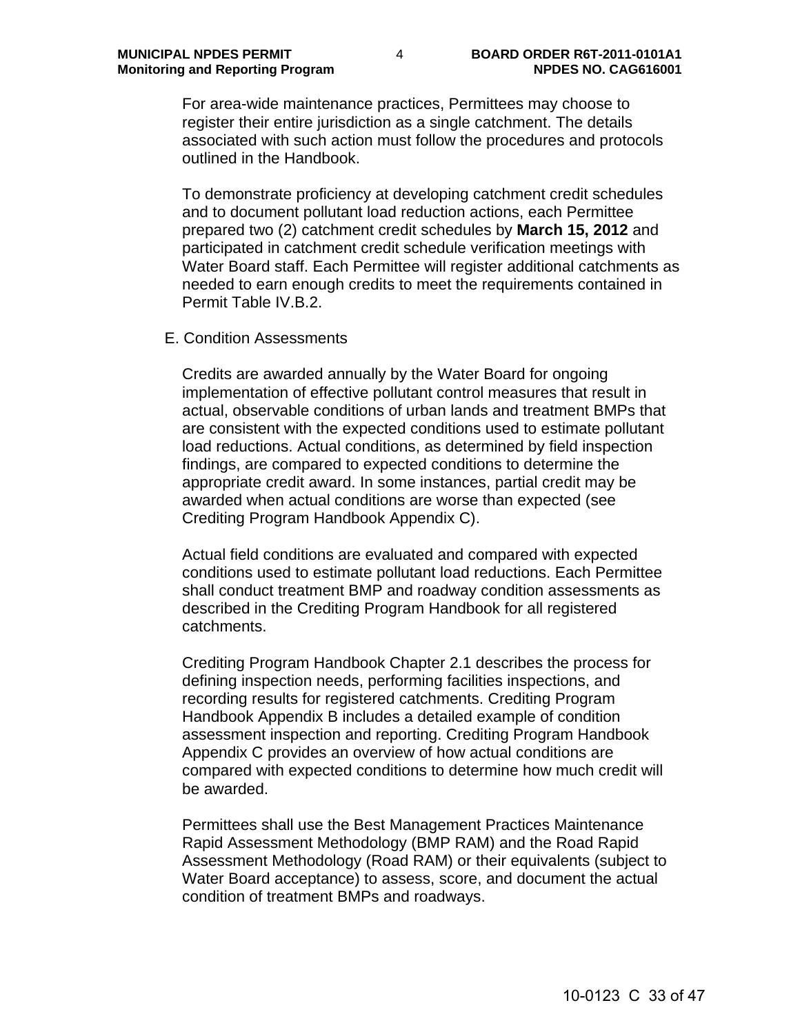For area-wide maintenance practices, Permittees may choose to register their entire jurisdiction as a single catchment. The details associated with such action must follow the procedures and protocols outlined in the Handbook.

To demonstrate proficiency at developing catchment credit schedules and to document pollutant load reduction actions, each Permittee prepared two (2) catchment credit schedules by **March 15, 2012** and participated in catchment credit schedule verification meetings with Water Board staff. Each Permittee will register additional catchments as needed to earn enough credits to meet the requirements contained in Permit Table IV.B.2.

E. Condition Assessments

Credits are awarded annually by the Water Board for ongoing implementation of effective pollutant control measures that result in actual, observable conditions of urban lands and treatment BMPs that are consistent with the expected conditions used to estimate pollutant load reductions. Actual conditions, as determined by field inspection findings, are compared to expected conditions to determine the appropriate credit award. In some instances, partial credit may be awarded when actual conditions are worse than expected (see Crediting Program Handbook Appendix C).

Actual field conditions are evaluated and compared with expected conditions used to estimate pollutant load reductions. Each Permittee shall conduct treatment BMP and roadway condition assessments as described in the Crediting Program Handbook for all registered catchments.

Crediting Program Handbook Chapter 2.1 describes the process for defining inspection needs, performing facilities inspections, and recording results for registered catchments. Crediting Program Handbook Appendix B includes a detailed example of condition assessment inspection and reporting. Crediting Program Handbook Appendix C provides an overview of how actual conditions are compared with expected conditions to determine how much credit will be awarded.

Permittees shall use the Best Management Practices Maintenance Rapid Assessment Methodology (BMP RAM) and the Road Rapid Assessment Methodology (Road RAM) or their equivalents (subject to Water Board acceptance) to assess, score, and document the actual condition of treatment BMPs and roadways.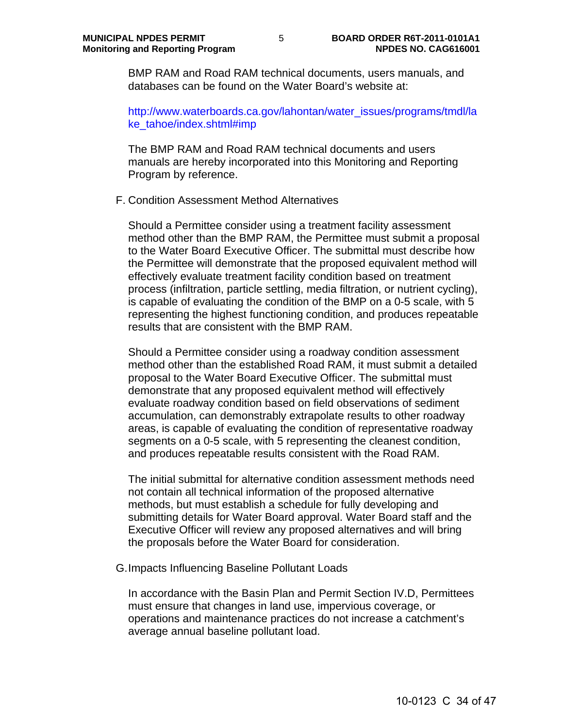BMP RAM and Road RAM technical documents, users manuals, and databases can be found on the Water Board's website at:

http://www.waterboards.ca.gov/lahontan/water_issues/programs/tmdl/lake_tahoe/index.shtml#imp

The BMP RAM and Road RAM technical documents and users manuals are hereby incorporated into this Monitoring and Reporting Program by reference.

F. Condition Assessment Method Alternatives

Should a Permittee consider using a treatment facility assessment method other than the BMP RAM, the Permittee must submit a proposal to the Water Board Executive Officer. The submittal must describe how the Permittee will demonstrate that the proposed equivalent method will effectively evaluate treatment facility condition based on treatment process (infiltration, particle settling, media filtration, or nutrient cycling), is capable of evaluating the condition of the BMP on a 0-5 scale, with 5 representing the highest functioning condition, and produces repeatable results that are consistent with the BMP RAM.

Should a Permittee consider using a roadway condition assessment method other than the established Road RAM, it must submit a detailed proposal to the Water Board Executive Officer. The submittal must demonstrate that any proposed equivalent method will effectively evaluate roadway condition based on field observations of sediment accumulation, can demonstrably extrapolate results to other roadway areas, is capable of evaluating the condition of representative roadway segments on a 0-5 scale, with 5 representing the cleanest condition, and produces repeatable results consistent with the Road RAM.

The initial submittal for alternative condition assessment methods need not contain all technical information of the proposed alternative methods, but must establish a schedule for fully developing and submitting details for Water Board approval. Water Board staff and the Executive Officer will review any proposed alternatives and will bring the proposals before the Water Board for consideration.

G. Impacts Influencing Baseline Pollutant Loads

In accordance with the Basin Plan and Permit Section IV.D, Permittees must ensure that changes in land use, impervious coverage, or operations and maintenance practices do not increase a catchment's average annual baseline pollutant load.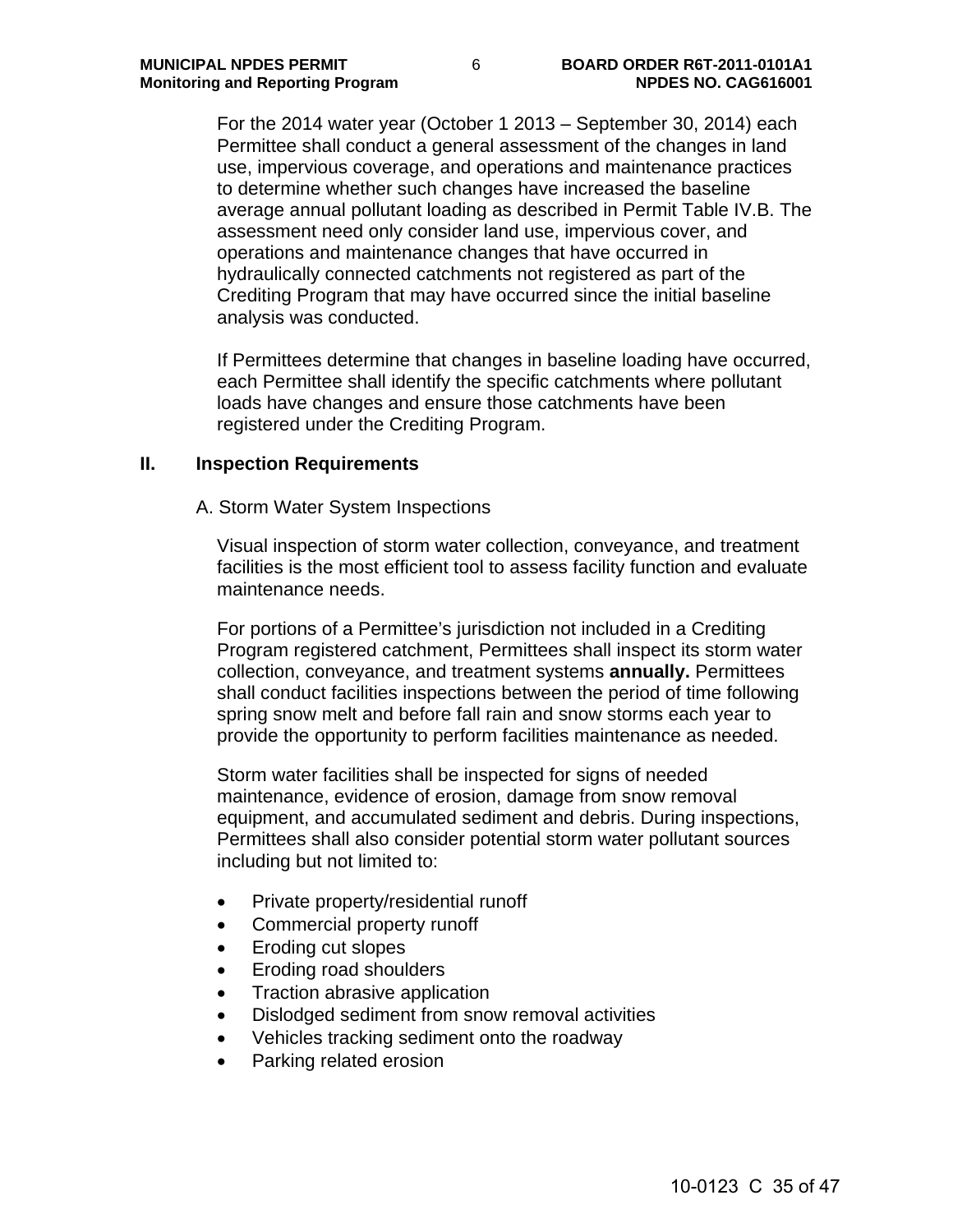For the 2014 water year (October 1 2013 – September 30, 2014) each Permittee shall conduct a general assessment of the changes in land use, impervious coverage, and operations and maintenance practices to determine whether such changes have increased the baseline average annual pollutant loading as described in Permit Table IV.B. The assessment need only consider land use, impervious cover, and operations and maintenance changes that have occurred in hydraulically connected catchments not registered as part of the Crediting Program that may have occurred since the initial baseline analysis was conducted.

If Permittees determine that changes in baseline loading have occurred, each Permittee shall identify the specific catchments where pollutant loads have changes and ensure those catchments have been registered under the Crediting Program.

## II. Inspection Requirements

### A. Storm Water System Inspections

Visual inspection of storm water collection, conveyance, and treatment facilities is the most efficient tool to assess facility function and evaluate maintenance needs.

For portions of a Permittee's jurisdiction not included in a Crediting Program registered catchment, Permittees shall inspect its storm water collection, conveyance, and treatment systems **annually.** Permittees shall conduct facilities inspections between the period of time following spring snow melt and before fall rain and snow storms each year to provide the opportunity to perform facilities maintenance as needed.

Storm water facilities shall be inspected for signs of needed maintenance, evidence of erosion, damage from snow removal equipment, and accumulated sediment and debris. During inspections, Permittees shall also consider potential storm water pollutant sources including but not limited to:

- Private property/residential runoff
- Commercial property runoff
- Eroding cut slopes
- Eroding road shoulders
- Traction abrasive application
- Dislodged sediment from snow removal activities
- Vehicles tracking sediment onto the roadway
- Parking related erosion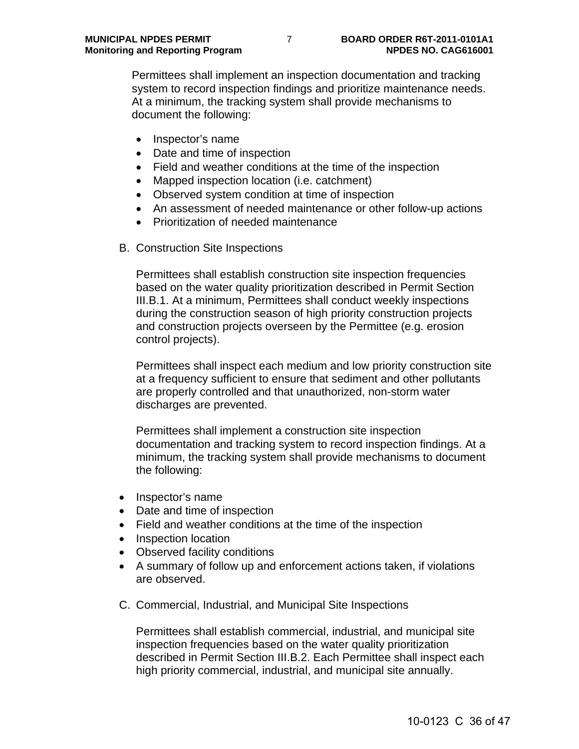Permittees shall implement an inspection documentation and tracking system to record inspection findings and prioritize maintenance needs. At a minimum, the tracking system shall provide mechanisms to document the following:

- Inspector's name
- Date and time of inspection
- Field and weather conditions at the time of the inspection
- Mapped inspection location (i.e. catchment)
- Observed system condition at time of inspection
- An assessment of needed maintenance or other follow-up actions
- Prioritization of needed maintenance

B. Construction Site Inspections

Permittees shall establish construction site inspection frequencies based on the water quality prioritization described in Permit Section III.B.1. At a minimum, Permittees shall conduct weekly inspections during the construction season of high priority construction projects and construction projects overseen by the Permittee (e.g. erosion control projects).

Permittees shall inspect each medium and low priority construction site at a frequency sufficient to ensure that sediment and other pollutants are properly controlled and that unauthorized, non-storm water discharges are prevented.

Permittees shall implement a construction site inspection documentation and tracking system to record inspection findings. At a minimum, the tracking system shall provide mechanisms to document the following:

- Inspector's name
- Date and time of inspection
- Field and weather conditions at the time of the inspection
- Inspection location
- Observed facility conditions
- A summary of follow up and enforcement actions taken, if violations are observed.

C. Commercial, Industrial, and Municipal Site Inspections

Permittees shall establish commercial, industrial, and municipal site inspection frequencies based on the water quality prioritization described in Permit Section III.B.2. Each Permittee shall inspect each high priority commercial, industrial, and municipal site annually.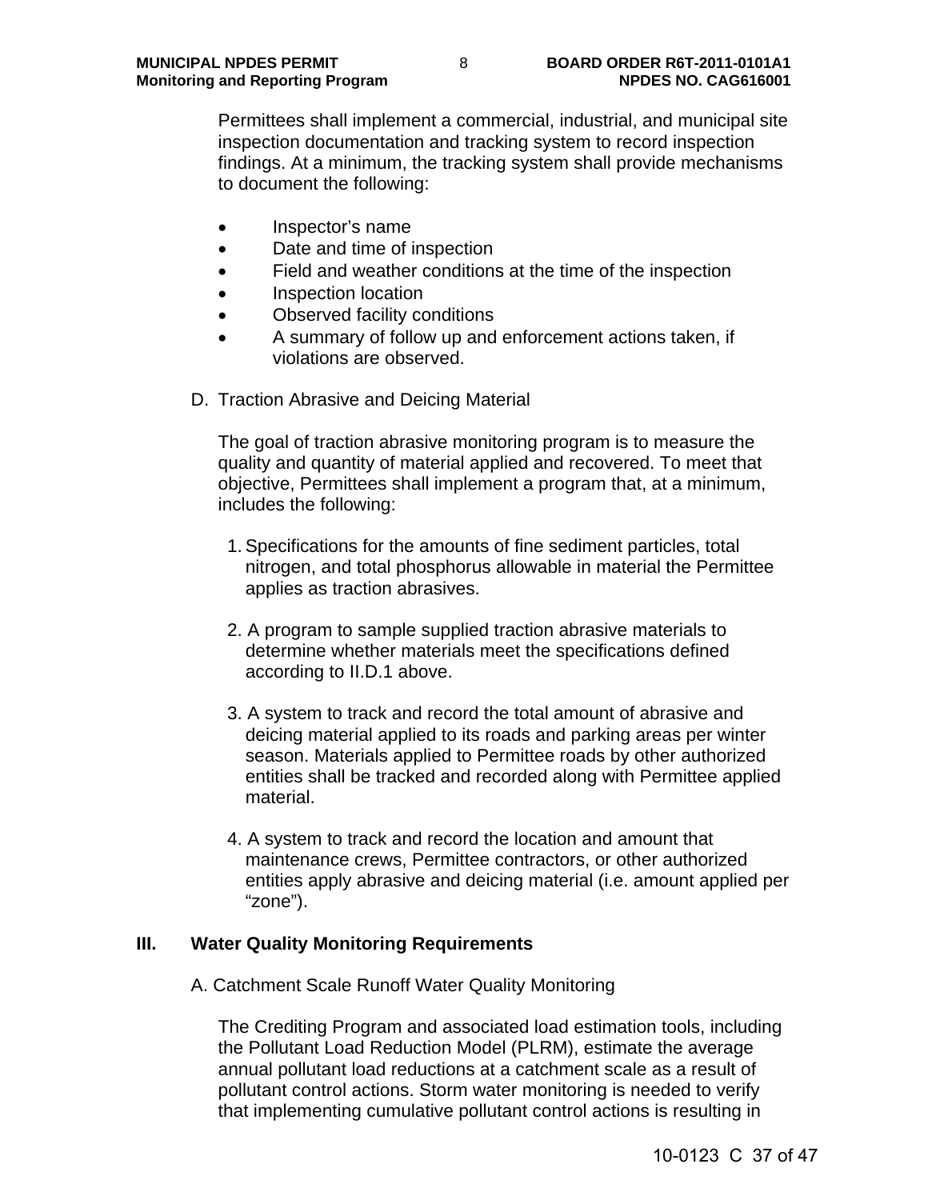Permittees shall implement a commercial, industrial, and municipal site inspection documentation and tracking system to record inspection findings. At a minimum, the tracking system shall provide mechanisms to document the following:

- Inspector's name
- Date and time of inspection
- Field and weather conditions at the time of the inspection
- Inspection location
- Observed facility conditions
- A summary of follow up and enforcement actions taken, if violations are observed.

D. Traction Abrasive and Deicing Material

The goal of traction abrasive monitoring program is to measure the quality and quantity of material applied and recovered. To meet that objective, Permittees shall implement a program that, at a minimum, includes the following:

1. Specifications for the amounts of fine sediment particles, total nitrogen, and total phosphorus allowable in material the Permittee applies as traction abrasives.

2. A program to sample supplied traction abrasive materials to determine whether materials meet the specifications defined according to II.D.1 above.

3. A system to track and record the total amount of abrasive and deicing material applied to its roads and parking areas per winter season. Materials applied to Permittee roads by other authorized entities shall be tracked and recorded along with Permittee applied material.

4. A system to track and record the location and amount that maintenance crews, Permittee contractors, or other authorized entities apply abrasive and deicing material (i.e. amount applied per "zone").

## III. Water Quality Monitoring Requirements

A. Catchment Scale Runoff Water Quality Monitoring

The Crediting Program and associated load estimation tools, including the Pollutant Load Reduction Model (PLRM), estimate the average annual pollutant load reductions at a catchment scale as a result of pollutant control actions. Storm water monitoring is needed to verify that implementing cumulative pollutant control actions is resulting in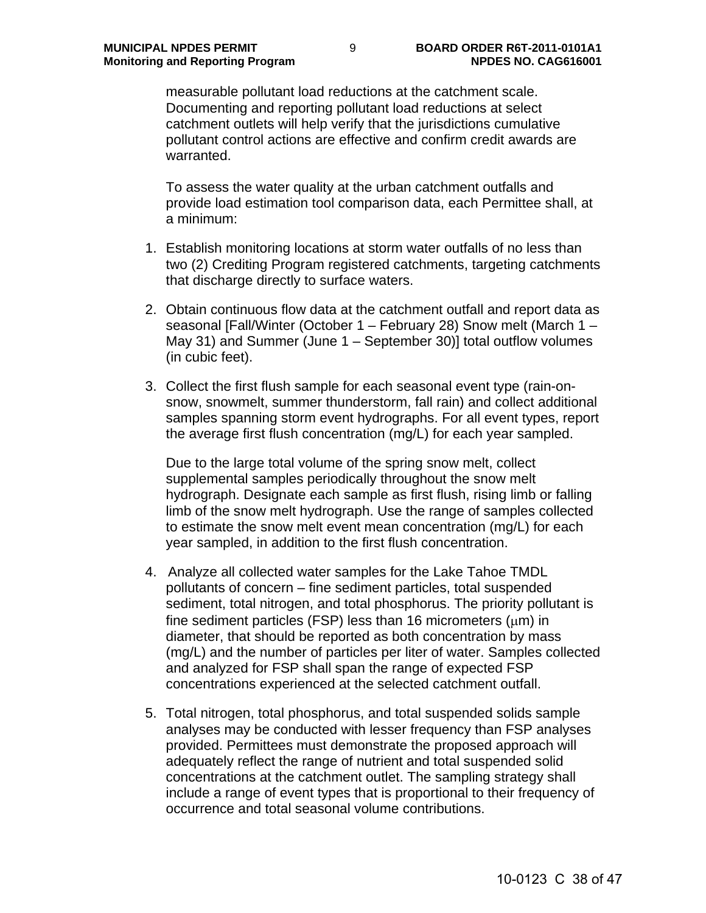measurable pollutant load reductions at the catchment scale. Documenting and reporting pollutant load reductions at select catchment outlets will help verify that the jurisdictions cumulative pollutant control actions are effective and confirm credit awards are warranted.

To assess the water quality at the urban catchment outfalls and provide load estimation tool comparison data, each Permittee shall, at a minimum:

1. Establish monitoring locations at storm water outfalls of no less than two (2) Crediting Program registered catchments, targeting catchments that discharge directly to surface waters.

2. Obtain continuous flow data at the catchment outfall and report data as seasonal [Fall/Winter (October 1 – February 28) Snow melt (March 1 – May 31) and Summer (June 1 – September 30)] total outflow volumes (in cubic feet).

3. Collect the first flush sample for each seasonal event type (rain-on-snow, snowmelt, summer thunderstorm, fall rain) and collect additional samples spanning storm event hydrographs. For all event types, report the average first flush concentration (mg/L) for each year sampled.

   Due to the large total volume of the spring snow melt, collect supplemental samples periodically throughout the snow melt hydrograph. Designate each sample as first flush, rising limb or falling limb of the snow melt hydrograph. Use the range of samples collected to estimate the snow melt event mean concentration (mg/L) for each year sampled, in addition to the first flush concentration.

4. Analyze all collected water samples for the Lake Tahoe TMDL pollutants of concern – fine sediment particles, total suspended sediment, total nitrogen, and total phosphorus. The priority pollutant is fine sediment particles (FSP) less than 16 micrometers (μm) in diameter, that should be reported as both concentration by mass (mg/L) and the number of particles per liter of water. Samples collected and analyzed for FSP shall span the range of expected FSP concentrations experienced at the selected catchment outfall.

5. Total nitrogen, total phosphorus, and total suspended solids sample analyses may be conducted with lesser frequency than FSP analyses provided. Permittees must demonstrate the proposed approach will adequately reflect the range of nutrient and total suspended solid concentrations at the catchment outlet. The sampling strategy shall include a range of event types that is proportional to their frequency of occurrence and total seasonal volume contributions.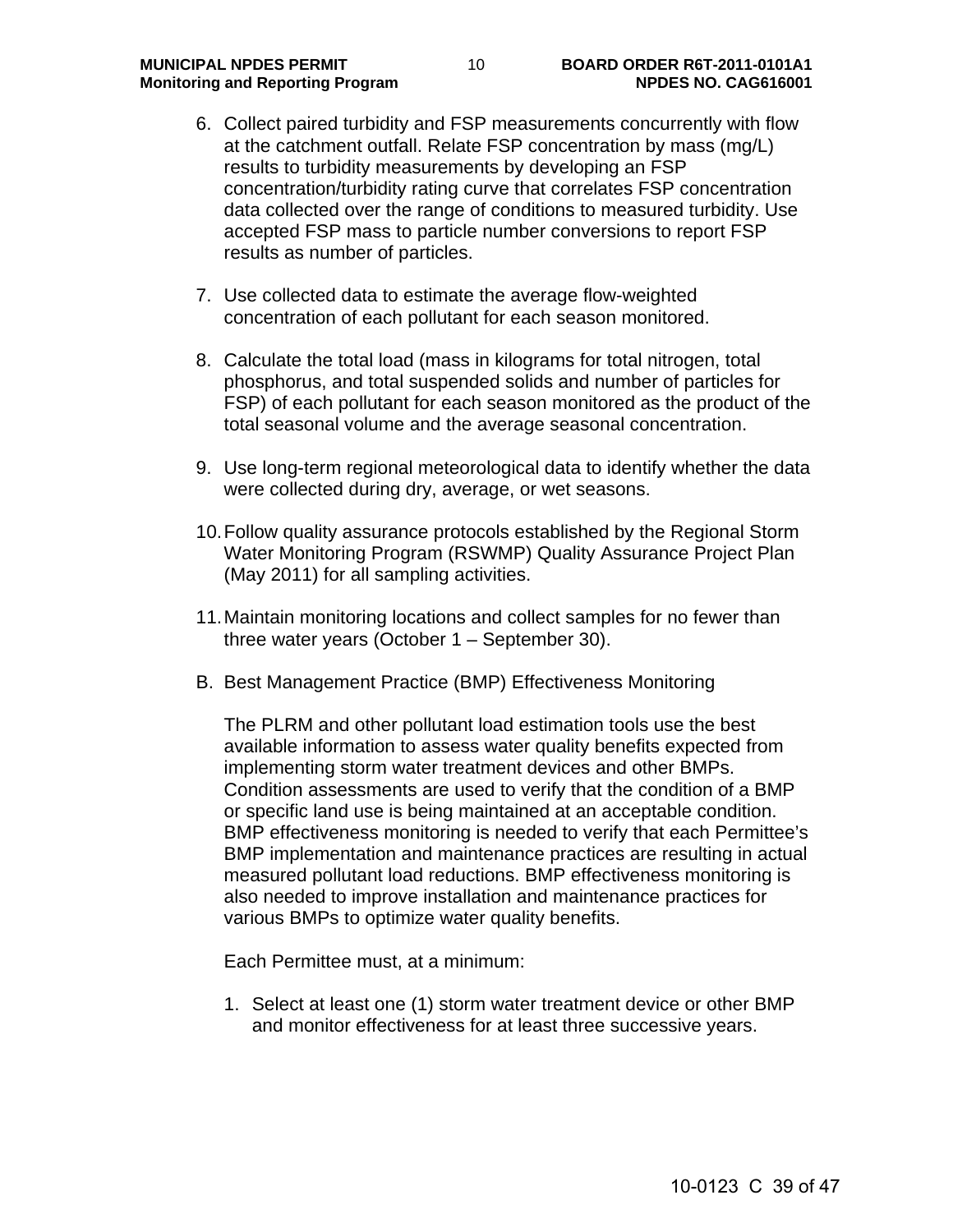6. Collect paired turbidity and FSP measurements concurrently with flow at the catchment outfall. Relate FSP concentration by mass (mg/L) results to turbidity measurements by developing an FSP concentration/turbidity rating curve that correlates FSP concentration data collected over the range of conditions to measured turbidity. Use accepted FSP mass to particle number conversions to report FSP results as number of particles.

7. Use collected data to estimate the average flow-weighted concentration of each pollutant for each season monitored.

8. Calculate the total load (mass in kilograms for total nitrogen, total phosphorus, and total suspended solids and number of particles for FSP) of each pollutant for each season monitored as the product of the total seasonal volume and the average seasonal concentration.

9. Use long-term regional meteorological data to identify whether the data were collected during dry, average, or wet seasons.

10. Follow quality assurance protocols established by the Regional Storm Water Monitoring Program (RSWMP) Quality Assurance Project Plan (May 2011) for all sampling activities.

11. Maintain monitoring locations and collect samples for no fewer than three water years (October 1 – September 30).

B. Best Management Practice (BMP) Effectiveness Monitoring

The PLRM and other pollutant load estimation tools use the best available information to assess water quality benefits expected from implementing storm water treatment devices and other BMPs. Condition assessments are used to verify that the condition of a BMP or specific land use is being maintained at an acceptable condition. BMP effectiveness monitoring is needed to verify that each Permittee's BMP implementation and maintenance practices are resulting in actual measured pollutant load reductions. BMP effectiveness monitoring is also needed to improve installation and maintenance practices for various BMPs to optimize water quality benefits.

Each Permittee must, at a minimum:

1. Select at least one (1) storm water treatment device or other BMP and monitor effectiveness for at least three successive years.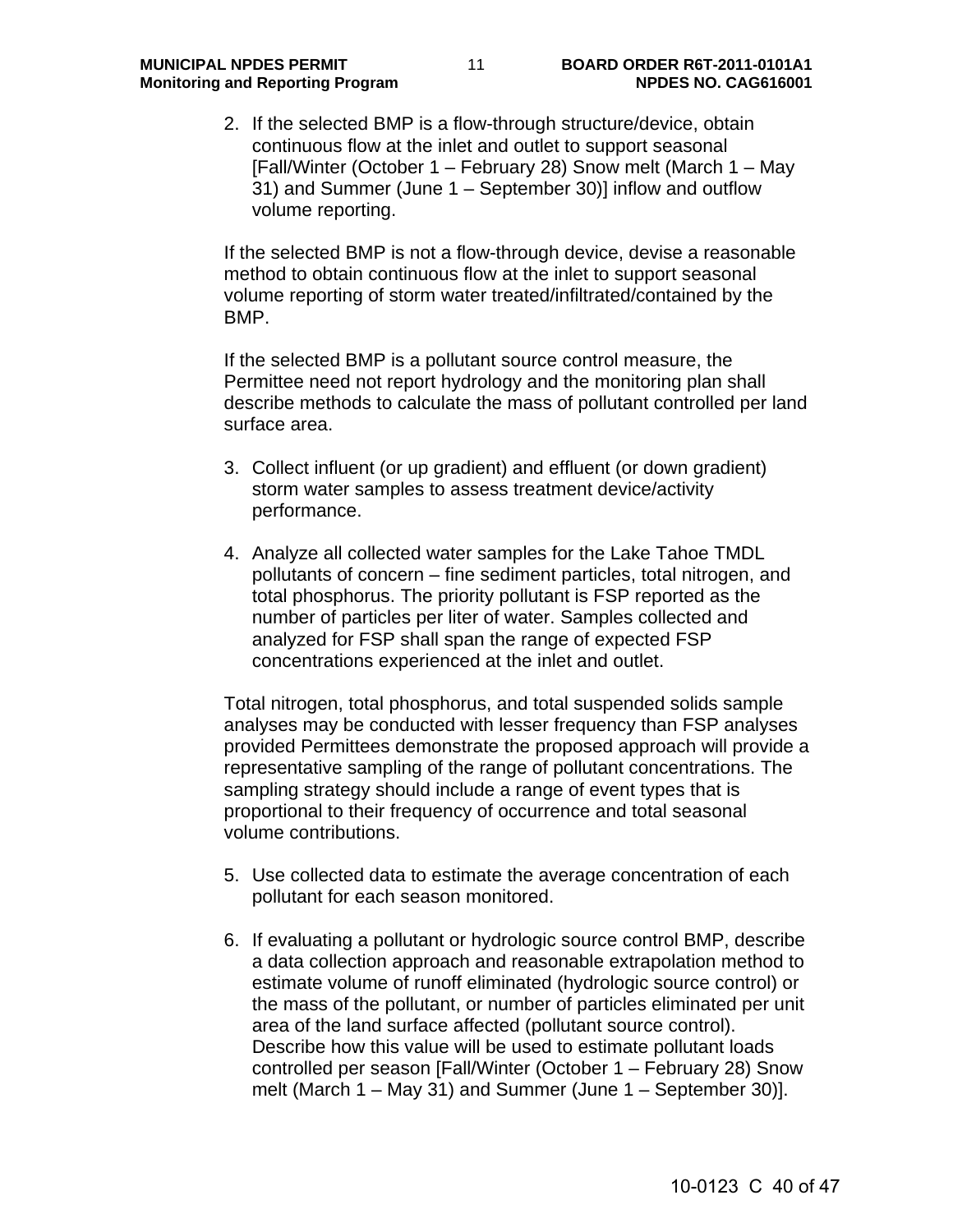2. If the selected BMP is a flow-through structure/device, obtain continuous flow at the inlet and outlet to support seasonal [Fall/Winter (October 1 – February 28) Snow melt (March 1 – May 31) and Summer (June 1 – September 30)] inflow and outflow volume reporting.

   If the selected BMP is not a flow-through device, devise a reasonable method to obtain continuous flow at the inlet to support seasonal volume reporting of storm water treated/infiltrated/contained by the BMP.

   If the selected BMP is a pollutant source control measure, the Permittee need not report hydrology and the monitoring plan shall describe methods to calculate the mass of pollutant controlled per land surface area.

3. Collect influent (or up gradient) and effluent (or down gradient) storm water samples to assess treatment device/activity performance.

4. Analyze all collected water samples for the Lake Tahoe TMDL pollutants of concern – fine sediment particles, total nitrogen, and total phosphorus. The priority pollutant is FSP reported as the number of particles per liter of water. Samples collected and analyzed for FSP shall span the range of expected FSP concentrations experienced at the inlet and outlet.

   Total nitrogen, total phosphorus, and total suspended solids sample analyses may be conducted with lesser frequency than FSP analyses provided Permittees demonstrate the proposed approach will provide a representative sampling of the range of pollutant concentrations. The sampling strategy should include a range of event types that is proportional to their frequency of occurrence and total seasonal volume contributions.

5. Use collected data to estimate the average concentration of each pollutant for each season monitored.

6. If evaluating a pollutant or hydrologic source control BMP, describe a data collection approach and reasonable extrapolation method to estimate volume of runoff eliminated (hydrologic source control) or the mass of the pollutant, or number of particles eliminated per unit area of the land surface affected (pollutant source control). Describe how this value will be used to estimate pollutant loads controlled per season [Fall/Winter (October 1 – February 28) Snow melt (March 1 – May 31) and Summer (June 1 – September 30)].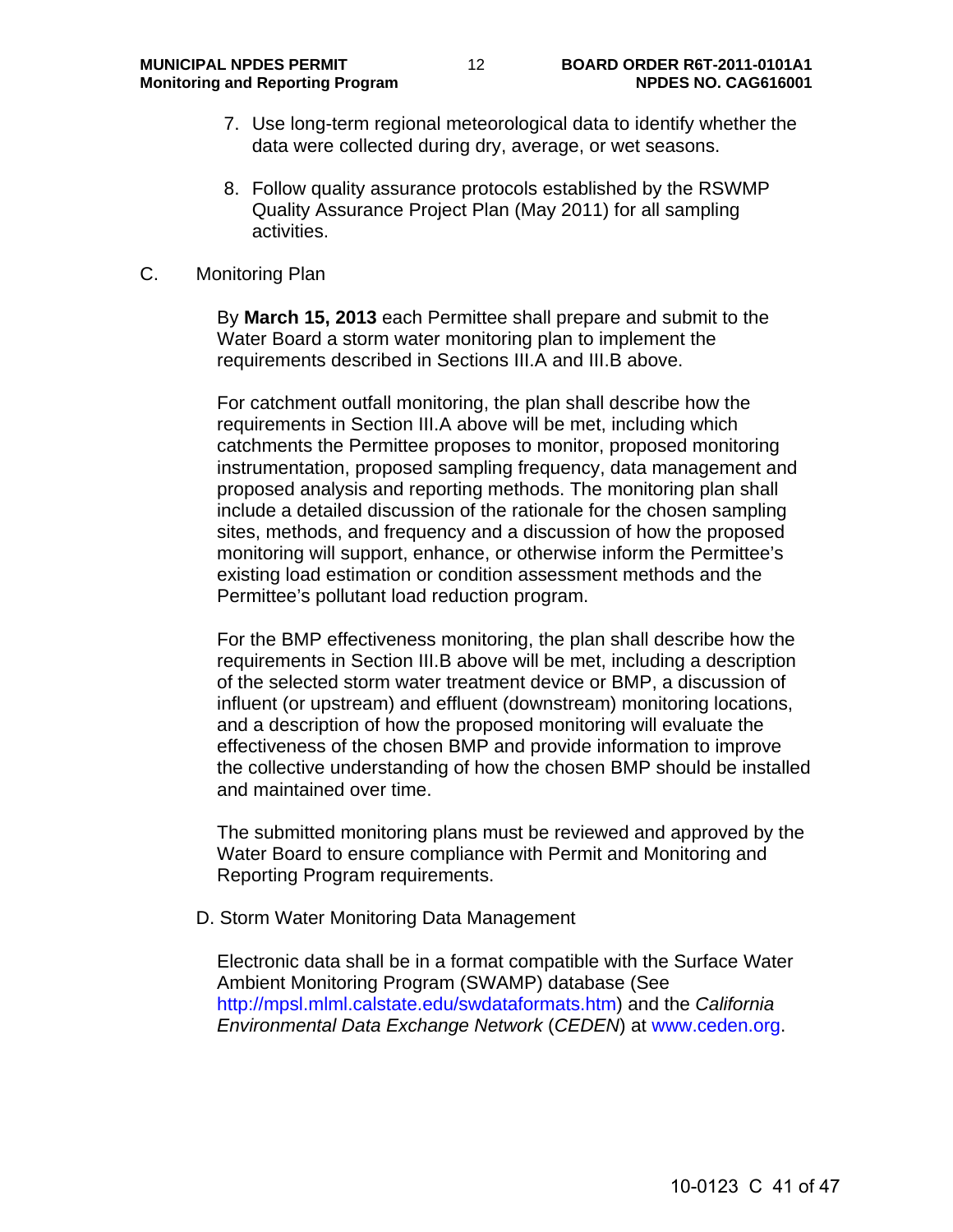7. Use long-term regional meteorological data to identify whether the data were collected during dry, average, or wet seasons.

8. Follow quality assurance protocols established by the RSWMP Quality Assurance Project Plan (May 2011) for all sampling activities.

C. Monitoring Plan

By **March 15, 2013** each Permittee shall prepare and submit to the Water Board a storm water monitoring plan to implement the requirements described in Sections III.A and III.B above.

For catchment outfall monitoring, the plan shall describe how the requirements in Section III.A above will be met, including which catchments the Permittee proposes to monitor, proposed monitoring instrumentation, proposed sampling frequency, data management and proposed analysis and reporting methods. The monitoring plan shall include a detailed discussion of the rationale for the chosen sampling sites, methods, and frequency and a discussion of how the proposed monitoring will support, enhance, or otherwise inform the Permittee's existing load estimation or condition assessment methods and the Permittee's pollutant load reduction program.

For the BMP effectiveness monitoring, the plan shall describe how the requirements in Section III.B above will be met, including a description of the selected storm water treatment device or BMP, a discussion of influent (or upstream) and effluent (downstream) monitoring locations, and a description of how the proposed monitoring will evaluate the effectiveness of the chosen BMP and provide information to improve the collective understanding of how the chosen BMP should be installed and maintained over time.

The submitted monitoring plans must be reviewed and approved by the Water Board to ensure compliance with Permit and Monitoring and Reporting Program requirements.

D. Storm Water Monitoring Data Management

Electronic data shall be in a format compatible with the Surface Water Ambient Monitoring Program (SWAMP) database (See http://mpsl.mlml.calstate.edu/swdataformats.htm) and the *California Environmental Data Exchange Network* (*CEDEN*) at www.ceden.org.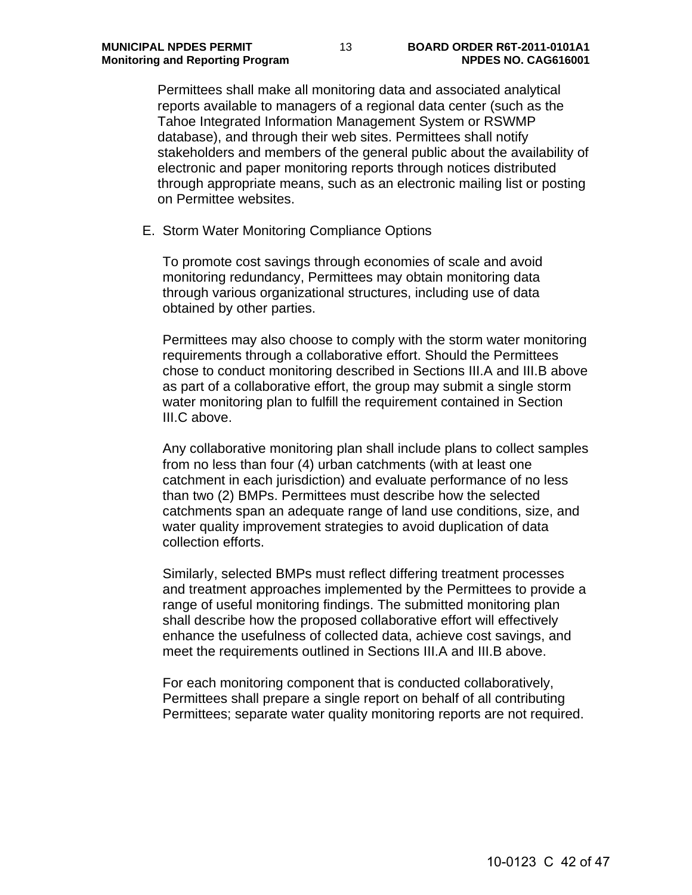Permittees shall make all monitoring data and associated analytical reports available to managers of a regional data center (such as the Tahoe Integrated Information Management System or RSWMP database), and through their web sites. Permittees shall notify stakeholders and members of the general public about the availability of electronic and paper monitoring reports through notices distributed through appropriate means, such as an electronic mailing list or posting on Permittee websites.

E. Storm Water Monitoring Compliance Options

To promote cost savings through economies of scale and avoid monitoring redundancy, Permittees may obtain monitoring data through various organizational structures, including use of data obtained by other parties.

Permittees may also choose to comply with the storm water monitoring requirements through a collaborative effort. Should the Permittees chose to conduct monitoring described in Sections III.A and III.B above as part of a collaborative effort, the group may submit a single storm water monitoring plan to fulfill the requirement contained in Section III.C above.

Any collaborative monitoring plan shall include plans to collect samples from no less than four (4) urban catchments (with at least one catchment in each jurisdiction) and evaluate performance of no less than two (2) BMPs. Permittees must describe how the selected catchments span an adequate range of land use conditions, size, and water quality improvement strategies to avoid duplication of data collection efforts.

Similarly, selected BMPs must reflect differing treatment processes and treatment approaches implemented by the Permittees to provide a range of useful monitoring findings. The submitted monitoring plan shall describe how the proposed collaborative effort will effectively enhance the usefulness of collected data, achieve cost savings, and meet the requirements outlined in Sections III.A and III.B above.

For each monitoring component that is conducted collaboratively, Permittees shall prepare a single report on behalf of all contributing Permittees; separate water quality monitoring reports are not required.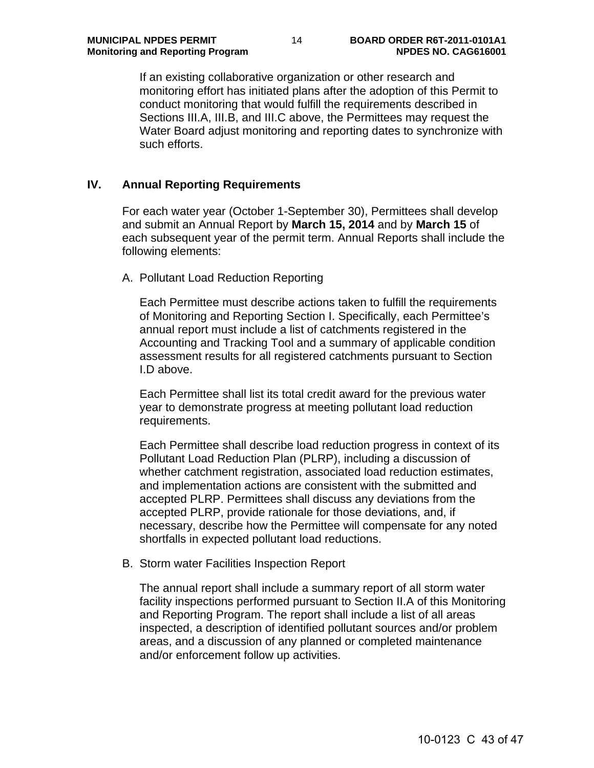If an existing collaborative organization or other research and monitoring effort has initiated plans after the adoption of this Permit to conduct monitoring that would fulfill the requirements described in Sections III.A, III.B, and III.C above, the Permittees may request the Water Board adjust monitoring and reporting dates to synchronize with such efforts.

## IV. Annual Reporting Requirements

For each water year (October 1-September 30), Permittees shall develop and submit an Annual Report by **March 15, 2014** and by **March 15** of each subsequent year of the permit term. Annual Reports shall include the following elements:

A. Pollutant Load Reduction Reporting

Each Permittee must describe actions taken to fulfill the requirements of Monitoring and Reporting Section I. Specifically, each Permittee's annual report must include a list of catchments registered in the Accounting and Tracking Tool and a summary of applicable condition assessment results for all registered catchments pursuant to Section I.D above.

Each Permittee shall list its total credit award for the previous water year to demonstrate progress at meeting pollutant load reduction requirements.

Each Permittee shall describe load reduction progress in context of its Pollutant Load Reduction Plan (PLRP), including a discussion of whether catchment registration, associated load reduction estimates, and implementation actions are consistent with the submitted and accepted PLRP. Permittees shall discuss any deviations from the accepted PLRP, provide rationale for those deviations, and, if necessary, describe how the Permittee will compensate for any noted shortfalls in expected pollutant load reductions.

B. Storm water Facilities Inspection Report

The annual report shall include a summary report of all storm water facility inspections performed pursuant to Section II.A of this Monitoring and Reporting Program. The report shall include a list of all areas inspected, a description of identified pollutant sources and/or problem areas, and a discussion of any planned or completed maintenance and/or enforcement follow up activities.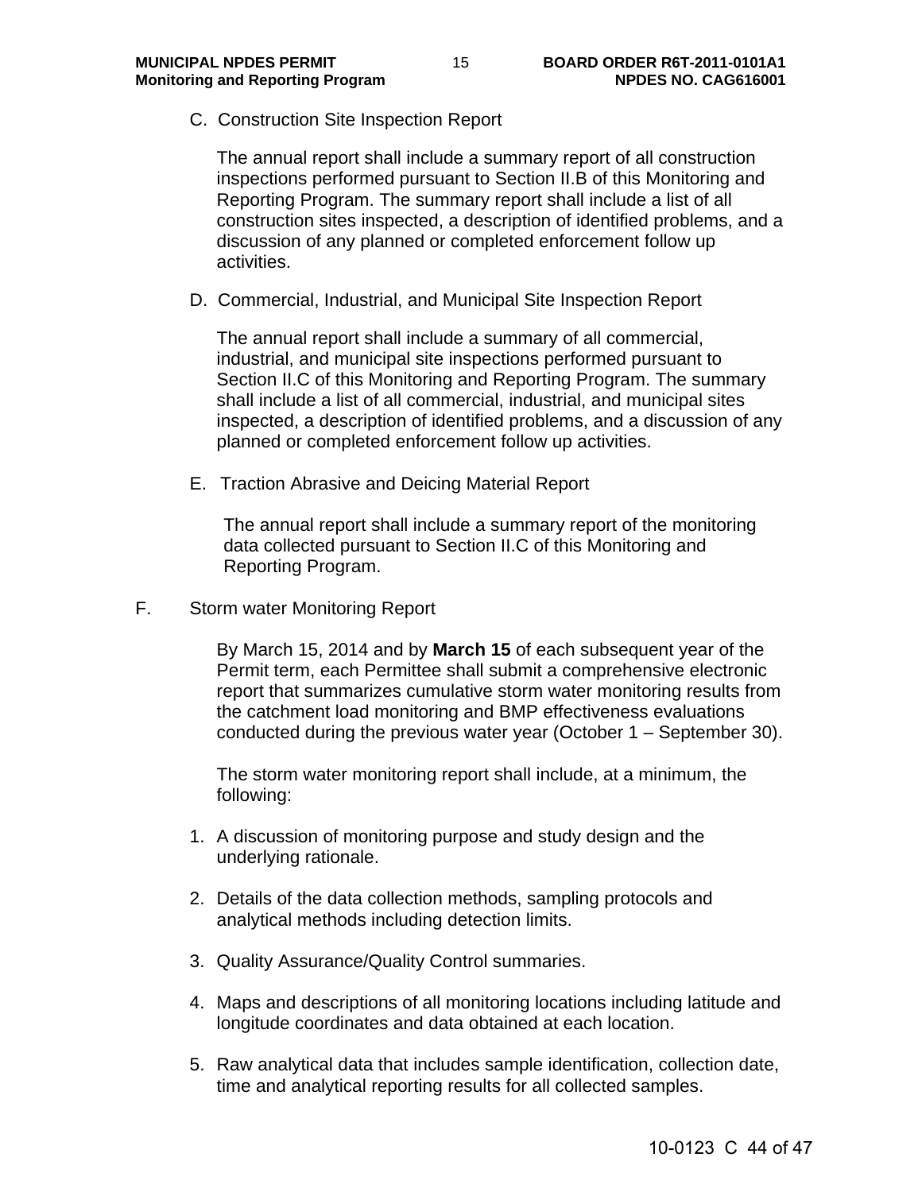C. Construction Site Inspection Report

The annual report shall include a summary report of all construction inspections performed pursuant to Section II.B of this Monitoring and Reporting Program. The summary report shall include a list of all construction sites inspected, a description of identified problems, and a discussion of any planned or completed enforcement follow up activities.

D. Commercial, Industrial, and Municipal Site Inspection Report

The annual report shall include a summary of all commercial, industrial, and municipal site inspections performed pursuant to Section II.C of this Monitoring and Reporting Program. The summary shall include a list of all commercial, industrial, and municipal sites inspected, a description of identified problems, and a discussion of any planned or completed enforcement follow up activities.

E. Traction Abrasive and Deicing Material Report

The annual report shall include a summary report of the monitoring data collected pursuant to Section II.C of this Monitoring and Reporting Program.

F. Storm water Monitoring Report

By March 15, 2014 and by **March 15** of each subsequent year of the Permit term, each Permittee shall submit a comprehensive electronic report that summarizes cumulative storm water monitoring results from the catchment load monitoring and BMP effectiveness evaluations conducted during the previous water year (October 1 – September 30).

The storm water monitoring report shall include, at a minimum, the following:

1. A discussion of monitoring purpose and study design and the underlying rationale.

2. Details of the data collection methods, sampling protocols and analytical methods including detection limits.

3. Quality Assurance/Quality Control summaries.

4. Maps and descriptions of all monitoring locations including latitude and longitude coordinates and data obtained at each location.

5. Raw analytical data that includes sample identification, collection date, time and analytical reporting results for all collected samples.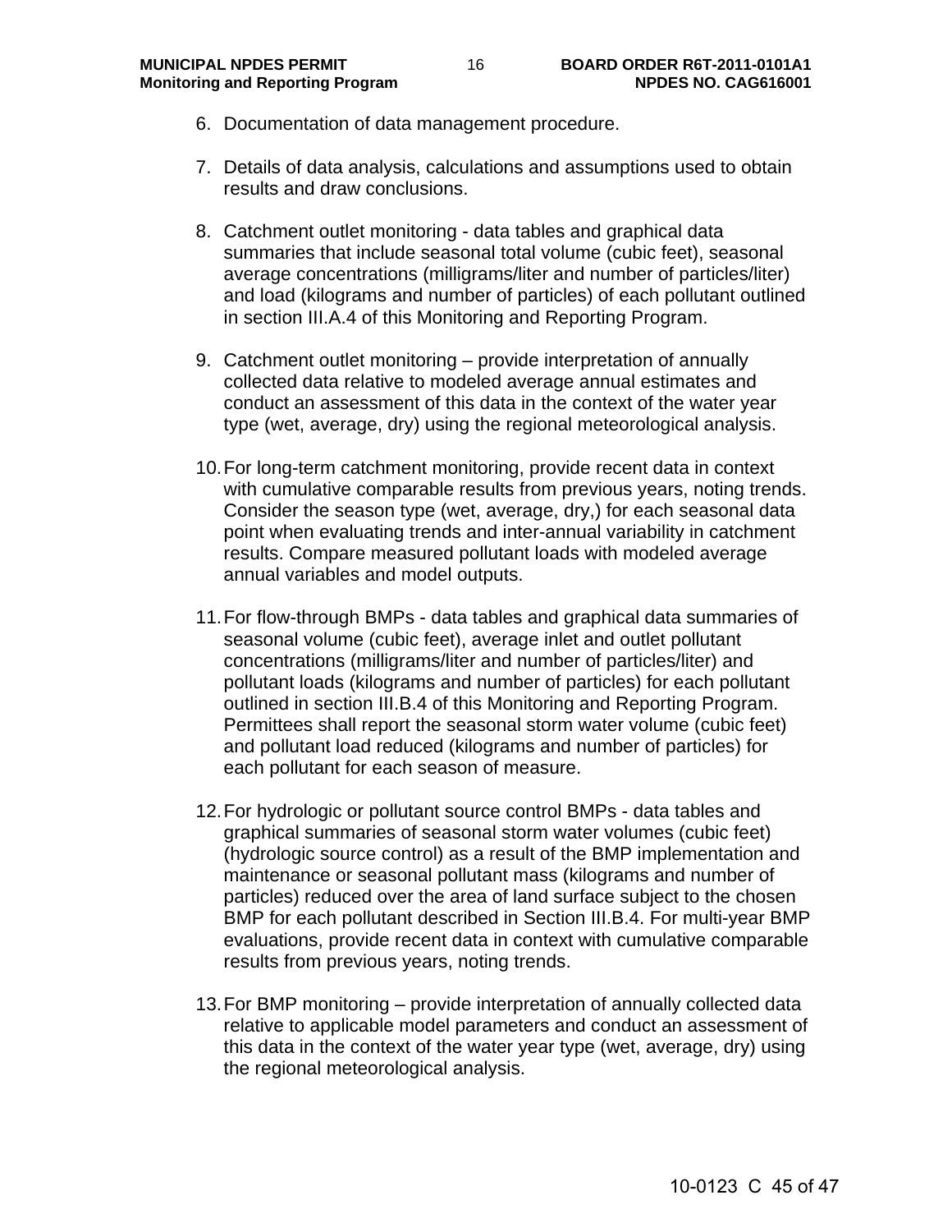6. Documentation of data management procedure.

7. Details of data analysis, calculations and assumptions used to obtain results and draw conclusions.

8. Catchment outlet monitoring - data tables and graphical data summaries that include seasonal total volume (cubic feet), seasonal average concentrations (milligrams/liter and number of particles/liter) and load (kilograms and number of particles) of each pollutant outlined in section III.A.4 of this Monitoring and Reporting Program.

9. Catchment outlet monitoring – provide interpretation of annually collected data relative to modeled average annual estimates and conduct an assessment of this data in the context of the water year type (wet, average, dry) using the regional meteorological analysis.

10. For long-term catchment monitoring, provide recent data in context with cumulative comparable results from previous years, noting trends. Consider the season type (wet, average, dry,) for each seasonal data point when evaluating trends and inter-annual variability in catchment results. Compare measured pollutant loads with modeled average annual variables and model outputs.

11. For flow-through BMPs - data tables and graphical data summaries of seasonal volume (cubic feet), average inlet and outlet pollutant concentrations (milligrams/liter and number of particles/liter) and pollutant loads (kilograms and number of particles) for each pollutant outlined in section III.B.4 of this Monitoring and Reporting Program. Permittees shall report the seasonal storm water volume (cubic feet) and pollutant load reduced (kilograms and number of particles) for each pollutant for each season of measure.

12. For hydrologic or pollutant source control BMPs - data tables and graphical summaries of seasonal storm water volumes (cubic feet) (hydrologic source control) as a result of the BMP implementation and maintenance or seasonal pollutant mass (kilograms and number of particles) reduced over the area of land surface subject to the chosen BMP for each pollutant described in Section III.B.4. For multi-year BMP evaluations, provide recent data in context with cumulative comparable results from previous years, noting trends.

13. For BMP monitoring – provide interpretation of annually collected data relative to applicable model parameters and conduct an assessment of this data in the context of the water year type (wet, average, dry) using the regional meteorological analysis.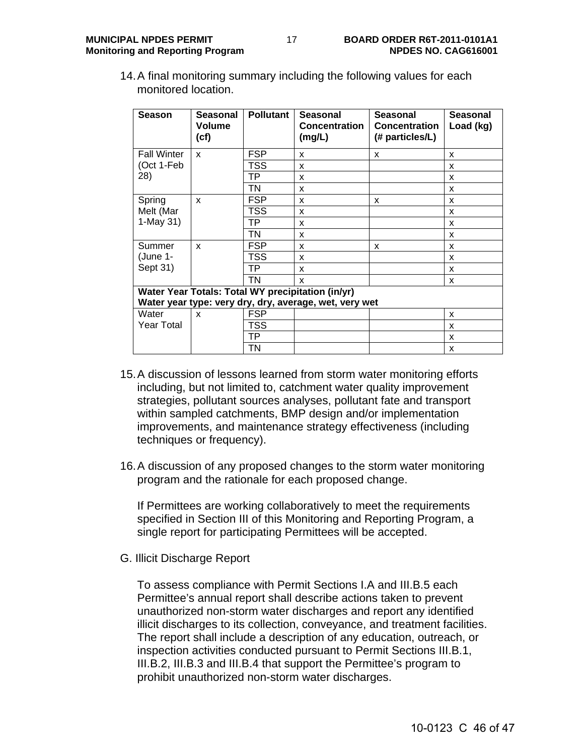14. A final monitoring summary including the following values for each monitored location.

| Season | Seasonal Volume (cf) | Pollutant | Seasonal Concentration (mg/L) | Seasonal Concentration (# particles/L) | Seasonal Load (kg) |
|---|---|---|---|---|---|
| Fall Winter (Oct 1-Feb 28) | x | FSP | x | x | x |
| | | TSS | x | | x |
| | | TP | x | | x |
| | | TN | x | | x |
| Spring Melt (Mar 1-May 31) | x | FSP | x | x | x |
| | | TSS | x | | x |
| | | TP | x | | x |
| | | TN | x | | x |
| Summer (June 1-Sept 31) | x | FSP | x | x | x |
| | | TSS | x | | x |
| | | TP | x | | x |
| | | TN | x | | x |
| **Water Year Totals: Total WY precipitation (in/yr) Water year type: very dry, dry, average, wet, very wet** | | | | | |
| Water Year Total | x | FSP | | | x |
| | | TSS | | | x |
| | | TP | | | x |
| | | TN | | | x |

15. A discussion of lessons learned from storm water monitoring efforts including, but not limited to, catchment water quality improvement strategies, pollutant sources analyses, pollutant fate and transport within sampled catchments, BMP design and/or implementation improvements, and maintenance strategy effectiveness (including techniques or frequency).

16. A discussion of any proposed changes to the storm water monitoring program and the rationale for each proposed change.

    If Permittees are working collaboratively to meet the requirements specified in Section III of this Monitoring and Reporting Program, a single report for participating Permittees will be accepted.

G. Illicit Discharge Report

To assess compliance with Permit Sections I.A and III.B.5 each Permittee's annual report shall describe actions taken to prevent unauthorized non-storm water discharges and report any identified illicit discharges to its collection, conveyance, and treatment facilities. The report shall include a description of any education, outreach, or inspection activities conducted pursuant to Permit Sections III.B.1, III.B.2, III.B.3 and III.B.4 that support the Permittee's program to prohibit unauthorized non-storm water discharges.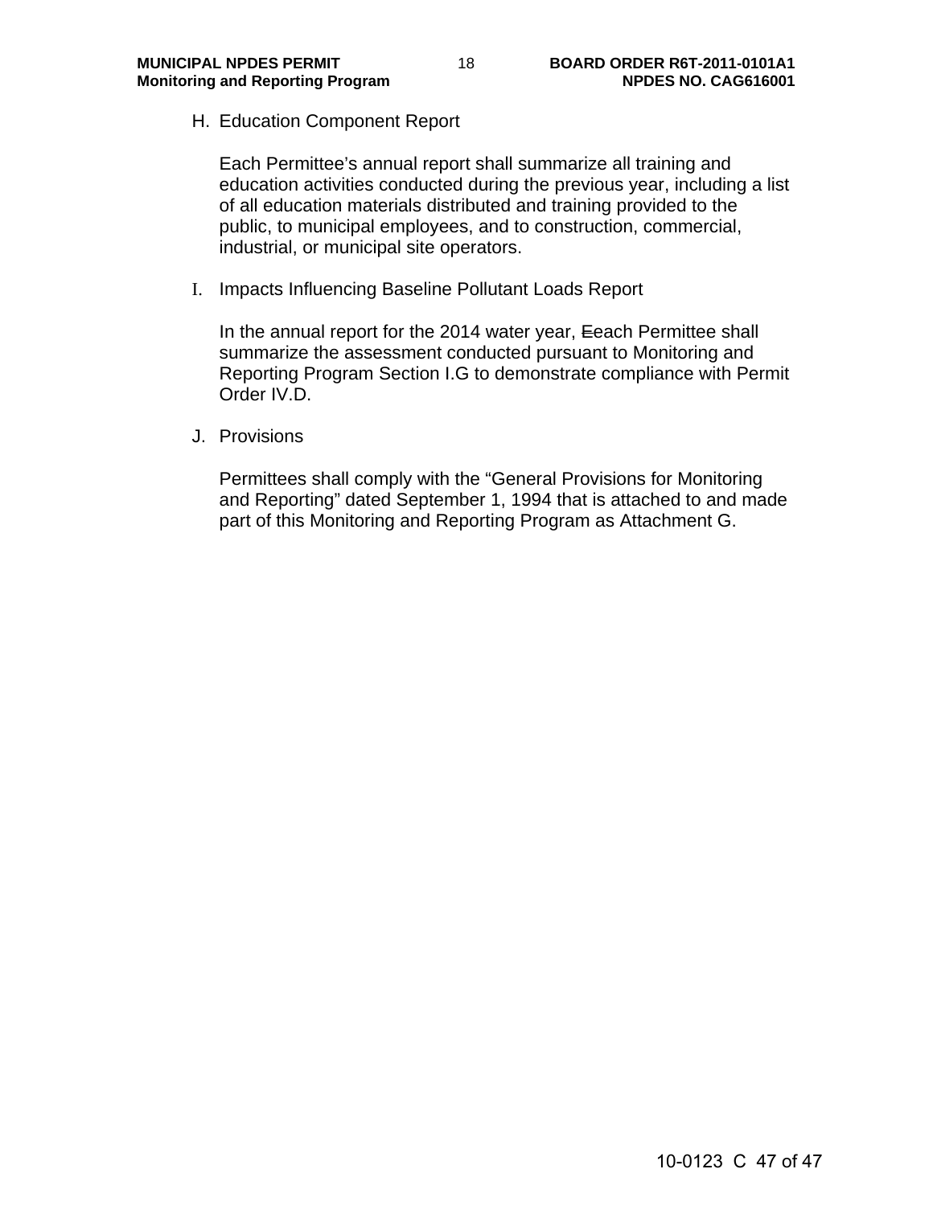H. Education Component Report

Each Permittee's annual report shall summarize all training and education activities conducted during the previous year, including a list of all education materials distributed and training provided to the public, to municipal employees, and to construction, commercial, industrial, or municipal site operators.

I. Impacts Influencing Baseline Pollutant Loads Report

In the annual report for the 2014 water year, ~~E~~each Permittee shall summarize the assessment conducted pursuant to Monitoring and Reporting Program Section I.G to demonstrate compliance with Permit Order IV.D.

J. Provisions

Permittees shall comply with the "General Provisions for Monitoring and Reporting" dated September 1, 1994 that is attached to and made part of this Monitoring and Reporting Program as Attachment G.